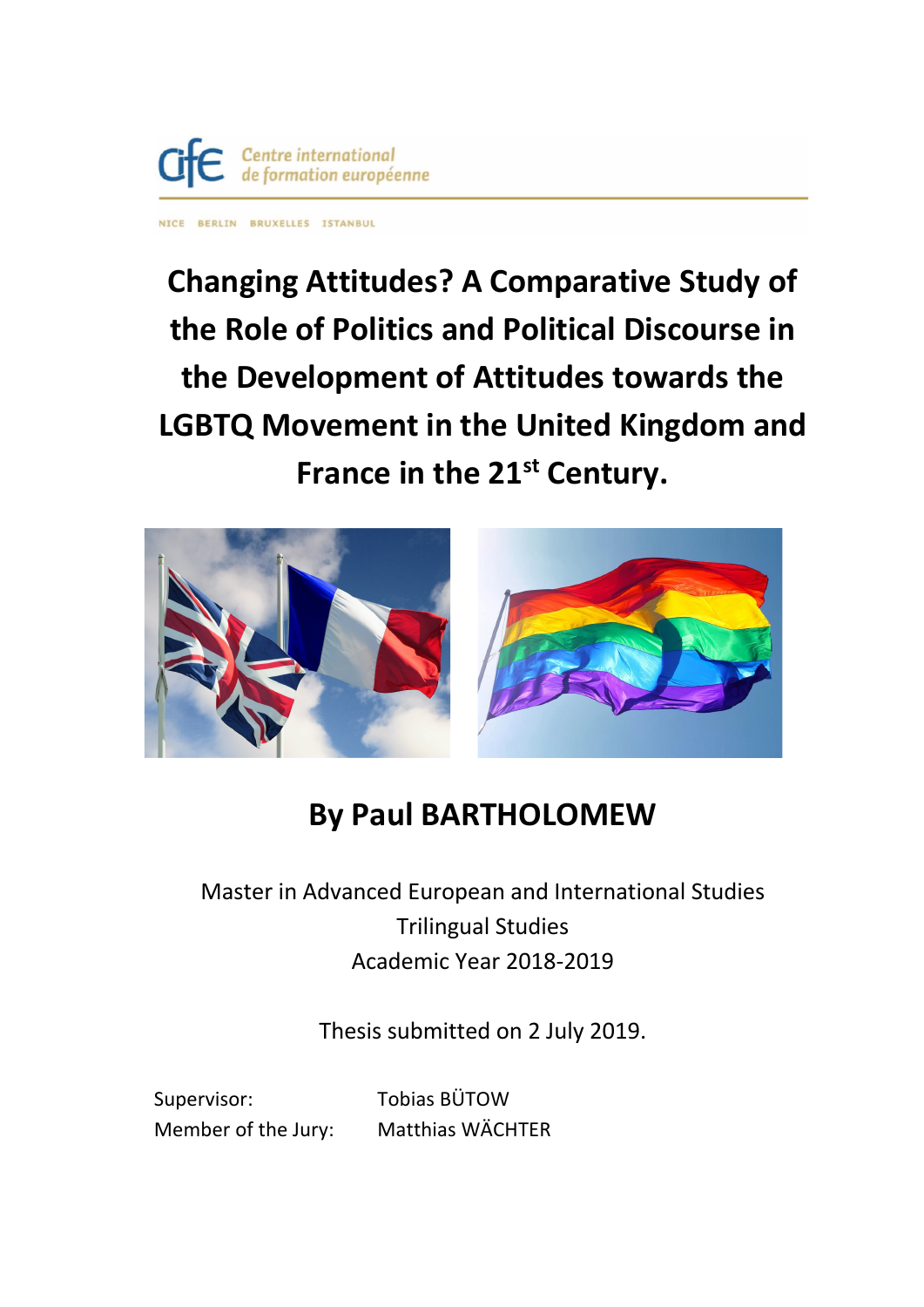Centre international de formation européenne

NICE BERLIN BRUXELLES ISTANBUL

# Changing Attitudes? A Comparative Study of the Role of Politics and Political Discourse in the Development of Attitudes towards the LGBTQ Movement in the United Kingdom and France in the 21st Century.

## By Paul BARTHOLOMEW

Master in Advanced European and International Studies
Trilingual Studies
Academic Year 2018-2019

Thesis submitted on 2 July 2019.

Supervisor: Tobias BÜTOW
Member of the Jury: Matthias WÄCHTER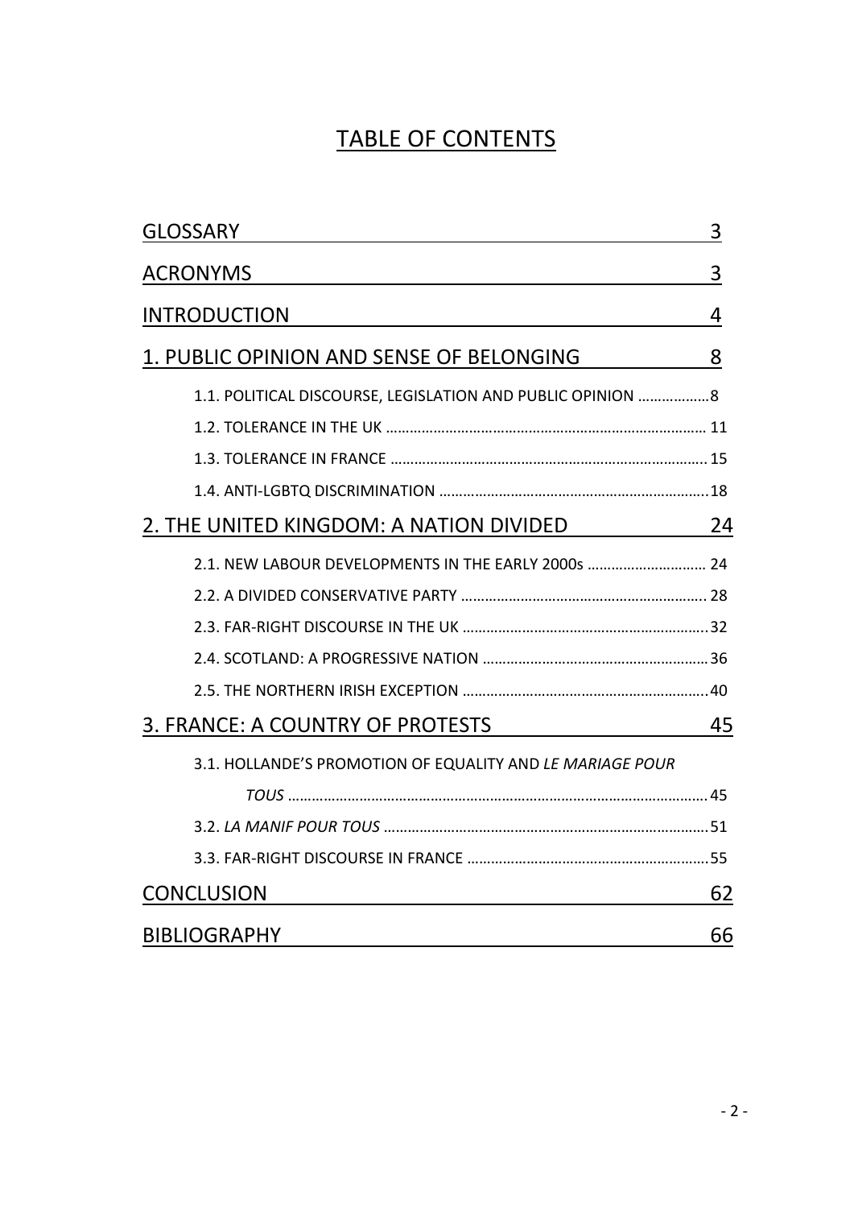# TABLE OF CONTENTS

GLOSSARY 3

ACRONYMS 3

INTRODUCTION 4

1. PUBLIC OPINION AND SENSE OF BELONGING 8

   1.1. POLITICAL DISCOURSE, LEGISLATION AND PUBLIC OPINION ………………8

   1.2. TOLERANCE IN THE UK ……………………………………………………………………… 11

   1.3. TOLERANCE IN FRANCE ……………………………………………………………………… 15

   1.4. ANTI-LGBTQ DISCRIMINATION ……………………………………………………………18

2. THE UNITED KINGDOM: A NATION DIVIDED 24

   2.1. NEW LABOUR DEVELOPMENTS IN THE EARLY 2000s ………………………… 24

   2.2. A DIVIDED CONSERVATIVE PARTY ……………………………………………………… 28

   2.3. FAR-RIGHT DISCOURSE IN THE UK ………………………………………………………32

   2.4. SCOTLAND: A PROGRESSIVE NATION ……………………………………………………36

   2.5. THE NORTHERN IRISH EXCEPTION …………………………………………………………40

3. FRANCE: A COUNTRY OF PROTESTS 45

   3.1. HOLLANDE'S PROMOTION OF EQUALITY AND *LE MARIAGE POUR TOUS* ……………………………………………………………………………………………45

   3.2. *LA MANIF POUR TOUS* ………………………………………………………………………51

   3.3. FAR-RIGHT DISCOURSE IN FRANCE ……………………………………………………55

CONCLUSION 62

BIBLIOGRAPHY 66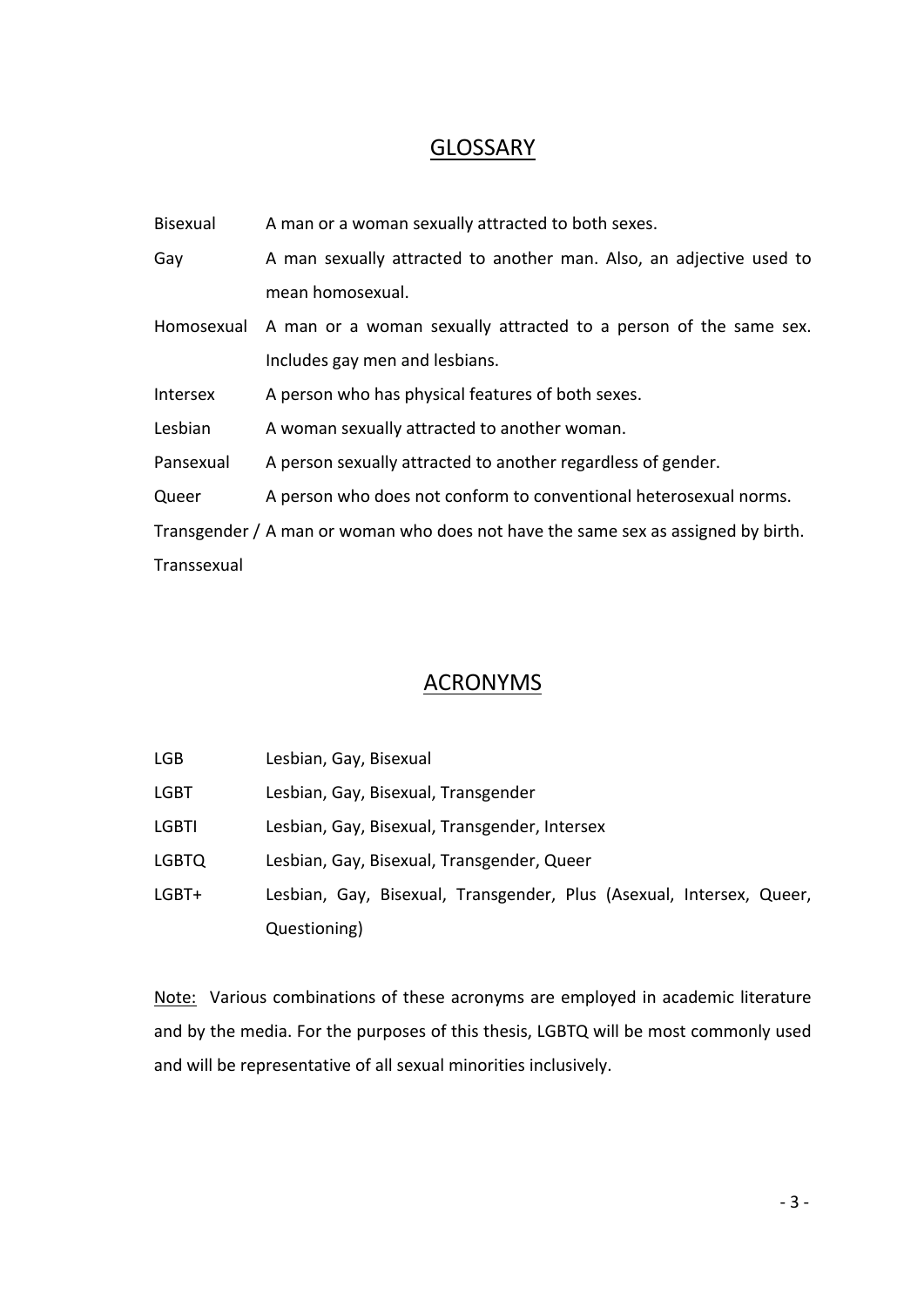## GLOSSARY

| | |
|---|---|
| Bisexual | A man or a woman sexually attracted to both sexes. |
| Gay | A man sexually attracted to another man. Also, an adjective used to mean homosexual. |
| Homosexual | A man or a woman sexually attracted to a person of the same sex. Includes gay men and lesbians. |
| Intersex | A person who has physical features of both sexes. |
| Lesbian | A woman sexually attracted to another woman. |
| Pansexual | A person sexually attracted to another regardless of gender. |
| Queer | A person who does not conform to conventional heterosexual norms. |
| Transgender / Transsexual | A man or woman who does not have the same sex as assigned by birth. |

## ACRONYMS

| | |
|---|---|
| LGB | Lesbian, Gay, Bisexual |
| LGBT | Lesbian, Gay, Bisexual, Transgender |
| LGBTI | Lesbian, Gay, Bisexual, Transgender, Intersex |
| LGBTQ | Lesbian, Gay, Bisexual, Transgender, Queer |
| LGBT+ | Lesbian, Gay, Bisexual, Transgender, Plus (Asexual, Intersex, Queer, Questioning) |

Note: Various combinations of these acronyms are employed in academic literature and by the media. For the purposes of this thesis, LGBTQ will be most commonly used and will be representative of all sexual minorities inclusively.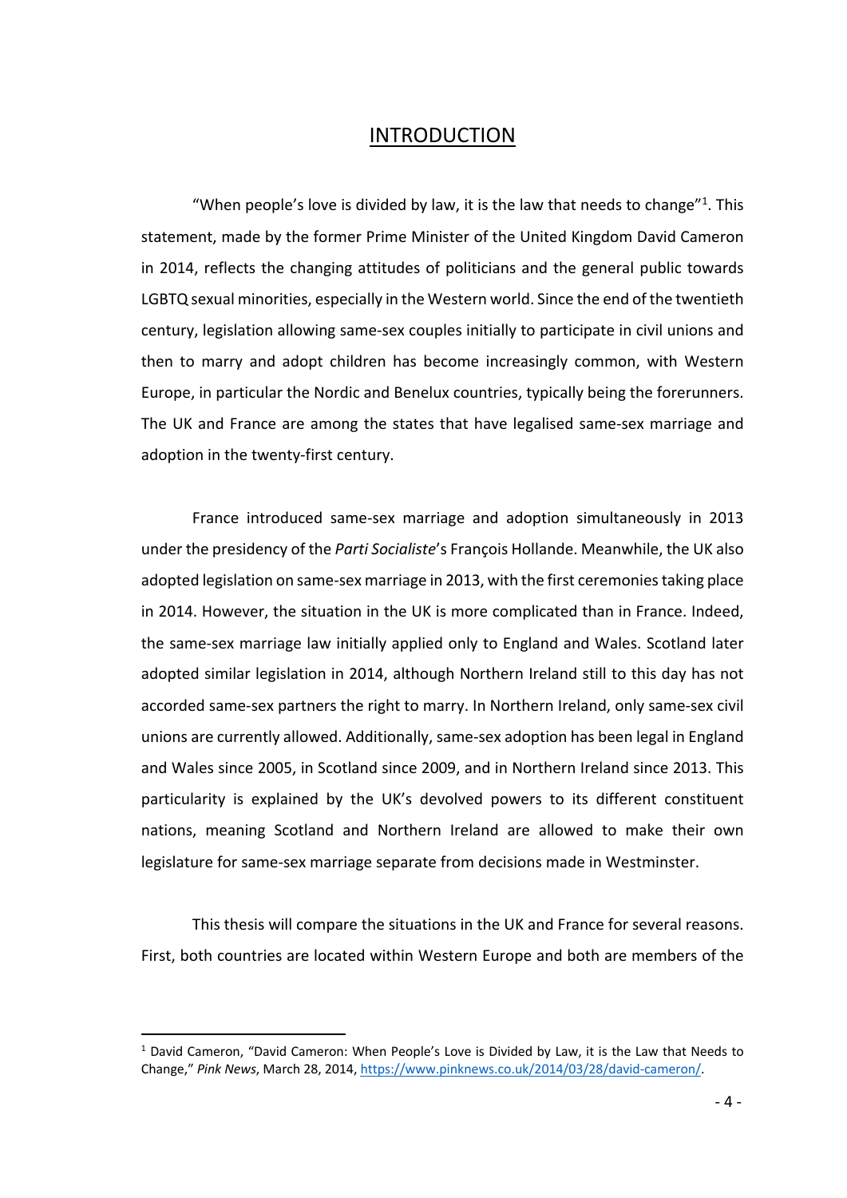# INTRODUCTION

"When people's love is divided by law, it is the law that needs to change"[1]. This statement, made by the former Prime Minister of the United Kingdom David Cameron in 2014, reflects the changing attitudes of politicians and the general public towards LGBTQ sexual minorities, especially in the Western world. Since the end of the twentieth century, legislation allowing same-sex couples initially to participate in civil unions and then to marry and adopt children has become increasingly common, with Western Europe, in particular the Nordic and Benelux countries, typically being the forerunners. The UK and France are among the states that have legalised same-sex marriage and adoption in the twenty-first century.

France introduced same-sex marriage and adoption simultaneously in 2013 under the presidency of the *Parti Socialiste*'s François Hollande. Meanwhile, the UK also adopted legislation on same-sex marriage in 2013, with the first ceremonies taking place in 2014. However, the situation in the UK is more complicated than in France. Indeed, the same-sex marriage law initially applied only to England and Wales. Scotland later adopted similar legislation in 2014, although Northern Ireland still to this day has not accorded same-sex partners the right to marry. In Northern Ireland, only same-sex civil unions are currently allowed. Additionally, same-sex adoption has been legal in England and Wales since 2005, in Scotland since 2009, and in Northern Ireland since 2013. This particularity is explained by the UK's devolved powers to its different constituent nations, meaning Scotland and Northern Ireland are allowed to make their own legislature for same-sex marriage separate from decisions made in Westminster.

This thesis will compare the situations in the UK and France for several reasons. First, both countries are located within Western Europe and both are members of the

[1] David Cameron, "David Cameron: When People's Love is Divided by Law, it is the Law that Needs to Change," *Pink News*, March 28, 2014, https://www.pinknews.co.uk/2014/03/28/david-cameron/.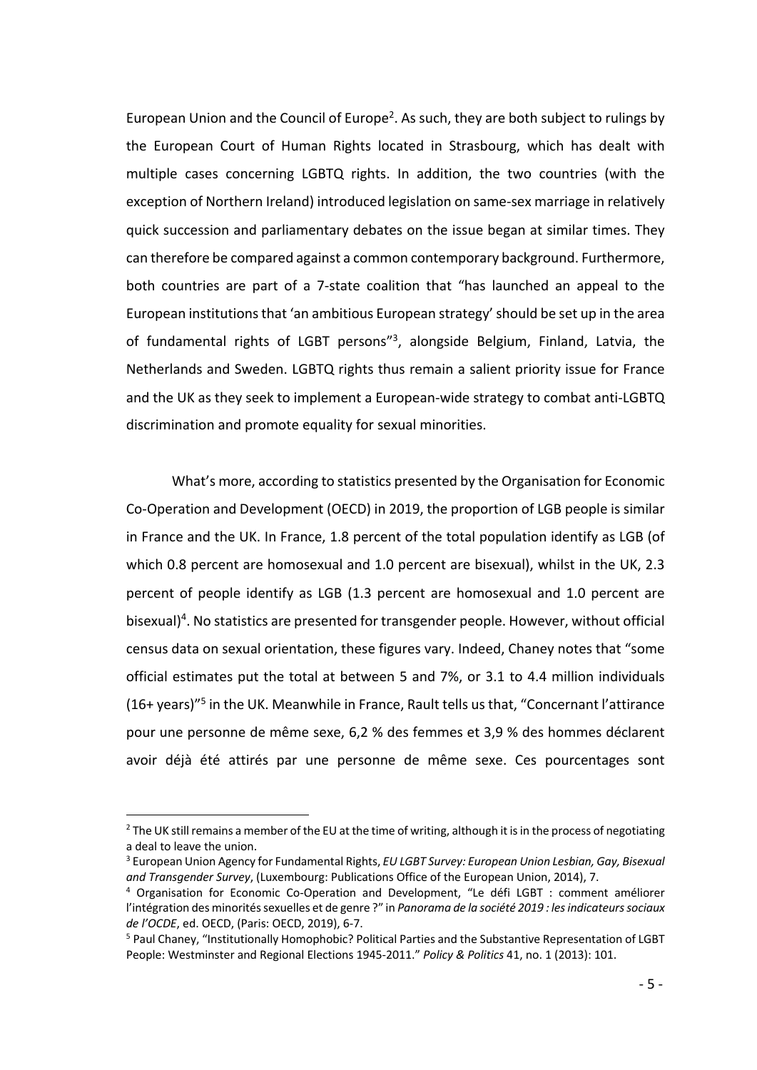European Union and the Council of Europe[2]. As such, they are both subject to rulings by the European Court of Human Rights located in Strasbourg, which has dealt with multiple cases concerning LGBTQ rights. In addition, the two countries (with the exception of Northern Ireland) introduced legislation on same-sex marriage in relatively quick succession and parliamentary debates on the issue began at similar times. They can therefore be compared against a common contemporary background. Furthermore, both countries are part of a 7-state coalition that "has launched an appeal to the European institutions that 'an ambitious European strategy' should be set up in the area of fundamental rights of LGBT persons"[3], alongside Belgium, Finland, Latvia, the Netherlands and Sweden. LGBTQ rights thus remain a salient priority issue for France and the UK as they seek to implement a European-wide strategy to combat anti-LGBTQ discrimination and promote equality for sexual minorities.

What's more, according to statistics presented by the Organisation for Economic Co-Operation and Development (OECD) in 2019, the proportion of LGB people is similar in France and the UK. In France, 1.8 percent of the total population identify as LGB (of which 0.8 percent are homosexual and 1.0 percent are bisexual), whilst in the UK, 2.3 percent of people identify as LGB (1.3 percent are homosexual and 1.0 percent are bisexual)[4]. No statistics are presented for transgender people. However, without official census data on sexual orientation, these figures vary. Indeed, Chaney notes that "some official estimates put the total at between 5 and 7%, or 3.1 to 4.4 million individuals (16+ years)"[5] in the UK. Meanwhile in France, Rault tells us that, "Concernant l'attirance pour une personne de même sexe, 6,2 % des femmes et 3,9 % des hommes déclarent avoir déjà été attirés par une personne de même sexe. Ces pourcentages sont

---

[2] The UK still remains a member of the EU at the time of writing, although it is in the process of negotiating a deal to leave the union.

[3] European Union Agency for Fundamental Rights, *EU LGBT Survey: European Union Lesbian, Gay, Bisexual and Transgender Survey*, (Luxembourg: Publications Office of the European Union, 2014), 7.

[4] Organisation for Economic Co-Operation and Development, "Le défi LGBT : comment améliorer l'intégration des minorités sexuelles et de genre ?" in *Panorama de la société 2019 : les indicateurs sociaux de l'OCDE*, ed. OECD, (Paris: OECD, 2019), 6-7.

[5] Paul Chaney, "Institutionally Homophobic? Political Parties and the Substantive Representation of LGBT People: Westminster and Regional Elections 1945-2011." *Policy & Politics* 41, no. 1 (2013): 101.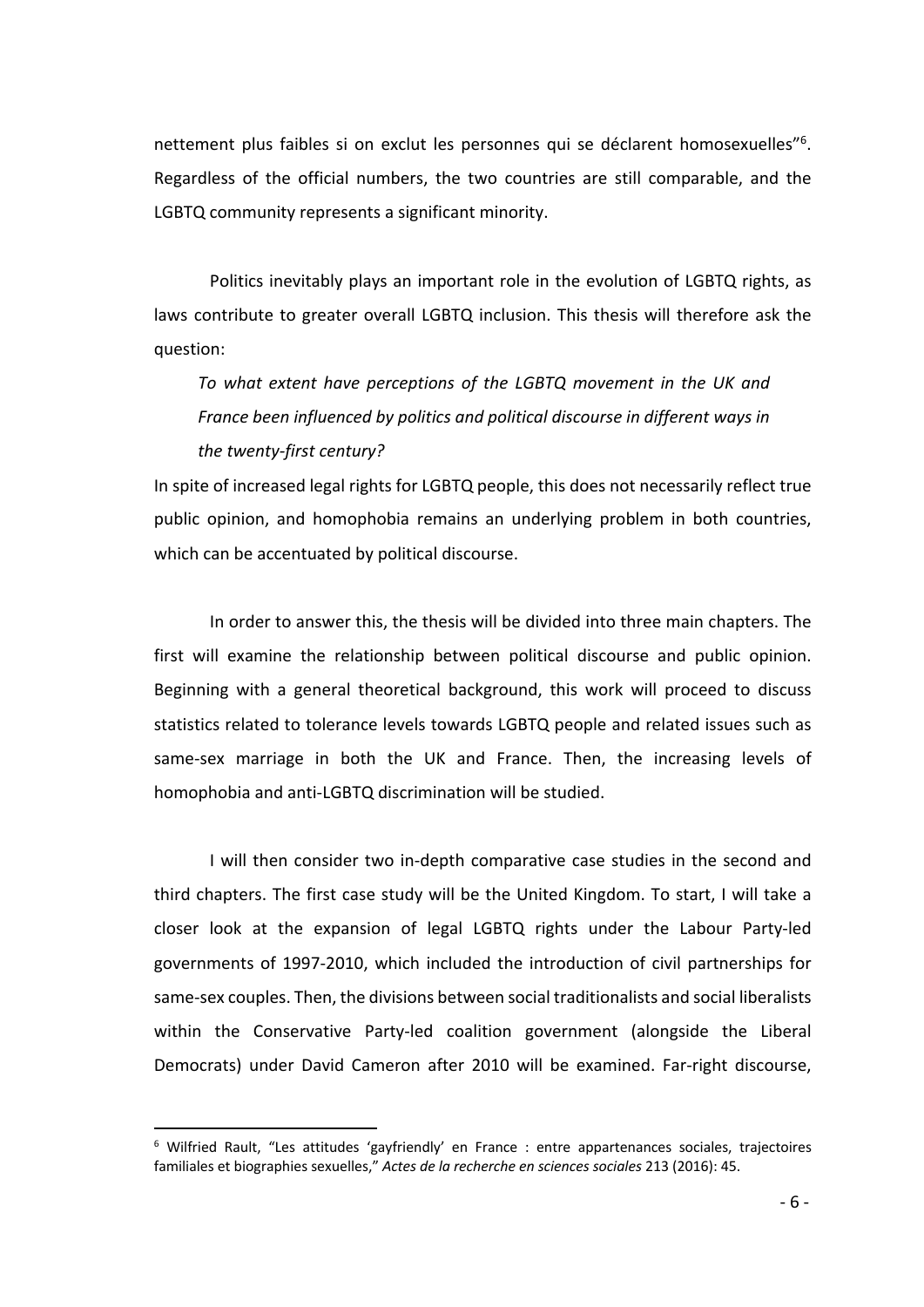nettement plus faibles si on exclut les personnes qui se déclarent homosexuelles"[6]. Regardless of the official numbers, the two countries are still comparable, and the LGBTQ community represents a significant minority.

Politics inevitably plays an important role in the evolution of LGBTQ rights, as laws contribute to greater overall LGBTQ inclusion. This thesis will therefore ask the question:

> *To what extent have perceptions of the LGBTQ movement in the UK and France been influenced by politics and political discourse in different ways in the twenty-first century?*

In spite of increased legal rights for LGBTQ people, this does not necessarily reflect true public opinion, and homophobia remains an underlying problem in both countries, which can be accentuated by political discourse.

In order to answer this, the thesis will be divided into three main chapters. The first will examine the relationship between political discourse and public opinion. Beginning with a general theoretical background, this work will proceed to discuss statistics related to tolerance levels towards LGBTQ people and related issues such as same-sex marriage in both the UK and France. Then, the increasing levels of homophobia and anti-LGBTQ discrimination will be studied.

I will then consider two in-depth comparative case studies in the second and third chapters. The first case study will be the United Kingdom. To start, I will take a closer look at the expansion of legal LGBTQ rights under the Labour Party-led governments of 1997-2010, which included the introduction of civil partnerships for same-sex couples. Then, the divisions between social traditionalists and social liberalists within the Conservative Party-led coalition government (alongside the Liberal Democrats) under David Cameron after 2010 will be examined. Far-right discourse,

---

[6] Wilfried Rault, "Les attitudes 'gayfriendly' en France : entre appartenances sociales, trajectoires familiales et biographies sexuelles," *Actes de la recherche en sciences sociales* 213 (2016): 45.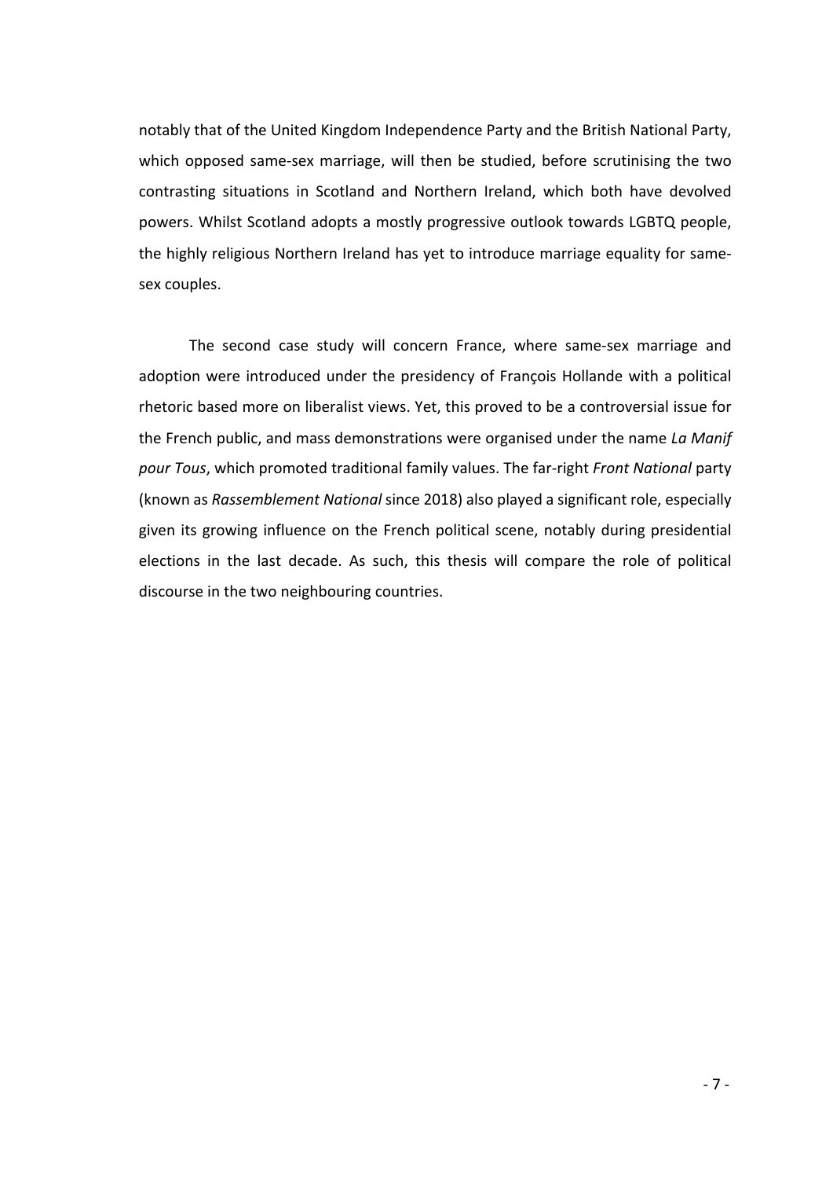notably that of the United Kingdom Independence Party and the British National Party, which opposed same-sex marriage, will then be studied, before scrutinising the two contrasting situations in Scotland and Northern Ireland, which both have devolved powers. Whilst Scotland adopts a mostly progressive outlook towards LGBTQ people, the highly religious Northern Ireland has yet to introduce marriage equality for same-sex couples.

The second case study will concern France, where same-sex marriage and adoption were introduced under the presidency of François Hollande with a political rhetoric based more on liberalist views. Yet, this proved to be a controversial issue for the French public, and mass demonstrations were organised under the name *La Manif pour Tous*, which promoted traditional family values. The far-right *Front National* party (known as *Rassemblement National* since 2018) also played a significant role, especially given its growing influence on the French political scene, notably during presidential elections in the last decade. As such, this thesis will compare the role of political discourse in the two neighbouring countries.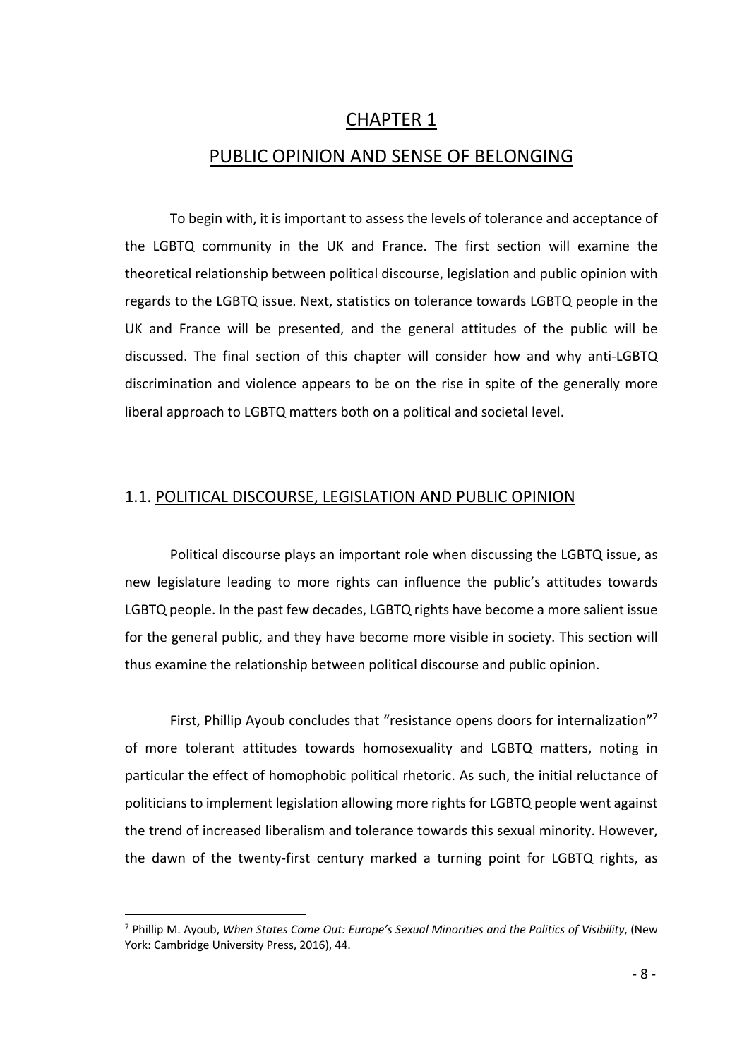# CHAPTER 1

# PUBLIC OPINION AND SENSE OF BELONGING

To begin with, it is important to assess the levels of tolerance and acceptance of the LGBTQ community in the UK and France. The first section will examine the theoretical relationship between political discourse, legislation and public opinion with regards to the LGBTQ issue. Next, statistics on tolerance towards LGBTQ people in the UK and France will be presented, and the general attitudes of the public will be discussed. The final section of this chapter will consider how and why anti-LGBTQ discrimination and violence appears to be on the rise in spite of the generally more liberal approach to LGBTQ matters both on a political and societal level.

## 1.1. POLITICAL DISCOURSE, LEGISLATION AND PUBLIC OPINION

Political discourse plays an important role when discussing the LGBTQ issue, as new legislature leading to more rights can influence the public's attitudes towards LGBTQ people. In the past few decades, LGBTQ rights have become a more salient issue for the general public, and they have become more visible in society. This section will thus examine the relationship between political discourse and public opinion.

First, Phillip Ayoub concludes that "resistance opens doors for internalization"[7] of more tolerant attitudes towards homosexuality and LGBTQ matters, noting in particular the effect of homophobic political rhetoric. As such, the initial reluctance of politicians to implement legislation allowing more rights for LGBTQ people went against the trend of increased liberalism and tolerance towards this sexual minority. However, the dawn of the twenty-first century marked a turning point for LGBTQ rights, as

[7] Phillip M. Ayoub, *When States Come Out: Europe's Sexual Minorities and the Politics of Visibility*, (New York: Cambridge University Press, 2016), 44.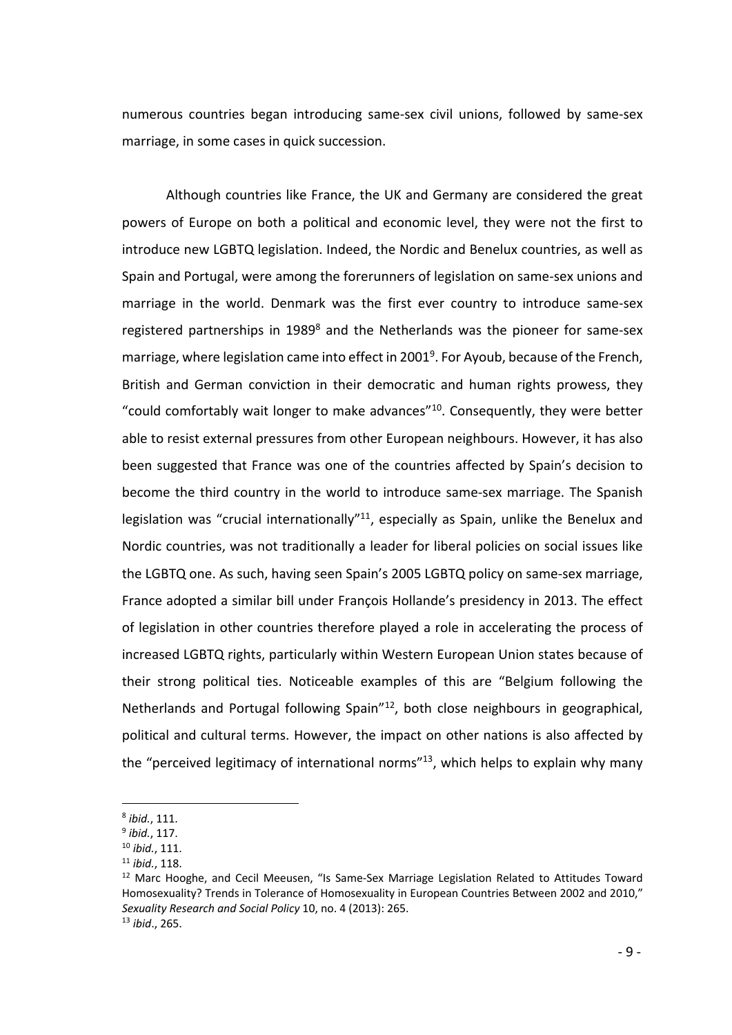numerous countries began introducing same-sex civil unions, followed by same-sex marriage, in some cases in quick succession.

Although countries like France, the UK and Germany are considered the great powers of Europe on both a political and economic level, they were not the first to introduce new LGBTQ legislation. Indeed, the Nordic and Benelux countries, as well as Spain and Portugal, were among the forerunners of legislation on same-sex unions and marriage in the world. Denmark was the first ever country to introduce same-sex registered partnerships in 1989[8] and the Netherlands was the pioneer for same-sex marriage, where legislation came into effect in 2001[9]. For Ayoub, because of the French, British and German conviction in their democratic and human rights prowess, they "could comfortably wait longer to make advances"[10]. Consequently, they were better able to resist external pressures from other European neighbours. However, it has also been suggested that France was one of the countries affected by Spain's decision to become the third country in the world to introduce same-sex marriage. The Spanish legislation was "crucial internationally"[11], especially as Spain, unlike the Benelux and Nordic countries, was not traditionally a leader for liberal policies on social issues like the LGBTQ one. As such, having seen Spain's 2005 LGBTQ policy on same-sex marriage, France adopted a similar bill under François Hollande's presidency in 2013. The effect of legislation in other countries therefore played a role in accelerating the process of increased LGBTQ rights, particularly within Western European Union states because of their strong political ties. Noticeable examples of this are "Belgium following the Netherlands and Portugal following Spain"[12], both close neighbours in geographical, political and cultural terms. However, the impact on other nations is also affected by the "perceived legitimacy of international norms"[13], which helps to explain why many

---

[8] *ibid.*, 111.

[9] *ibid.*, 117.

[10] *ibid.*, 111.

[11] *ibid.*, 118.

[12] Marc Hooghe, and Cecil Meeusen, "Is Same-Sex Marriage Legislation Related to Attitudes Toward Homosexuality? Trends in Tolerance of Homosexuality in European Countries Between 2002 and 2010," *Sexuality Research and Social Policy* 10, no. 4 (2013): 265.

[13] *ibid*., 265.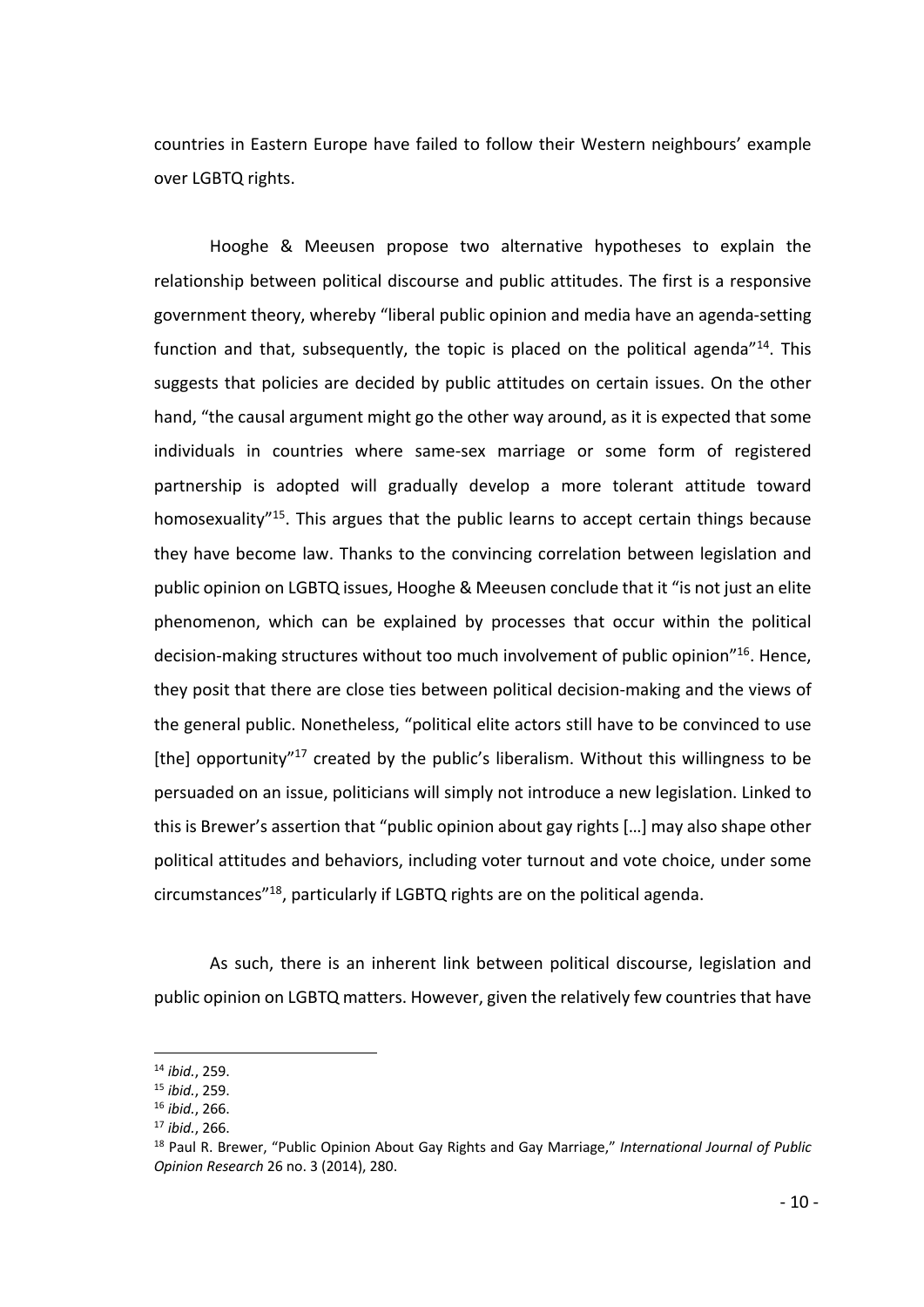countries in Eastern Europe have failed to follow their Western neighbours' example over LGBTQ rights.

Hooghe & Meeusen propose two alternative hypotheses to explain the relationship between political discourse and public attitudes. The first is a responsive government theory, whereby "liberal public opinion and media have an agenda-setting function and that, subsequently, the topic is placed on the political agenda"[14]. This suggests that policies are decided by public attitudes on certain issues. On the other hand, "the causal argument might go the other way around, as it is expected that some individuals in countries where same-sex marriage or some form of registered partnership is adopted will gradually develop a more tolerant attitude toward homosexuality"[15]. This argues that the public learns to accept certain things because they have become law. Thanks to the convincing correlation between legislation and public opinion on LGBTQ issues, Hooghe & Meeusen conclude that it "is not just an elite phenomenon, which can be explained by processes that occur within the political decision-making structures without too much involvement of public opinion"[16]. Hence, they posit that there are close ties between political decision-making and the views of the general public. Nonetheless, "political elite actors still have to be convinced to use [the] opportunity"[17] created by the public's liberalism. Without this willingness to be persuaded on an issue, politicians will simply not introduce a new legislation. Linked to this is Brewer's assertion that "public opinion about gay rights […] may also shape other political attitudes and behaviors, including voter turnout and vote choice, under some circumstances"[18], particularly if LGBTQ rights are on the political agenda.

As such, there is an inherent link between political discourse, legislation and public opinion on LGBTQ matters. However, given the relatively few countries that have

---

[14] *ibid.*, 259.
[15] *ibid.*, 259.
[16] *ibid.*, 266.
[17] *ibid.*, 266.
[18] Paul R. Brewer, "Public Opinion About Gay Rights and Gay Marriage," *International Journal of Public Opinion Research* 26 no. 3 (2014), 280.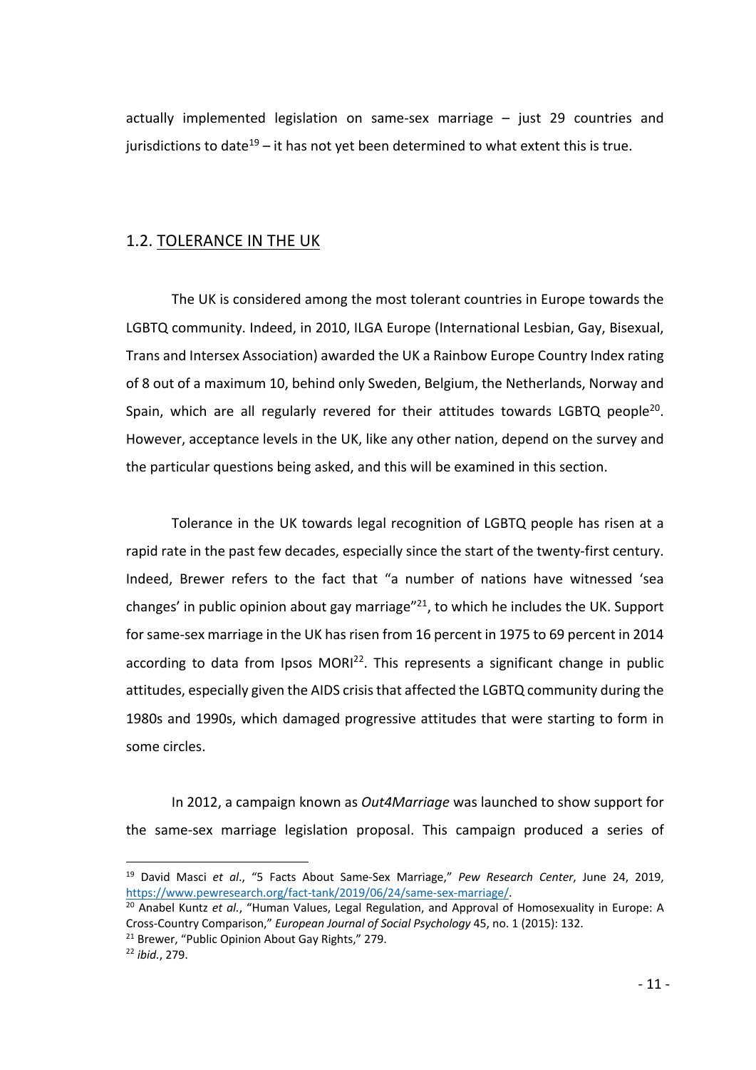actually implemented legislation on same-sex marriage – just 29 countries and jurisdictions to date[19] – it has not yet been determined to what extent this is true.

## 1.2. TOLERANCE IN THE UK

The UK is considered among the most tolerant countries in Europe towards the LGBTQ community. Indeed, in 2010, ILGA Europe (International Lesbian, Gay, Bisexual, Trans and Intersex Association) awarded the UK a Rainbow Europe Country Index rating of 8 out of a maximum 10, behind only Sweden, Belgium, the Netherlands, Norway and Spain, which are all regularly revered for their attitudes towards LGBTQ people[20]. However, acceptance levels in the UK, like any other nation, depend on the survey and the particular questions being asked, and this will be examined in this section.

Tolerance in the UK towards legal recognition of LGBTQ people has risen at a rapid rate in the past few decades, especially since the start of the twenty-first century. Indeed, Brewer refers to the fact that "a number of nations have witnessed 'sea changes' in public opinion about gay marriage"[21], to which he includes the UK. Support for same-sex marriage in the UK has risen from 16 percent in 1975 to 69 percent in 2014 according to data from Ipsos MORI[22]. This represents a significant change in public attitudes, especially given the AIDS crisis that affected the LGBTQ community during the 1980s and 1990s, which damaged progressive attitudes that were starting to form in some circles.

In 2012, a campaign known as *Out4Marriage* was launched to show support for the same-sex marriage legislation proposal. This campaign produced a series of

---

[19] David Masci *et al.*, "5 Facts About Same-Sex Marriage," *Pew Research Center*, June 24, 2019, https://www.pewresearch.org/fact-tank/2019/06/24/same-sex-marriage/.

[20] Anabel Kuntz *et al.*, "Human Values, Legal Regulation, and Approval of Homosexuality in Europe: A Cross-Country Comparison," *European Journal of Social Psychology* 45, no. 1 (2015): 132.

[21] Brewer, "Public Opinion About Gay Rights," 279.

[22] *ibid.*, 279.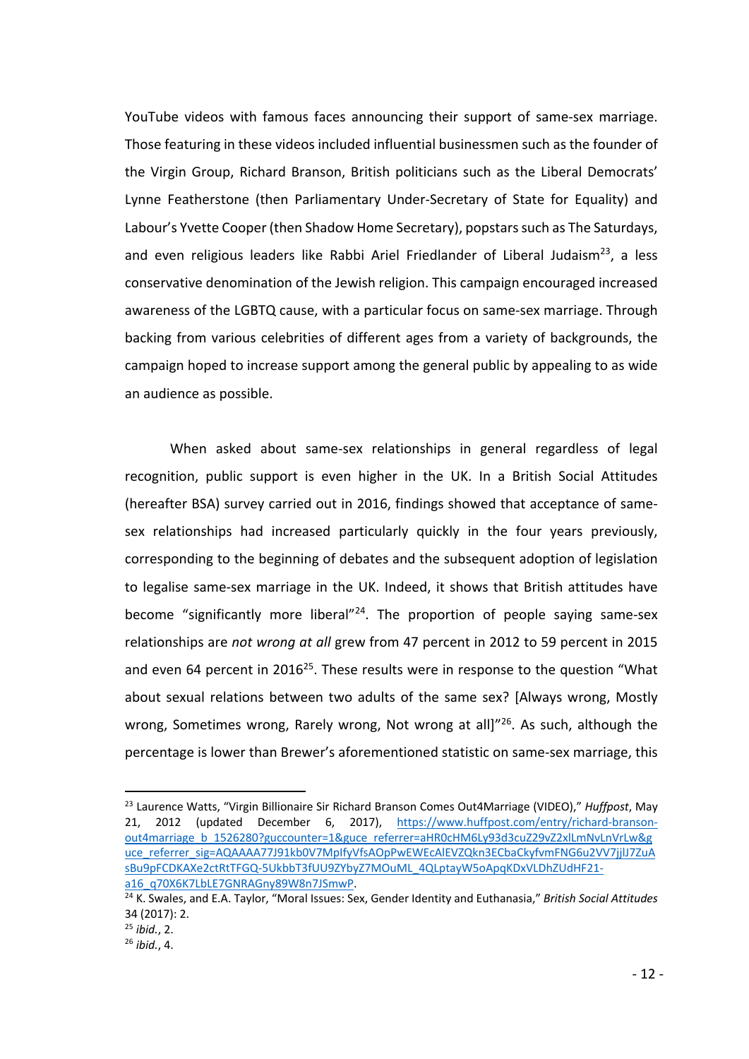YouTube videos with famous faces announcing their support of same-sex marriage. Those featuring in these videos included influential businessmen such as the founder of the Virgin Group, Richard Branson, British politicians such as the Liberal Democrats' Lynne Featherstone (then Parliamentary Under-Secretary of State for Equality) and Labour's Yvette Cooper (then Shadow Home Secretary), popstars such as The Saturdays, and even religious leaders like Rabbi Ariel Friedlander of Liberal Judaism[23], a less conservative denomination of the Jewish religion. This campaign encouraged increased awareness of the LGBTQ cause, with a particular focus on same-sex marriage. Through backing from various celebrities of different ages from a variety of backgrounds, the campaign hoped to increase support among the general public by appealing to as wide an audience as possible.

When asked about same-sex relationships in general regardless of legal recognition, public support is even higher in the UK. In a British Social Attitudes (hereafter BSA) survey carried out in 2016, findings showed that acceptance of same-sex relationships had increased particularly quickly in the four years previously, corresponding to the beginning of debates and the subsequent adoption of legislation to legalise same-sex marriage in the UK. Indeed, it shows that British attitudes have become "significantly more liberal"[24]. The proportion of people saying same-sex relationships are *not wrong at all* grew from 47 percent in 2012 to 59 percent in 2015 and even 64 percent in 2016[25]. These results were in response to the question "What about sexual relations between two adults of the same sex? [Always wrong, Mostly wrong, Sometimes wrong, Rarely wrong, Not wrong at all]"[26]. As such, although the percentage is lower than Brewer's aforementioned statistic on same-sex marriage, this

---

[23] Laurence Watts, "Virgin Billionaire Sir Richard Branson Comes Out4Marriage (VIDEO)," *Huffpost*, May 21, 2012 (updated December 6, 2017), https://www.huffpost.com/entry/richard-branson-out4marriage_b_1526280?guccounter=1&guce_referrer=aHR0cHM6Ly93d3cuZ29vZ2xlLmNvLnVrLw&guce_referrer_sig=AQAAAA77J91kb0V7MplfyVfsAOpPwEWEcAlEVZQkn3ECbaCkyfvmFNG6u2VV7jjlJ7ZuAsBu9pFCDKAXe2ctRtTFGQ-5UkbbT3fUU9ZYbyZ7MOuML_4QLptayW5oApqKDxVLDhZUdHF21-a16_q70X6K7LbLE7GNRAGny89W8n7JSmwP.

[24] K. Swales, and E.A. Taylor, "Moral Issues: Sex, Gender Identity and Euthanasia," *British Social Attitudes* 34 (2017): 2.

[25] *ibid.*, 2.

[26] *ibid.*, 4.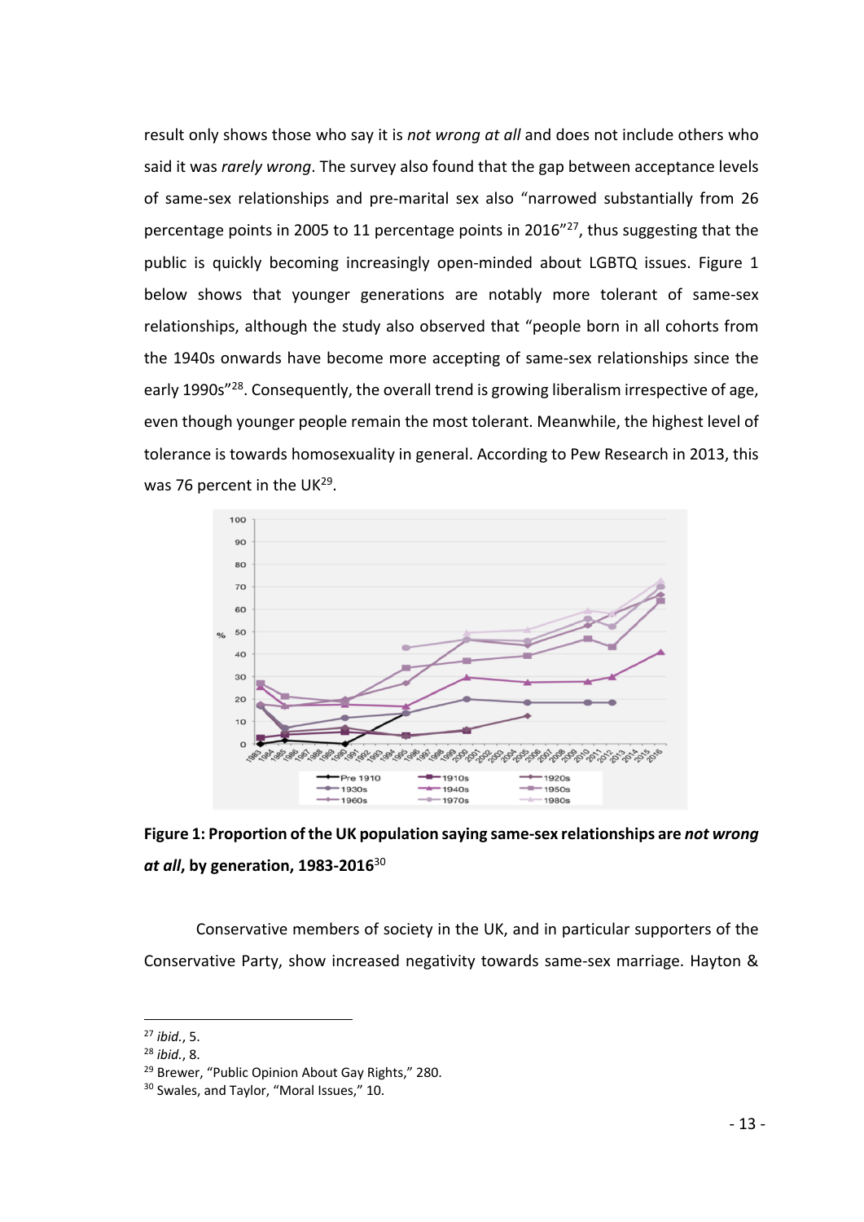result only shows those who say it is *not wrong at all* and does not include others who said it was *rarely wrong*. The survey also found that the gap between acceptance levels of same-sex relationships and pre-marital sex also "narrowed substantially from 26 percentage points in 2005 to 11 percentage points in 2016"[27], thus suggesting that the public is quickly becoming increasingly open-minded about LGBTQ issues. Figure 1 below shows that younger generations are notably more tolerant of same-sex relationships, although the study also observed that "people born in all cohorts from the 1940s onwards have become more accepting of same-sex relationships since the early 1990s"[28]. Consequently, the overall trend is growing liberalism irrespective of age, even though younger people remain the most tolerant. Meanwhile, the highest level of tolerance is towards homosexuality in general. According to Pew Research in 2013, this was 76 percent in the UK[29].

**Figure 1: Proportion of the UK population saying same-sex relationships are *not wrong at all*, by generation, 1983-2016**[30]

Conservative members of society in the UK, and in particular supporters of the Conservative Party, show increased negativity towards same-sex marriage. Hayton &

---

[27] *ibid.*, 5.

[28] *ibid.*, 8.

[29] Brewer, "Public Opinion About Gay Rights," 280.

[30] Swales, and Taylor, "Moral Issues," 10.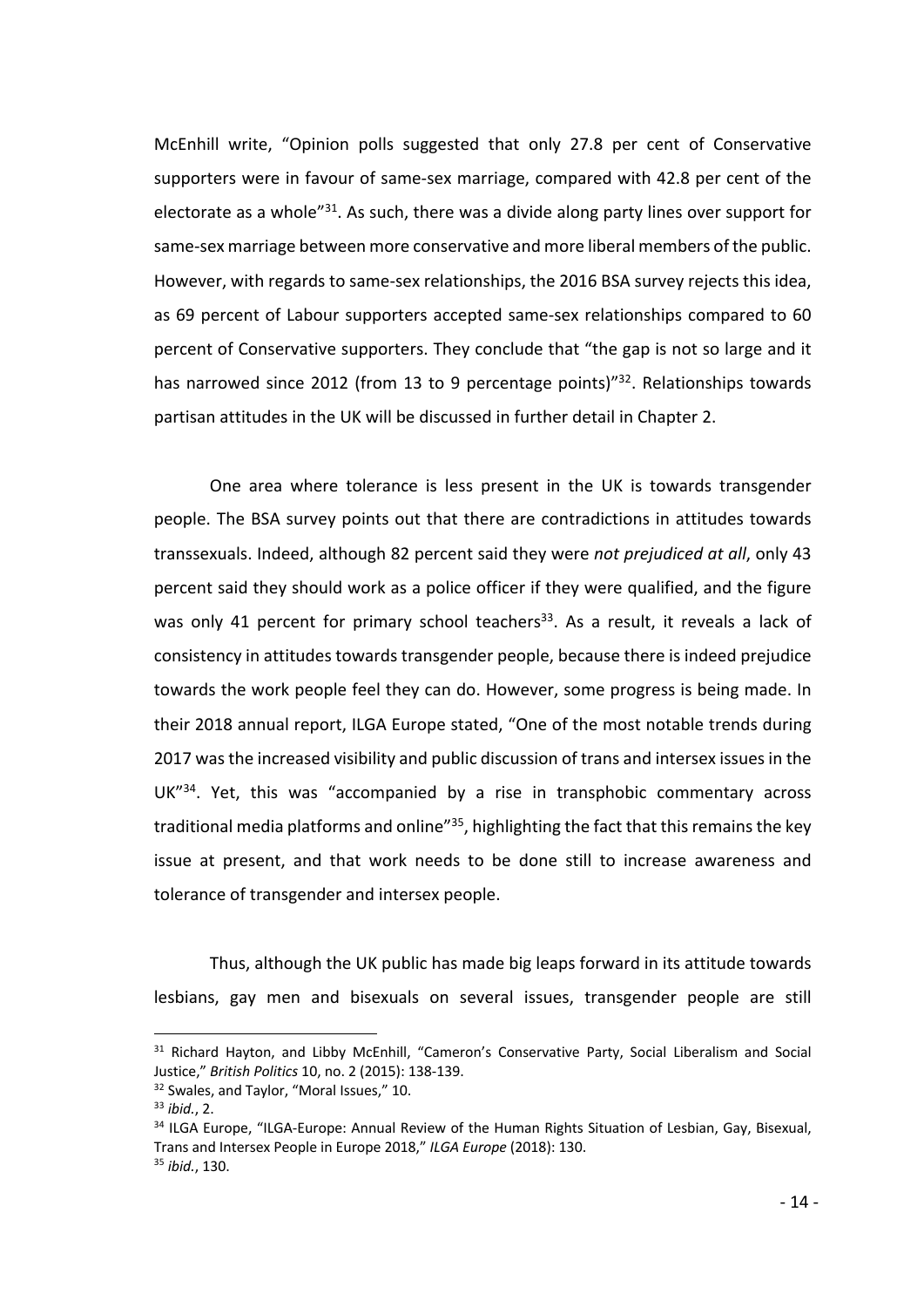McEnhill write, “Opinion polls suggested that only 27.8 per cent of Conservative supporters were in favour of same-sex marriage, compared with 42.8 per cent of the electorate as a whole”[31]. As such, there was a divide along party lines over support for same-sex marriage between more conservative and more liberal members of the public. However, with regards to same-sex relationships, the 2016 BSA survey rejects this idea, as 69 percent of Labour supporters accepted same-sex relationships compared to 60 percent of Conservative supporters. They conclude that “the gap is not so large and it has narrowed since 2012 (from 13 to 9 percentage points)”[32]. Relationships towards partisan attitudes in the UK will be discussed in further detail in Chapter 2.

One area where tolerance is less present in the UK is towards transgender people. The BSA survey points out that there are contradictions in attitudes towards transsexuals. Indeed, although 82 percent said they were *not prejudiced at all*, only 43 percent said they should work as a police officer if they were qualified, and the figure was only 41 percent for primary school teachers[33]. As a result, it reveals a lack of consistency in attitudes towards transgender people, because there is indeed prejudice towards the work people feel they can do. However, some progress is being made. In their 2018 annual report, ILGA Europe stated, “One of the most notable trends during 2017 was the increased visibility and public discussion of trans and intersex issues in the UK”[34]. Yet, this was “accompanied by a rise in transphobic commentary across traditional media platforms and online”[35], highlighting the fact that this remains the key issue at present, and that work needs to be done still to increase awareness and tolerance of transgender and intersex people.

Thus, although the UK public has made big leaps forward in its attitude towards lesbians, gay men and bisexuals on several issues, transgender people are still

---

[31] Richard Hayton, and Libby McEnhill, “Cameron’s Conservative Party, Social Liberalism and Social Justice,” *British Politics* 10, no. 2 (2015): 138-139.

[32] Swales, and Taylor, “Moral Issues,” 10.

[33] *ibid.*, 2.

[34] ILGA Europe, “ILGA-Europe: Annual Review of the Human Rights Situation of Lesbian, Gay, Bisexual, Trans and Intersex People in Europe 2018,” *ILGA Europe* (2018): 130.

[35] *ibid.*, 130.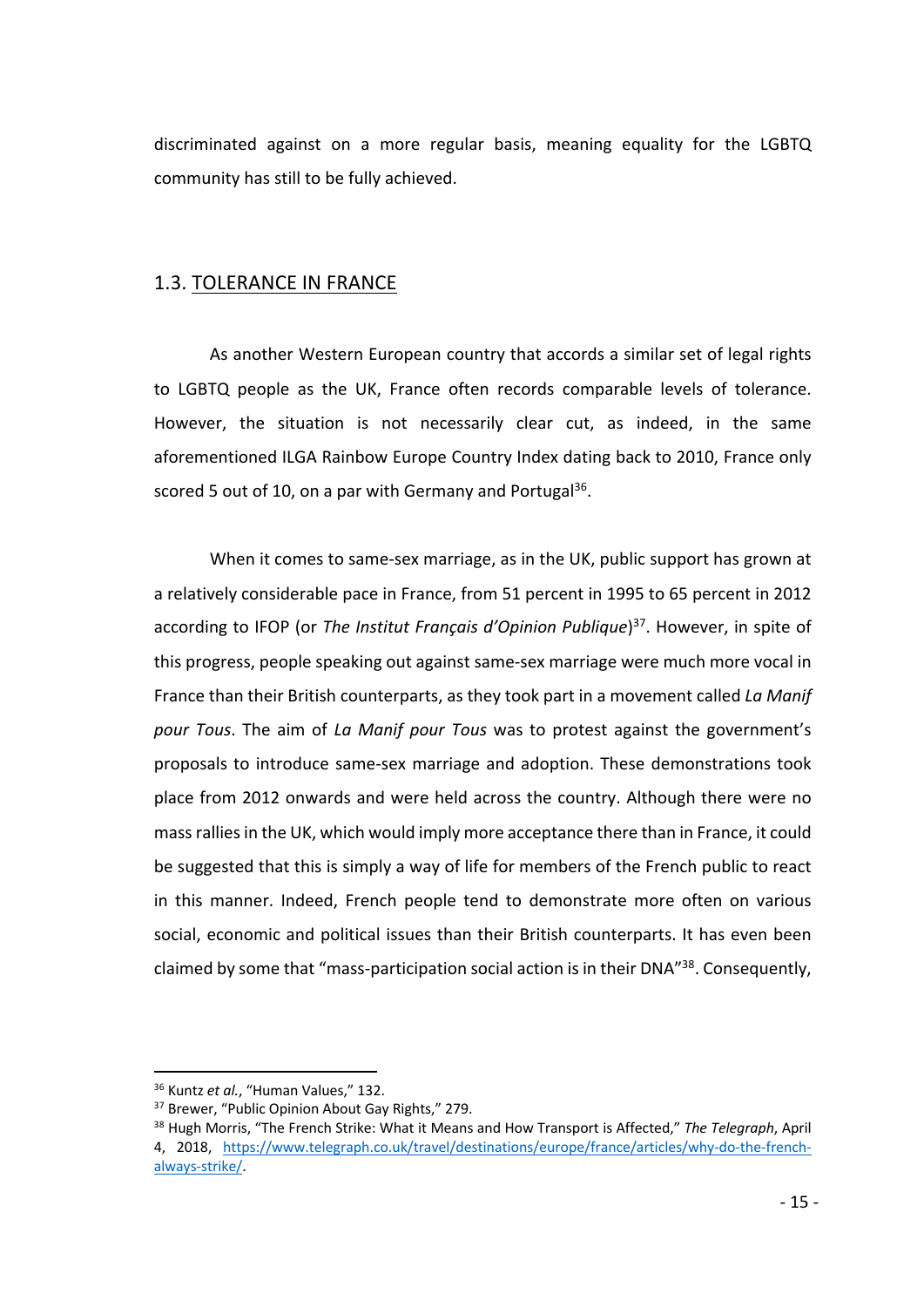discriminated against on a more regular basis, meaning equality for the LGBTQ community has still to be fully achieved.

## 1.3. TOLERANCE IN FRANCE

As another Western European country that accords a similar set of legal rights to LGBTQ people as the UK, France often records comparable levels of tolerance. However, the situation is not necessarily clear cut, as indeed, in the same aforementioned ILGA Rainbow Europe Country Index dating back to 2010, France only scored 5 out of 10, on a par with Germany and Portugal[36].

When it comes to same-sex marriage, as in the UK, public support has grown at a relatively considerable pace in France, from 51 percent in 1995 to 65 percent in 2012 according to IFOP (or *The Institut Français d'Opinion Publique*)[37]. However, in spite of this progress, people speaking out against same-sex marriage were much more vocal in France than their British counterparts, as they took part in a movement called *La Manif pour Tous*. The aim of *La Manif pour Tous* was to protest against the government's proposals to introduce same-sex marriage and adoption. These demonstrations took place from 2012 onwards and were held across the country. Although there were no mass rallies in the UK, which would imply more acceptance there than in France, it could be suggested that this is simply a way of life for members of the French public to react in this manner. Indeed, French people tend to demonstrate more often on various social, economic and political issues than their British counterparts. It has even been claimed by some that "mass-participation social action is in their DNA"[38]. Consequently,

---

[36] Kuntz *et al.*, "Human Values," 132.

[37] Brewer, "Public Opinion About Gay Rights," 279.

[38] Hugh Morris, "The French Strike: What it Means and How Transport is Affected," *The Telegraph*, April 4, 2018, https://www.telegraph.co.uk/travel/destinations/europe/france/articles/why-do-the-french-always-strike/.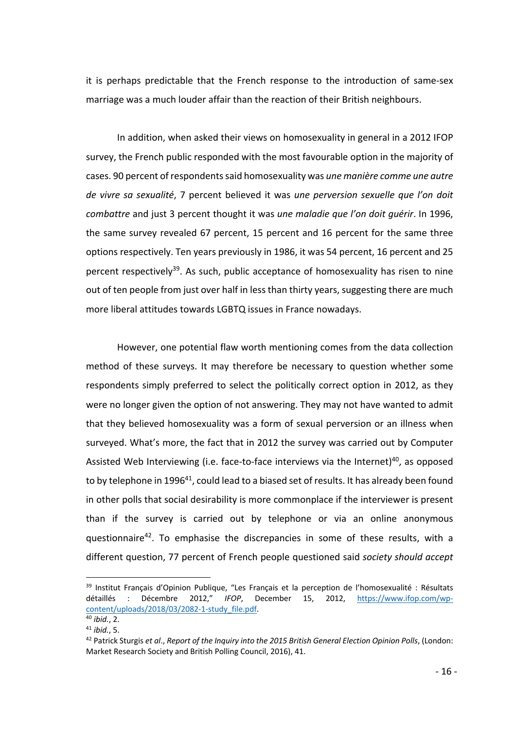it is perhaps predictable that the French response to the introduction of same-sex marriage was a much louder affair than the reaction of their British neighbours.

In addition, when asked their views on homosexuality in general in a 2012 IFOP survey, the French public responded with the most favourable option in the majority of cases. 90 percent of respondents said homosexuality was *une manière comme une autre de vivre sa sexualité*, 7 percent believed it was *une perversion sexuelle que l'on doit combattre* and just 3 percent thought it was *une maladie que l'on doit guérir*. In 1996, the same survey revealed 67 percent, 15 percent and 16 percent for the same three options respectively. Ten years previously in 1986, it was 54 percent, 16 percent and 25 percent respectively[39]. As such, public acceptance of homosexuality has risen to nine out of ten people from just over half in less than thirty years, suggesting there are much more liberal attitudes towards LGBTQ issues in France nowadays.

However, one potential flaw worth mentioning comes from the data collection method of these surveys. It may therefore be necessary to question whether some respondents simply preferred to select the politically correct option in 2012, as they were no longer given the option of not answering. They may not have wanted to admit that they believed homosexuality was a form of sexual perversion or an illness when surveyed. What's more, the fact that in 2012 the survey was carried out by Computer Assisted Web Interviewing (i.e. face-to-face interviews via the Internet)[40], as opposed to by telephone in 1996[41], could lead to a biased set of results. It has already been found in other polls that social desirability is more commonplace if the interviewer is present than if the survey is carried out by telephone or via an online anonymous questionnaire[42]. To emphasise the discrepancies in some of these results, with a different question, 77 percent of French people questioned said *society should accept*

---

[39] Institut Français d'Opinion Publique, "Les Français et la perception de l'homosexualité : Résultats détaillés : Décembre 2012," *IFOP*, December 15, 2012, https://www.ifop.com/wp-content/uploads/2018/03/2082-1-study_file.pdf.

[40] *ibid.*, 2.

[41] *ibid.*, 5.

[42] Patrick Sturgis *et al*., *Report of the Inquiry into the 2015 British General Election Opinion Polls*, (London: Market Research Society and British Polling Council, 2016), 41.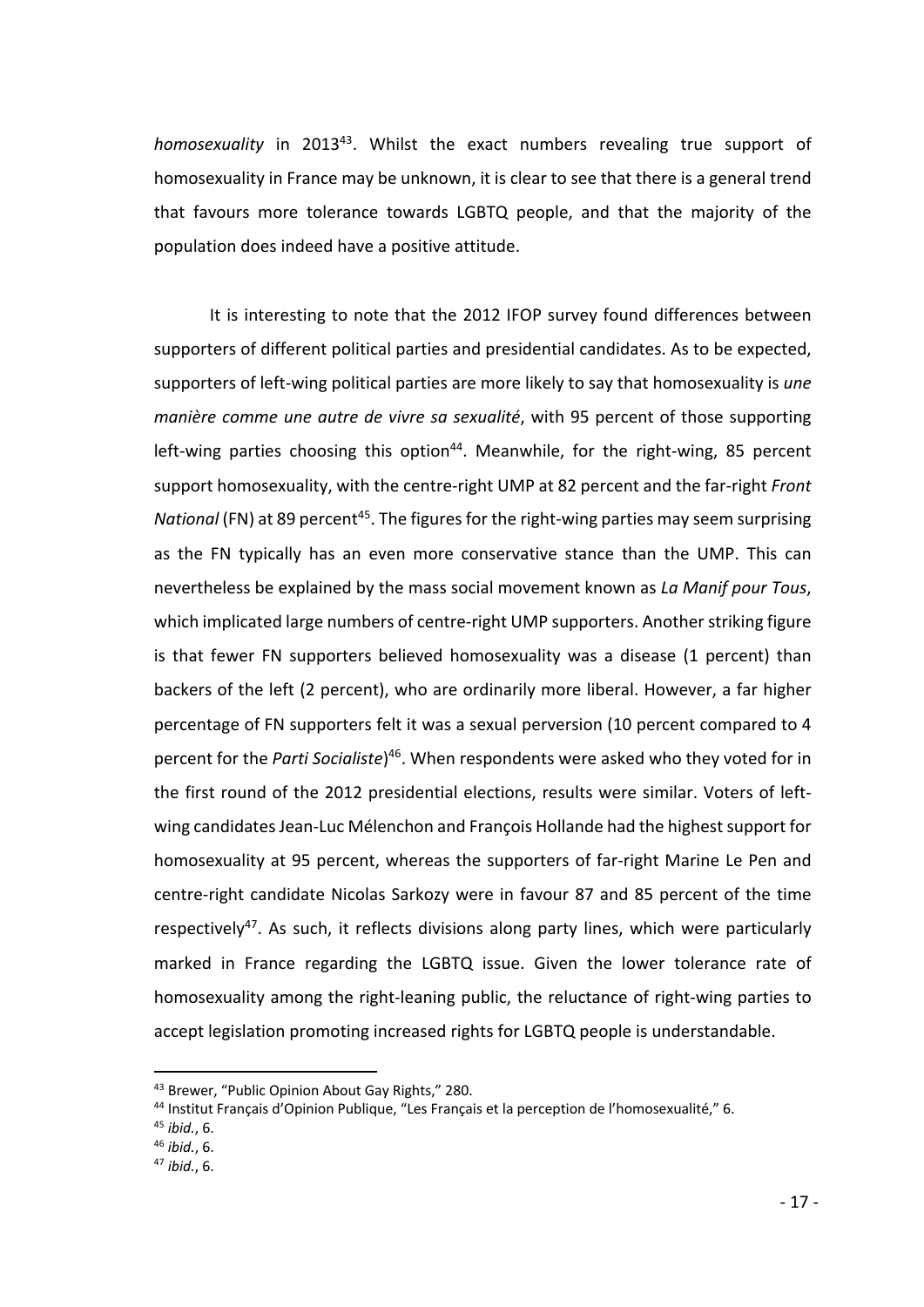*homosexuality* in 2013[43]. Whilst the exact numbers revealing true support of homosexuality in France may be unknown, it is clear to see that there is a general trend that favours more tolerance towards LGBTQ people, and that the majority of the population does indeed have a positive attitude.

It is interesting to note that the 2012 IFOP survey found differences between supporters of different political parties and presidential candidates. As to be expected, supporters of left-wing political parties are more likely to say that homosexuality is *une manière comme une autre de vivre sa sexualité*, with 95 percent of those supporting left-wing parties choosing this option[44]. Meanwhile, for the right-wing, 85 percent support homosexuality, with the centre-right UMP at 82 percent and the far-right *Front National* (FN) at 89 percent[45]. The figures for the right-wing parties may seem surprising as the FN typically has an even more conservative stance than the UMP. This can nevertheless be explained by the mass social movement known as *La Manif pour Tous*, which implicated large numbers of centre-right UMP supporters. Another striking figure is that fewer FN supporters believed homosexuality was a disease (1 percent) than backers of the left (2 percent), who are ordinarily more liberal. However, a far higher percentage of FN supporters felt it was a sexual perversion (10 percent compared to 4 percent for the *Parti Socialiste*)[46]. When respondents were asked who they voted for in the first round of the 2012 presidential elections, results were similar. Voters of left-wing candidates Jean-Luc Mélenchon and François Hollande had the highest support for homosexuality at 95 percent, whereas the supporters of far-right Marine Le Pen and centre-right candidate Nicolas Sarkozy were in favour 87 and 85 percent of the time respectively[47]. As such, it reflects divisions along party lines, which were particularly marked in France regarding the LGBTQ issue. Given the lower tolerance rate of homosexuality among the right-leaning public, the reluctance of right-wing parties to accept legislation promoting increased rights for LGBTQ people is understandable.

---

[43] Brewer, "Public Opinion About Gay Rights," 280.

[44] Institut Français d'Opinion Publique, "Les Français et la perception de l'homosexualité," 6.

[45] *ibid.*, 6.

[46] *ibid.*, 6.

[47] *ibid.*, 6.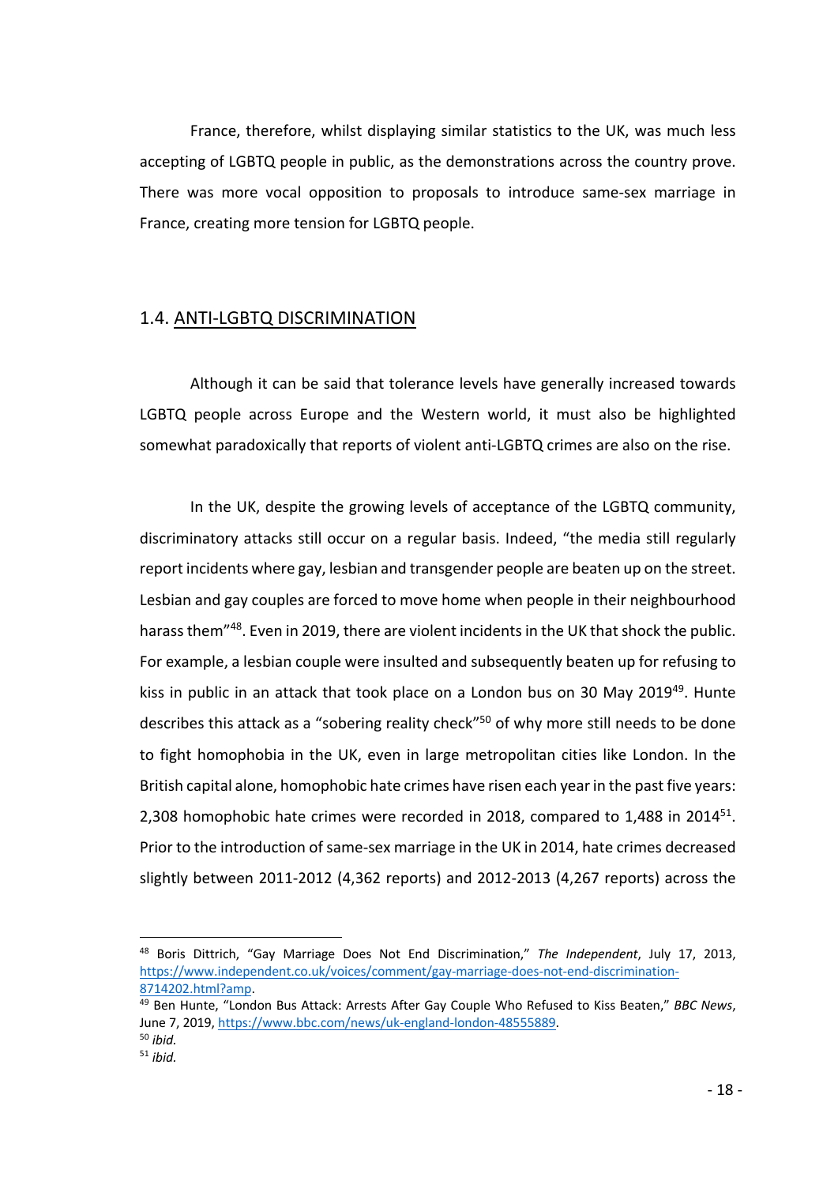France, therefore, whilst displaying similar statistics to the UK, was much less accepting of LGBTQ people in public, as the demonstrations across the country prove. There was more vocal opposition to proposals to introduce same-sex marriage in France, creating more tension for LGBTQ people.

## 1.4. ANTI-LGBTQ DISCRIMINATION

Although it can be said that tolerance levels have generally increased towards LGBTQ people across Europe and the Western world, it must also be highlighted somewhat paradoxically that reports of violent anti-LGBTQ crimes are also on the rise.

In the UK, despite the growing levels of acceptance of the LGBTQ community, discriminatory attacks still occur on a regular basis. Indeed, "the media still regularly report incidents where gay, lesbian and transgender people are beaten up on the street. Lesbian and gay couples are forced to move home when people in their neighbourhood harass them"[48]. Even in 2019, there are violent incidents in the UK that shock the public. For example, a lesbian couple were insulted and subsequently beaten up for refusing to kiss in public in an attack that took place on a London bus on 30 May 2019[49]. Hunte describes this attack as a "sobering reality check"[50] of why more still needs to be done to fight homophobia in the UK, even in large metropolitan cities like London. In the British capital alone, homophobic hate crimes have risen each year in the past five years: 2,308 homophobic hate crimes were recorded in 2018, compared to 1,488 in 2014[51]. Prior to the introduction of same-sex marriage in the UK in 2014, hate crimes decreased slightly between 2011-2012 (4,362 reports) and 2012-2013 (4,267 reports) across the

---

[48] Boris Dittrich, "Gay Marriage Does Not End Discrimination," *The Independent*, July 17, 2013, https://www.independent.co.uk/voices/comment/gay-marriage-does-not-end-discrimination-8714202.html?amp.

[49] Ben Hunte, "London Bus Attack: Arrests After Gay Couple Who Refused to Kiss Beaten," *BBC News*, June 7, 2019, https://www.bbc.com/news/uk-england-london-48555889.

[50] *ibid.*

[51] *ibid.*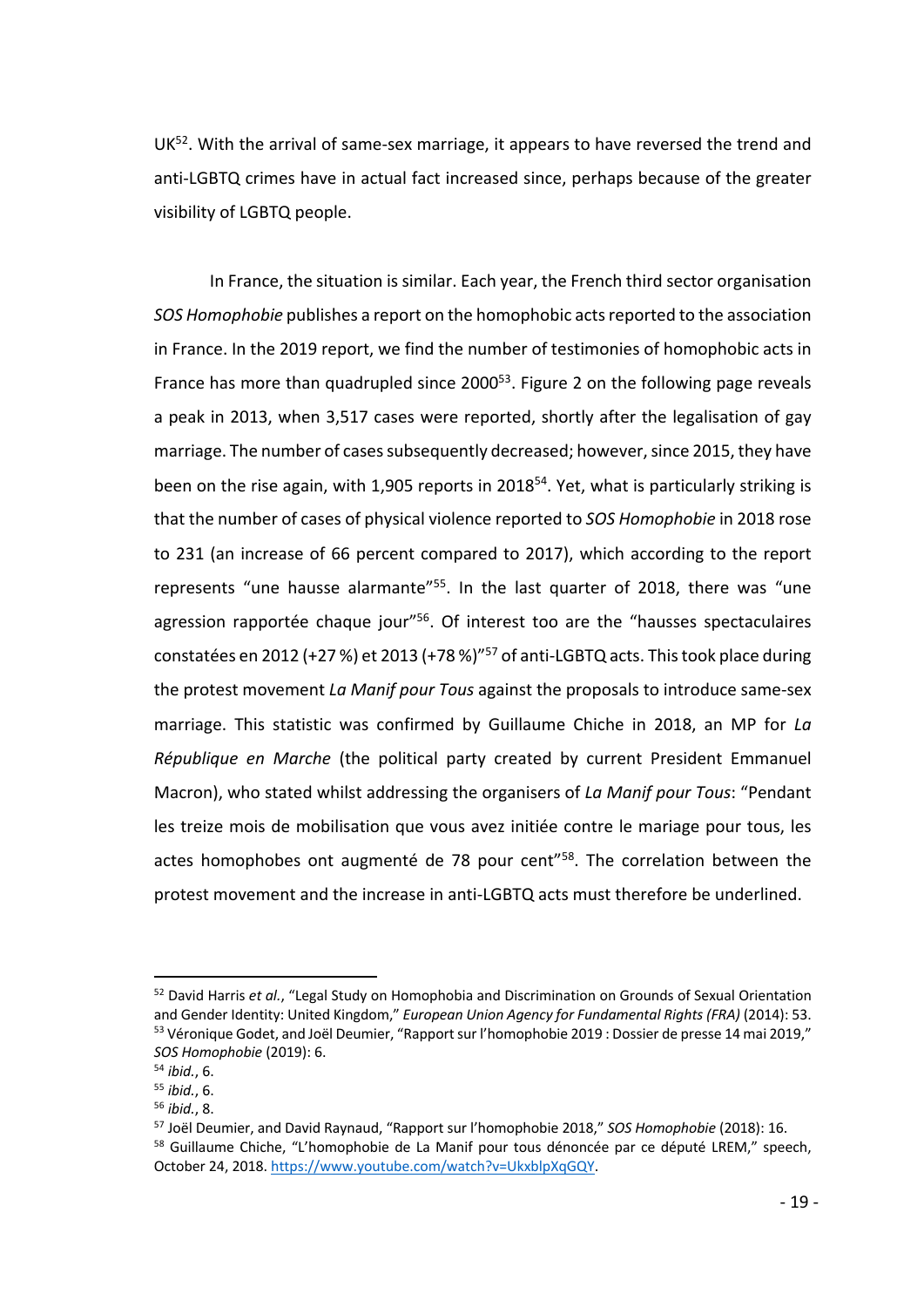UK[52]. With the arrival of same-sex marriage, it appears to have reversed the trend and anti-LGBTQ crimes have in actual fact increased since, perhaps because of the greater visibility of LGBTQ people.

In France, the situation is similar. Each year, the French third sector organisation *SOS Homophobie* publishes a report on the homophobic acts reported to the association in France. In the 2019 report, we find the number of testimonies of homophobic acts in France has more than quadrupled since 2000[53]. Figure 2 on the following page reveals a peak in 2013, when 3,517 cases were reported, shortly after the legalisation of gay marriage. The number of cases subsequently decreased; however, since 2015, they have been on the rise again, with 1,905 reports in 2018[54]. Yet, what is particularly striking is that the number of cases of physical violence reported to *SOS Homophobie* in 2018 rose to 231 (an increase of 66 percent compared to 2017), which according to the report represents "une hausse alarmante"[55]. In the last quarter of 2018, there was "une agression rapportée chaque jour"[56]. Of interest too are the "hausses spectaculaires constatées en 2012 (+27 %) et 2013 (+78 %)"[57] of anti-LGBTQ acts. This took place during the protest movement *La Manif pour Tous* against the proposals to introduce same-sex marriage. This statistic was confirmed by Guillaume Chiche in 2018, an MP for *La République en Marche* (the political party created by current President Emmanuel Macron), who stated whilst addressing the organisers of *La Manif pour Tous*: "Pendant les treize mois de mobilisation que vous avez initiée contre le mariage pour tous, les actes homophobes ont augmenté de 78 pour cent"[58]. The correlation between the protest movement and the increase in anti-LGBTQ acts must therefore be underlined.

---

[52] David Harris *et al.*, "Legal Study on Homophobia and Discrimination on Grounds of Sexual Orientation and Gender Identity: United Kingdom," *European Union Agency for Fundamental Rights (FRA)* (2014): 53.

[53] Véronique Godet, and Joël Deumier, "Rapport sur l'homophobie 2019 : Dossier de presse 14 mai 2019," *SOS Homophobie* (2019): 6.

[54] *ibid.*, 6.

[55] *ibid.*, 6.

[56] *ibid.*, 8.

[57] Joël Deumier, and David Raynaud, "Rapport sur l'homophobie 2018," *SOS Homophobie* (2018): 16.

[58] Guillaume Chiche, "L'homophobie de La Manif pour tous dénoncée par ce député LREM," speech, October 24, 2018. https://www.youtube.com/watch?v=UkxblpXqGQY.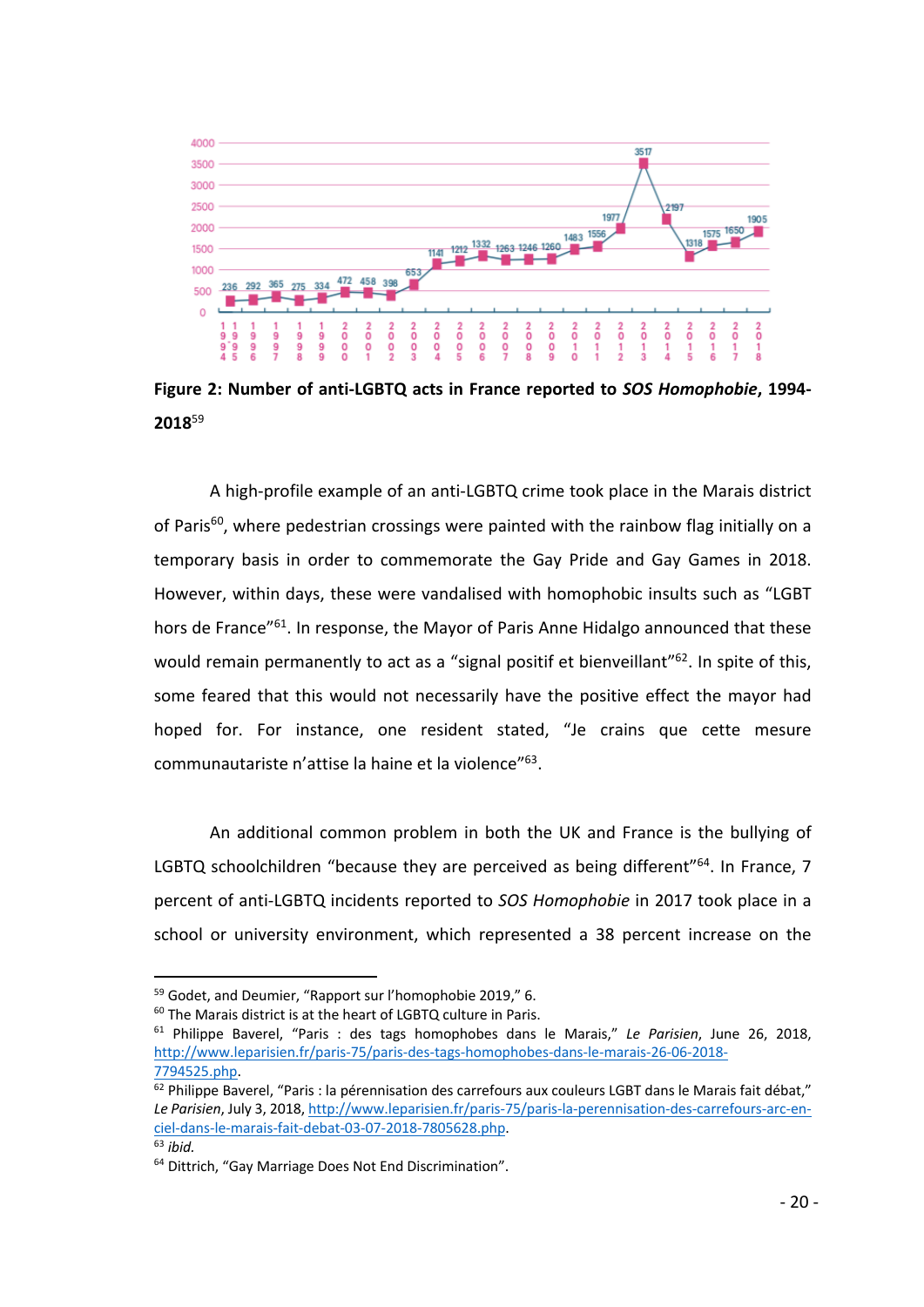Figure 2: **Number of anti-LGBTQ acts in France reported to *SOS Homophobie*, 1994-2018**[59]

A high-profile example of an anti-LGBTQ crime took place in the Marais district of Paris[60], where pedestrian crossings were painted with the rainbow flag initially on a temporary basis in order to commemorate the Gay Pride and Gay Games in 2018. However, within days, these were vandalised with homophobic insults such as "LGBT hors de France"[61]. In response, the Mayor of Paris Anne Hidalgo announced that these would remain permanently to act as a "signal positif et bienveillant"[62]. In spite of this, some feared that this would not necessarily have the positive effect the mayor had hoped for. For instance, one resident stated, "Je crains que cette mesure communautariste n'attise la haine et la violence"[63].

An additional common problem in both the UK and France is the bullying of LGBTQ schoolchildren "because they are perceived as being different"[64]. In France, 7 percent of anti-LGBTQ incidents reported to *SOS Homophobie* in 2017 took place in a school or university environment, which represented a 38 percent increase on the

---

[59] Godet, and Deumier, "Rapport sur l'homophobie 2019," 6.

[60] The Marais district is at the heart of LGBTQ culture in Paris.

[61] Philippe Baverel, "Paris : des tags homophobes dans le Marais," *Le Parisien*, June 26, 2018, http://www.leparisien.fr/paris-75/paris-des-tags-homophobes-dans-le-marais-26-06-2018-7794525.php.

[62] Philippe Baverel, "Paris : la pérennisation des carrefours aux couleurs LGBT dans le Marais fait débat," *Le Parisien*, July 3, 2018, http://www.leparisien.fr/paris-75/paris-la-perennisation-des-carrefours-arc-en-ciel-dans-le-marais-fait-debat-03-07-2018-7805628.php.

[63] *ibid.*

[64] Dittrich, "Gay Marriage Does Not End Discrimination".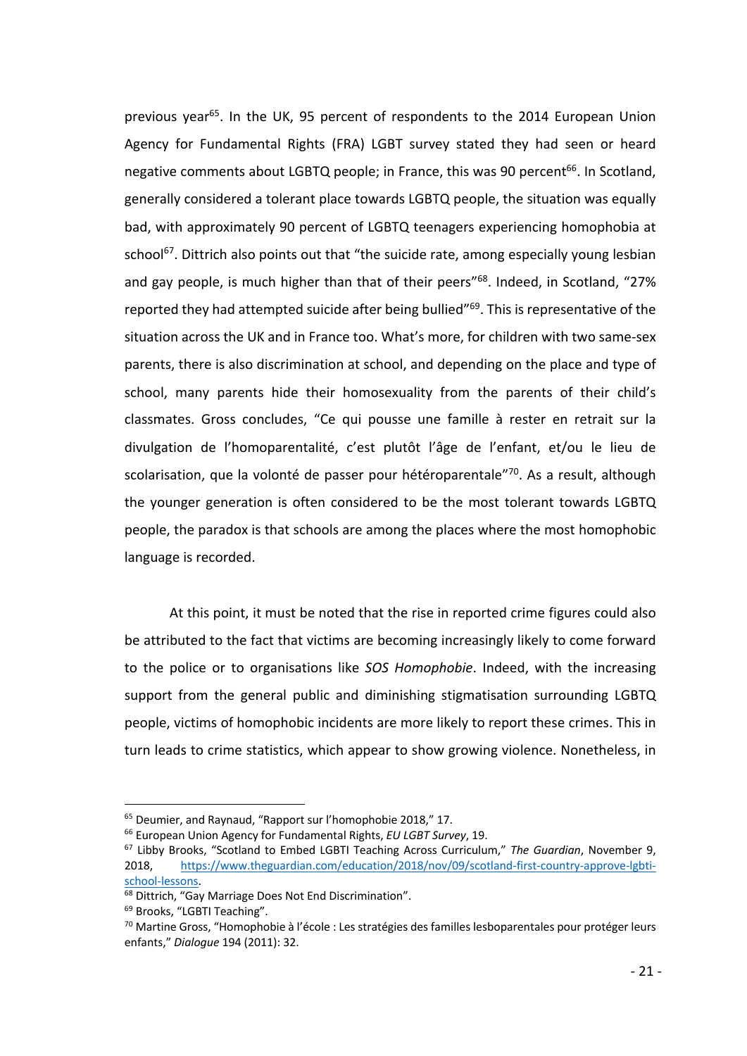previous year[65]. In the UK, 95 percent of respondents to the 2014 European Union Agency for Fundamental Rights (FRA) LGBT survey stated they had seen or heard negative comments about LGBTQ people; in France, this was 90 percent[66]. In Scotland, generally considered a tolerant place towards LGBTQ people, the situation was equally bad, with approximately 90 percent of LGBTQ teenagers experiencing homophobia at school[67]. Dittrich also points out that "the suicide rate, among especially young lesbian and gay people, is much higher than that of their peers"[68]. Indeed, in Scotland, "27% reported they had attempted suicide after being bullied"[69]. This is representative of the situation across the UK and in France too. What's more, for children with two same-sex parents, there is also discrimination at school, and depending on the place and type of school, many parents hide their homosexuality from the parents of their child's classmates. Gross concludes, "Ce qui pousse une famille à rester en retrait sur la divulgation de l'homoparentalité, c'est plutôt l'âge de l'enfant, et/ou le lieu de scolarisation, que la volonté de passer pour hétéroparentale"[70]. As a result, although the younger generation is often considered to be the most tolerant towards LGBTQ people, the paradox is that schools are among the places where the most homophobic language is recorded.

At this point, it must be noted that the rise in reported crime figures could also be attributed to the fact that victims are becoming increasingly likely to come forward to the police or to organisations like *SOS Homophobie*. Indeed, with the increasing support from the general public and diminishing stigmatisation surrounding LGBTQ people, victims of homophobic incidents are more likely to report these crimes. This in turn leads to crime statistics, which appear to show growing violence. Nonetheless, in

---

[65] Deumier, and Raynaud, "Rapport sur l'homophobie 2018," 17.

[66] European Union Agency for Fundamental Rights, *EU LGBT Survey*, 19.

[67] Libby Brooks, "Scotland to Embed LGBTI Teaching Across Curriculum," *The Guardian*, November 9, 2018, https://www.theguardian.com/education/2018/nov/09/scotland-first-country-approve-lgbti-school-lessons.

[68] Dittrich, "Gay Marriage Does Not End Discrimination".

[69] Brooks, "LGBTI Teaching".

[70] Martine Gross, "Homophobie à l'école : Les stratégies des familles lesboparentales pour protéger leurs enfants," *Dialogue* 194 (2011): 32.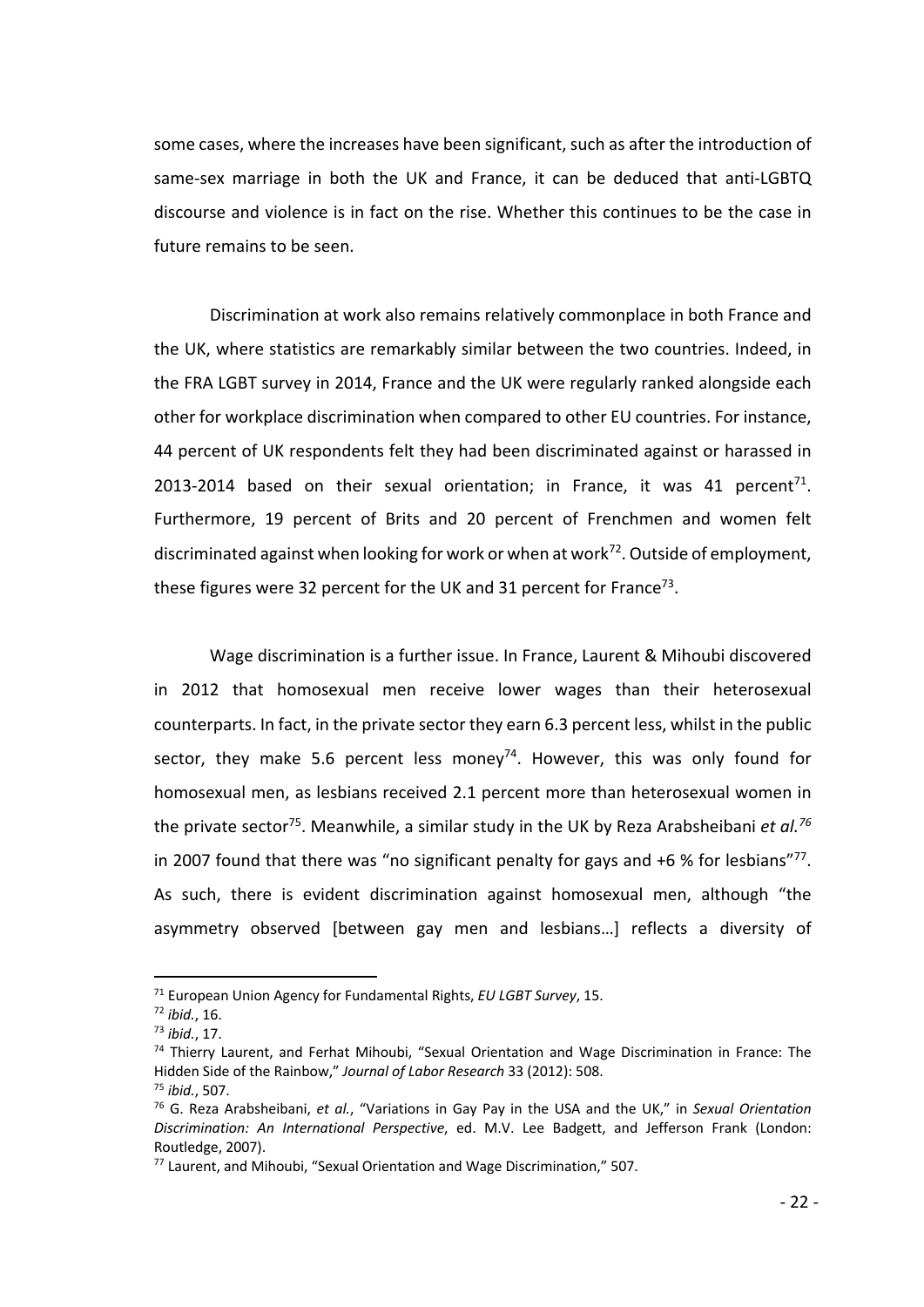some cases, where the increases have been significant, such as after the introduction of same-sex marriage in both the UK and France, it can be deduced that anti-LGBTQ discourse and violence is in fact on the rise. Whether this continues to be the case in future remains to be seen.

Discrimination at work also remains relatively commonplace in both France and the UK, where statistics are remarkably similar between the two countries. Indeed, in the FRA LGBT survey in 2014, France and the UK were regularly ranked alongside each other for workplace discrimination when compared to other EU countries. For instance, 44 percent of UK respondents felt they had been discriminated against or harassed in 2013-2014 based on their sexual orientation; in France, it was 41 percent[71]. Furthermore, 19 percent of Brits and 20 percent of Frenchmen and women felt discriminated against when looking for work or when at work[72]. Outside of employment, these figures were 32 percent for the UK and 31 percent for France[73].

Wage discrimination is a further issue. In France, Laurent & Mihoubi discovered in 2012 that homosexual men receive lower wages than their heterosexual counterparts. In fact, in the private sector they earn 6.3 percent less, whilst in the public sector, they make 5.6 percent less money[74]. However, this was only found for homosexual men, as lesbians received 2.1 percent more than heterosexual women in the private sector[75]. Meanwhile, a similar study in the UK by Reza Arabsheibani *et al.*[76] in 2007 found that there was "no significant penalty for gays and +6 % for lesbians"[77]. As such, there is evident discrimination against homosexual men, although "the asymmetry observed [between gay men and lesbians…] reflects a diversity of

---

[71] European Union Agency for Fundamental Rights, *EU LGBT Survey*, 15.

[72] *ibid.*, 16.

[73] *ibid.*, 17.

[74] Thierry Laurent, and Ferhat Mihoubi, "Sexual Orientation and Wage Discrimination in France: The Hidden Side of the Rainbow," *Journal of Labor Research* 33 (2012): 508.

[75] *ibid.*, 507.

[76] G. Reza Arabsheibani, *et al.*, "Variations in Gay Pay in the USA and the UK," in *Sexual Orientation Discrimination: An International Perspective*, ed. M.V. Lee Badgett, and Jefferson Frank (London: Routledge, 2007).

[77] Laurent, and Mihoubi, "Sexual Orientation and Wage Discrimination," 507.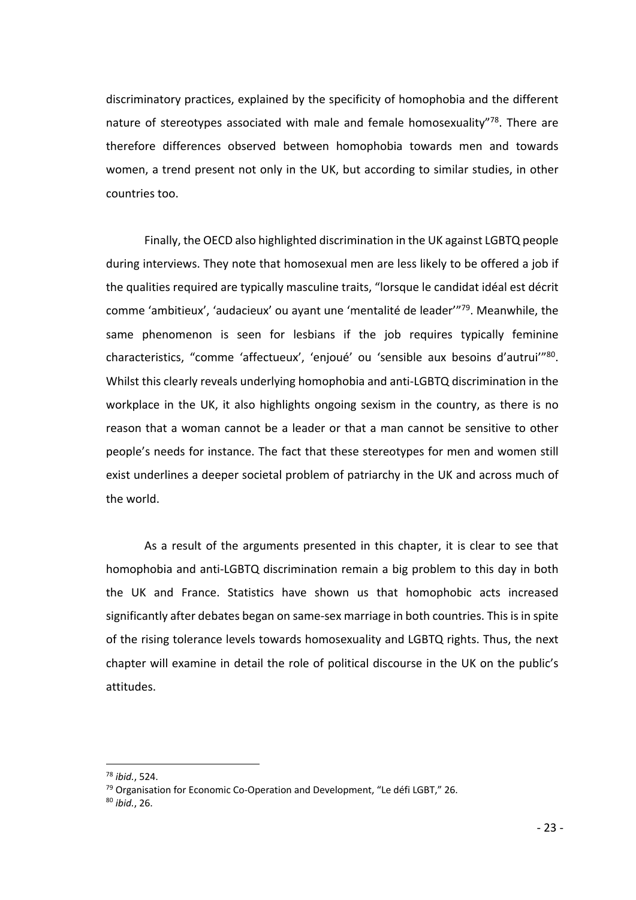discriminatory practices, explained by the specificity of homophobia and the different nature of stereotypes associated with male and female homosexuality"[78]. There are therefore differences observed between homophobia towards men and towards women, a trend present not only in the UK, but according to similar studies, in other countries too.

Finally, the OECD also highlighted discrimination in the UK against LGBTQ people during interviews. They note that homosexual men are less likely to be offered a job if the qualities required are typically masculine traits, "lorsque le candidat idéal est décrit comme 'ambitieux', 'audacieux' ou ayant une 'mentalité de leader'"[79]. Meanwhile, the same phenomenon is seen for lesbians if the job requires typically feminine characteristics, "comme 'affectueux', 'enjoué' ou 'sensible aux besoins d'autrui'"[80]. Whilst this clearly reveals underlying homophobia and anti-LGBTQ discrimination in the workplace in the UK, it also highlights ongoing sexism in the country, as there is no reason that a woman cannot be a leader or that a man cannot be sensitive to other people's needs for instance. The fact that these stereotypes for men and women still exist underlines a deeper societal problem of patriarchy in the UK and across much of the world.

As a result of the arguments presented in this chapter, it is clear to see that homophobia and anti-LGBTQ discrimination remain a big problem to this day in both the UK and France. Statistics have shown us that homophobic acts increased significantly after debates began on same-sex marriage in both countries. This is in spite of the rising tolerance levels towards homosexuality and LGBTQ rights. Thus, the next chapter will examine in detail the role of political discourse in the UK on the public's attitudes.

---

[78] *ibid.*, 524.

[79] Organisation for Economic Co-Operation and Development, "Le défi LGBT," 26.

[80] *ibid.*, 26.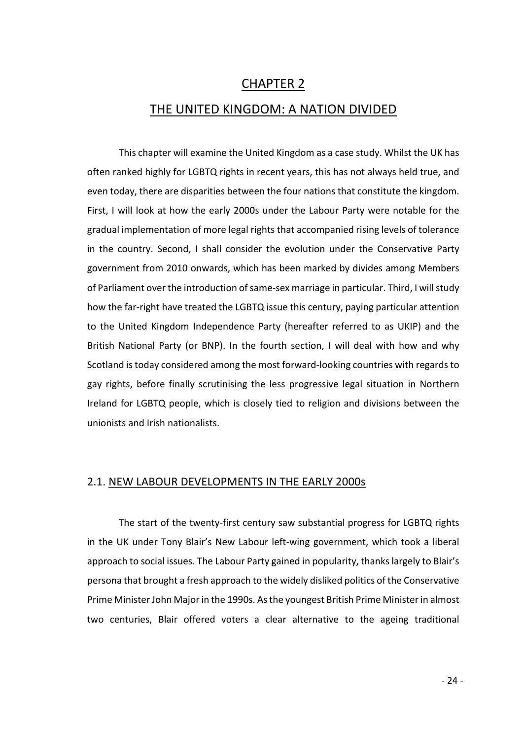# CHAPTER 2

# THE UNITED KINGDOM: A NATION DIVIDED

This chapter will examine the United Kingdom as a case study. Whilst the UK has often ranked highly for LGBTQ rights in recent years, this has not always held true, and even today, there are disparities between the four nations that constitute the kingdom. First, I will look at how the early 2000s under the Labour Party were notable for the gradual implementation of more legal rights that accompanied rising levels of tolerance in the country. Second, I shall consider the evolution under the Conservative Party government from 2010 onwards, which has been marked by divides among Members of Parliament over the introduction of same-sex marriage in particular. Third, I will study how the far-right have treated the LGBTQ issue this century, paying particular attention to the United Kingdom Independence Party (hereafter referred to as UKIP) and the British National Party (or BNP). In the fourth section, I will deal with how and why Scotland is today considered among the most forward-looking countries with regards to gay rights, before finally scrutinising the less progressive legal situation in Northern Ireland for LGBTQ people, which is closely tied to religion and divisions between the unionists and Irish nationalists.

## 2.1. NEW LABOUR DEVELOPMENTS IN THE EARLY 2000s

The start of the twenty-first century saw substantial progress for LGBTQ rights in the UK under Tony Blair's New Labour left-wing government, which took a liberal approach to social issues. The Labour Party gained in popularity, thanks largely to Blair's persona that brought a fresh approach to the widely disliked politics of the Conservative Prime Minister John Major in the 1990s. As the youngest British Prime Minister in almost two centuries, Blair offered voters a clear alternative to the ageing traditional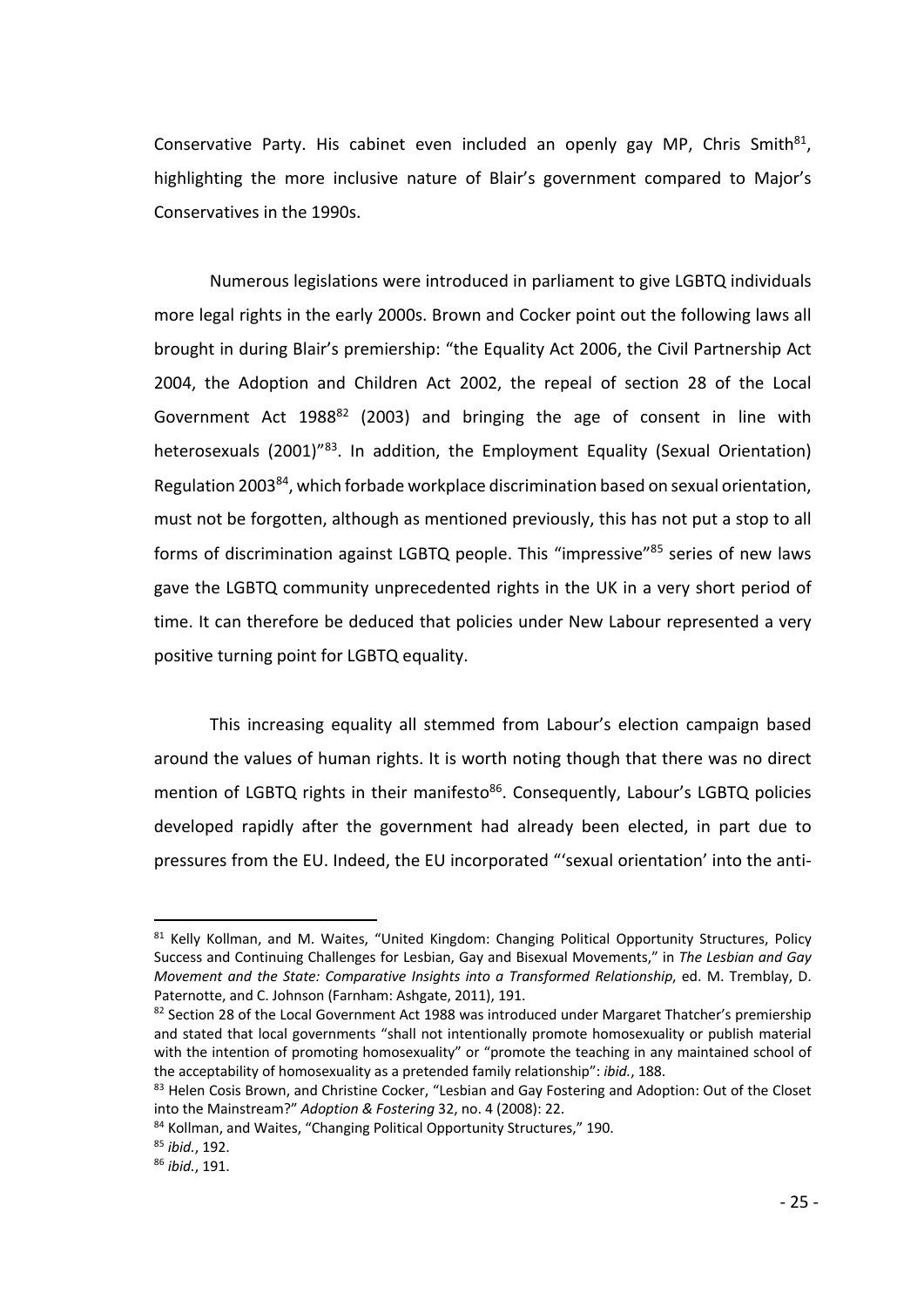Conservative Party. His cabinet even included an openly gay MP, Chris Smith[81], highlighting the more inclusive nature of Blair's government compared to Major's Conservatives in the 1990s.

Numerous legislations were introduced in parliament to give LGBTQ individuals more legal rights in the early 2000s. Brown and Cocker point out the following laws all brought in during Blair's premiership: "the Equality Act 2006, the Civil Partnership Act 2004, the Adoption and Children Act 2002, the repeal of section 28 of the Local Government Act 1988[82] (2003) and bringing the age of consent in line with heterosexuals (2001)"[83]. In addition, the Employment Equality (Sexual Orientation) Regulation 2003[84], which forbade workplace discrimination based on sexual orientation, must not be forgotten, although as mentioned previously, this has not put a stop to all forms of discrimination against LGBTQ people. This "impressive"[85] series of new laws gave the LGBTQ community unprecedented rights in the UK in a very short period of time. It can therefore be deduced that policies under New Labour represented a very positive turning point for LGBTQ equality.

This increasing equality all stemmed from Labour's election campaign based around the values of human rights. It is worth noting though that there was no direct mention of LGBTQ rights in their manifesto[86]. Consequently, Labour's LGBTQ policies developed rapidly after the government had already been elected, in part due to pressures from the EU. Indeed, the EU incorporated "'sexual orientation' into the anti-

---

[81] Kelly Kollman, and M. Waites, "United Kingdom: Changing Political Opportunity Structures, Policy Success and Continuing Challenges for Lesbian, Gay and Bisexual Movements," in *The Lesbian and Gay Movement and the State: Comparative Insights into a Transformed Relationship*, ed. M. Tremblay, D. Paternotte, and C. Johnson (Farnham: Ashgate, 2011), 191.

[82] Section 28 of the Local Government Act 1988 was introduced under Margaret Thatcher's premiership and stated that local governments "shall not intentionally promote homosexuality or publish material with the intention of promoting homosexuality" or "promote the teaching in any maintained school of the acceptability of homosexuality as a pretended family relationship": *ibid.*, 188.

[83] Helen Cosis Brown, and Christine Cocker, "Lesbian and Gay Fostering and Adoption: Out of the Closet into the Mainstream?" *Adoption & Fostering* 32, no. 4 (2008): 22.

[84] Kollman, and Waites, "Changing Political Opportunity Structures," 190.

[85] *ibid.*, 192.

[86] *ibid.*, 191.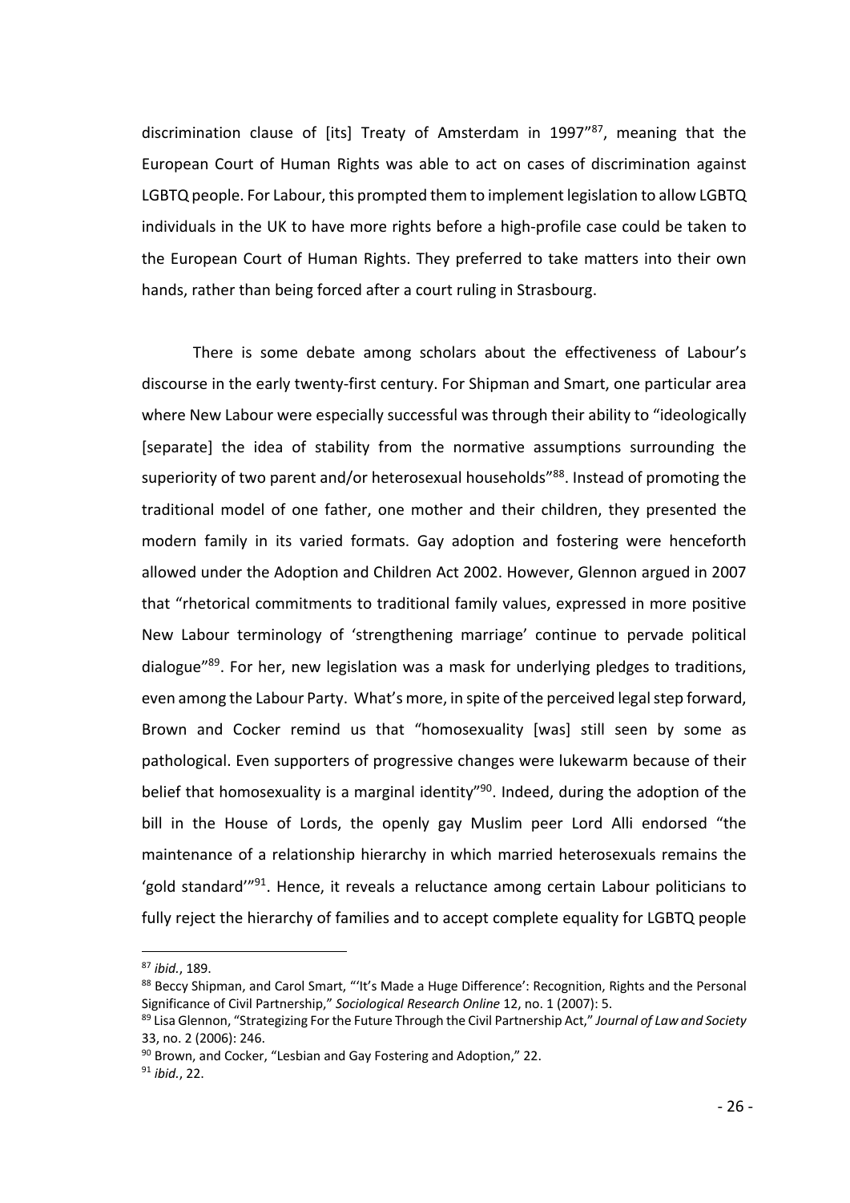discrimination clause of [its] Treaty of Amsterdam in 1997"[87], meaning that the European Court of Human Rights was able to act on cases of discrimination against LGBTQ people. For Labour, this prompted them to implement legislation to allow LGBTQ individuals in the UK to have more rights before a high-profile case could be taken to the European Court of Human Rights. They preferred to take matters into their own hands, rather than being forced after a court ruling in Strasbourg.

There is some debate among scholars about the effectiveness of Labour's discourse in the early twenty-first century. For Shipman and Smart, one particular area where New Labour were especially successful was through their ability to "ideologically [separate] the idea of stability from the normative assumptions surrounding the superiority of two parent and/or heterosexual households"[88]. Instead of promoting the traditional model of one father, one mother and their children, they presented the modern family in its varied formats. Gay adoption and fostering were henceforth allowed under the Adoption and Children Act 2002. However, Glennon argued in 2007 that "rhetorical commitments to traditional family values, expressed in more positive New Labour terminology of 'strengthening marriage' continue to pervade political dialogue"[89]. For her, new legislation was a mask for underlying pledges to traditions, even among the Labour Party. What's more, in spite of the perceived legal step forward, Brown and Cocker remind us that "homosexuality [was] still seen by some as pathological. Even supporters of progressive changes were lukewarm because of their belief that homosexuality is a marginal identity"[90]. Indeed, during the adoption of the bill in the House of Lords, the openly gay Muslim peer Lord Alli endorsed "the maintenance of a relationship hierarchy in which married heterosexuals remains the 'gold standard'"[91]. Hence, it reveals a reluctance among certain Labour politicians to fully reject the hierarchy of families and to accept complete equality for LGBTQ people

---

[87] *ibid.*, 189.

[88] Beccy Shipman, and Carol Smart, "'It's Made a Huge Difference': Recognition, Rights and the Personal Significance of Civil Partnership," *Sociological Research Online* 12, no. 1 (2007): 5.

[89] Lisa Glennon, "Strategizing For the Future Through the Civil Partnership Act," *Journal of Law and Society* 33, no. 2 (2006): 246.

[90] Brown, and Cocker, "Lesbian and Gay Fostering and Adoption," 22.

[91] *ibid.*, 22.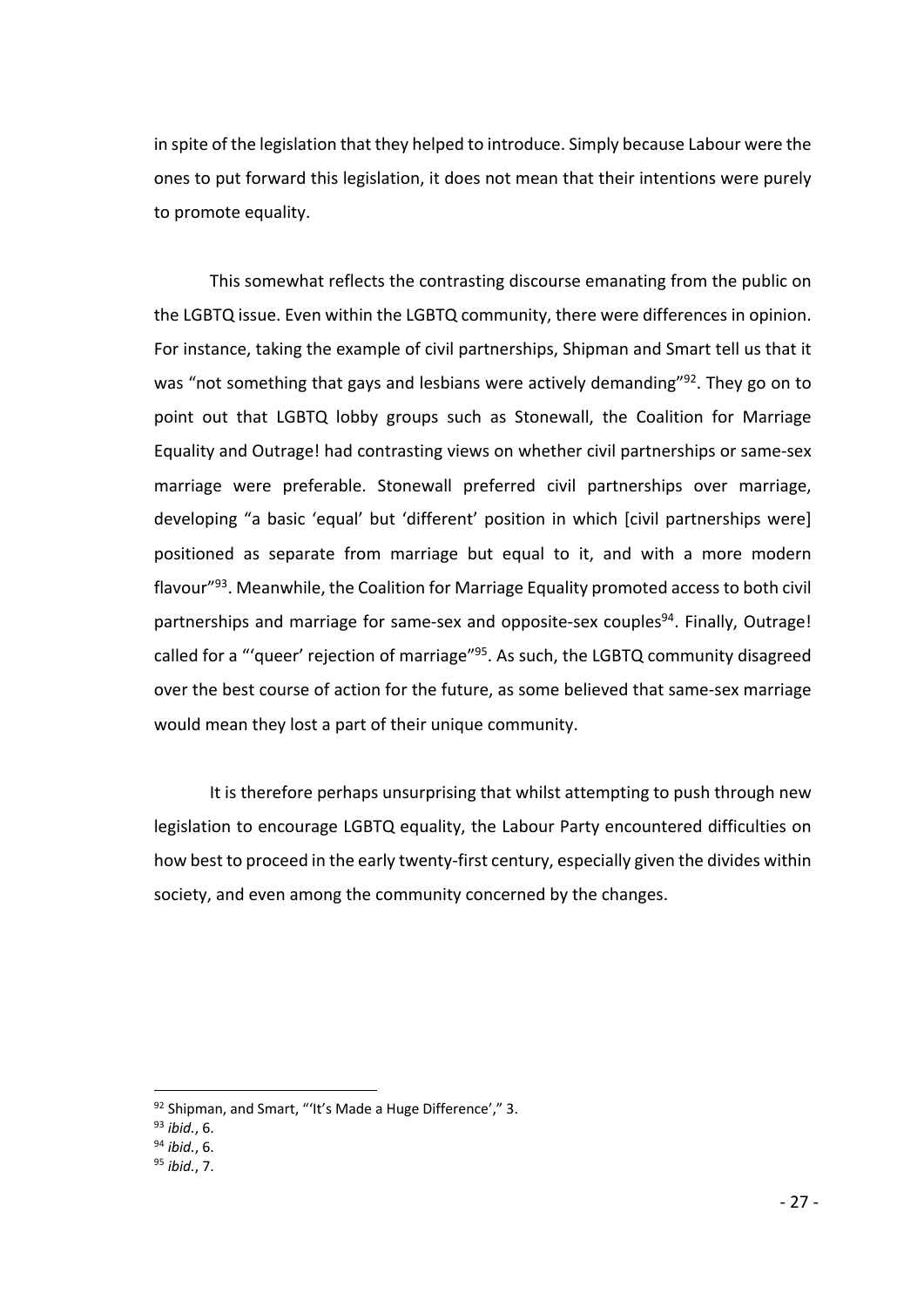in spite of the legislation that they helped to introduce. Simply because Labour were the ones to put forward this legislation, it does not mean that their intentions were purely to promote equality.

This somewhat reflects the contrasting discourse emanating from the public on the LGBTQ issue. Even within the LGBTQ community, there were differences in opinion. For instance, taking the example of civil partnerships, Shipman and Smart tell us that it was "not something that gays and lesbians were actively demanding"[92]. They go on to point out that LGBTQ lobby groups such as Stonewall, the Coalition for Marriage Equality and Outrage! had contrasting views on whether civil partnerships or same-sex marriage were preferable. Stonewall preferred civil partnerships over marriage, developing "a basic 'equal' but 'different' position in which [civil partnerships were] positioned as separate from marriage but equal to it, and with a more modern flavour"[93]. Meanwhile, the Coalition for Marriage Equality promoted access to both civil partnerships and marriage for same-sex and opposite-sex couples[94]. Finally, Outrage! called for a "'queer' rejection of marriage"[95]. As such, the LGBTQ community disagreed over the best course of action for the future, as some believed that same-sex marriage would mean they lost a part of their unique community.

It is therefore perhaps unsurprising that whilst attempting to push through new legislation to encourage LGBTQ equality, the Labour Party encountered difficulties on how best to proceed in the early twenty-first century, especially given the divides within society, and even among the community concerned by the changes.

---

[92] Shipman, and Smart, "'It's Made a Huge Difference'," 3.

[93] *ibid.*, 6.

[94] *ibid.*, 6.

[95] *ibid.*, 7.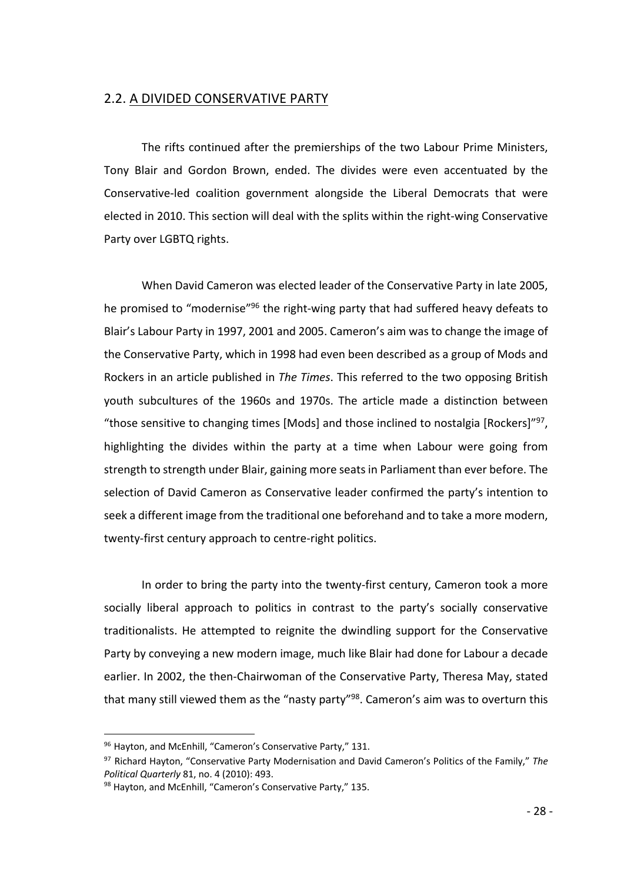## 2.2. A DIVIDED CONSERVATIVE PARTY

The rifts continued after the premierships of the two Labour Prime Ministers, Tony Blair and Gordon Brown, ended. The divides were even accentuated by the Conservative-led coalition government alongside the Liberal Democrats that were elected in 2010. This section will deal with the splits within the right-wing Conservative Party over LGBTQ rights.

When David Cameron was elected leader of the Conservative Party in late 2005, he promised to "modernise"[96] the right-wing party that had suffered heavy defeats to Blair's Labour Party in 1997, 2001 and 2005. Cameron's aim was to change the image of the Conservative Party, which in 1998 had even been described as a group of Mods and Rockers in an article published in *The Times*. This referred to the two opposing British youth subcultures of the 1960s and 1970s. The article made a distinction between "those sensitive to changing times [Mods] and those inclined to nostalgia [Rockers]"[97], highlighting the divides within the party at a time when Labour were going from strength to strength under Blair, gaining more seats in Parliament than ever before. The selection of David Cameron as Conservative leader confirmed the party's intention to seek a different image from the traditional one beforehand and to take a more modern, twenty-first century approach to centre-right politics.

In order to bring the party into the twenty-first century, Cameron took a more socially liberal approach to politics in contrast to the party's socially conservative traditionalists. He attempted to reignite the dwindling support for the Conservative Party by conveying a new modern image, much like Blair had done for Labour a decade earlier. In 2002, the then-Chairwoman of the Conservative Party, Theresa May, stated that many still viewed them as the "nasty party"[98]. Cameron's aim was to overturn this

---

[96] Hayton, and McEnhill, "Cameron's Conservative Party," 131.

[97] Richard Hayton, "Conservative Party Modernisation and David Cameron's Politics of the Family," *The Political Quarterly* 81, no. 4 (2010): 493.

[98] Hayton, and McEnhill, "Cameron's Conservative Party," 135.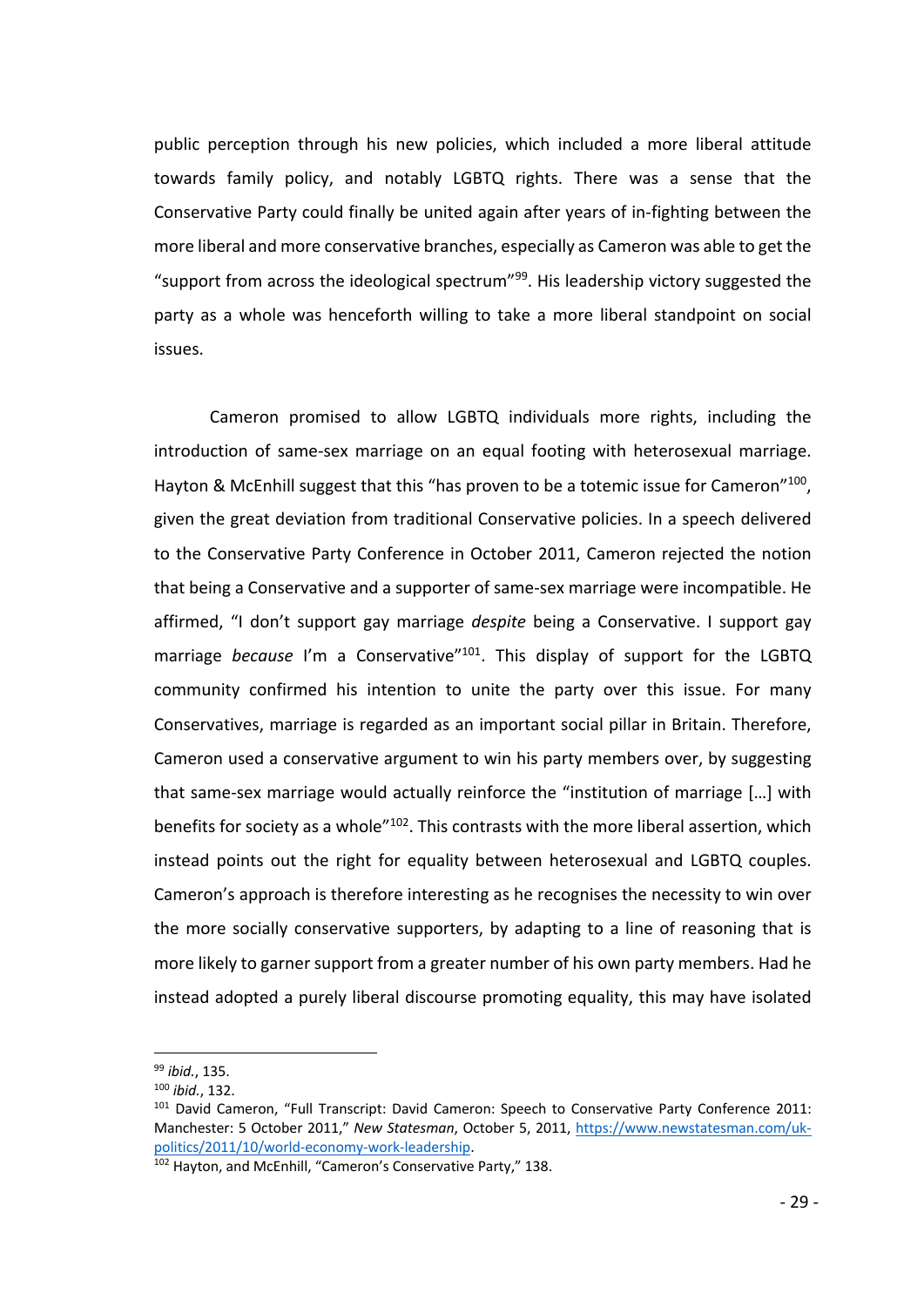public perception through his new policies, which included a more liberal attitude towards family policy, and notably LGBTQ rights. There was a sense that the Conservative Party could finally be united again after years of in-fighting between the more liberal and more conservative branches, especially as Cameron was able to get the "support from across the ideological spectrum"[99]. His leadership victory suggested the party as a whole was henceforth willing to take a more liberal standpoint on social issues.

Cameron promised to allow LGBTQ individuals more rights, including the introduction of same-sex marriage on an equal footing with heterosexual marriage. Hayton & McEnhill suggest that this "has proven to be a totemic issue for Cameron"[100], given the great deviation from traditional Conservative policies. In a speech delivered to the Conservative Party Conference in October 2011, Cameron rejected the notion that being a Conservative and a supporter of same-sex marriage were incompatible. He affirmed, "I don't support gay marriage *despite* being a Conservative. I support gay marriage *because* I'm a Conservative"[101]. This display of support for the LGBTQ community confirmed his intention to unite the party over this issue. For many Conservatives, marriage is regarded as an important social pillar in Britain. Therefore, Cameron used a conservative argument to win his party members over, by suggesting that same-sex marriage would actually reinforce the "institution of marriage […] with benefits for society as a whole"[102]. This contrasts with the more liberal assertion, which instead points out the right for equality between heterosexual and LGBTQ couples. Cameron's approach is therefore interesting as he recognises the necessity to win over the more socially conservative supporters, by adapting to a line of reasoning that is more likely to garner support from a greater number of his own party members. Had he instead adopted a purely liberal discourse promoting equality, this may have isolated

---

[99] *ibid.*, 135.

[100] *ibid.*, 132.

[101] David Cameron, "Full Transcript: David Cameron: Speech to Conservative Party Conference 2011: Manchester: 5 October 2011," *New Statesman*, October 5, 2011, https://www.newstatesman.com/uk-politics/2011/10/world-economy-work-leadership.

[102] Hayton, and McEnhill, "Cameron's Conservative Party," 138.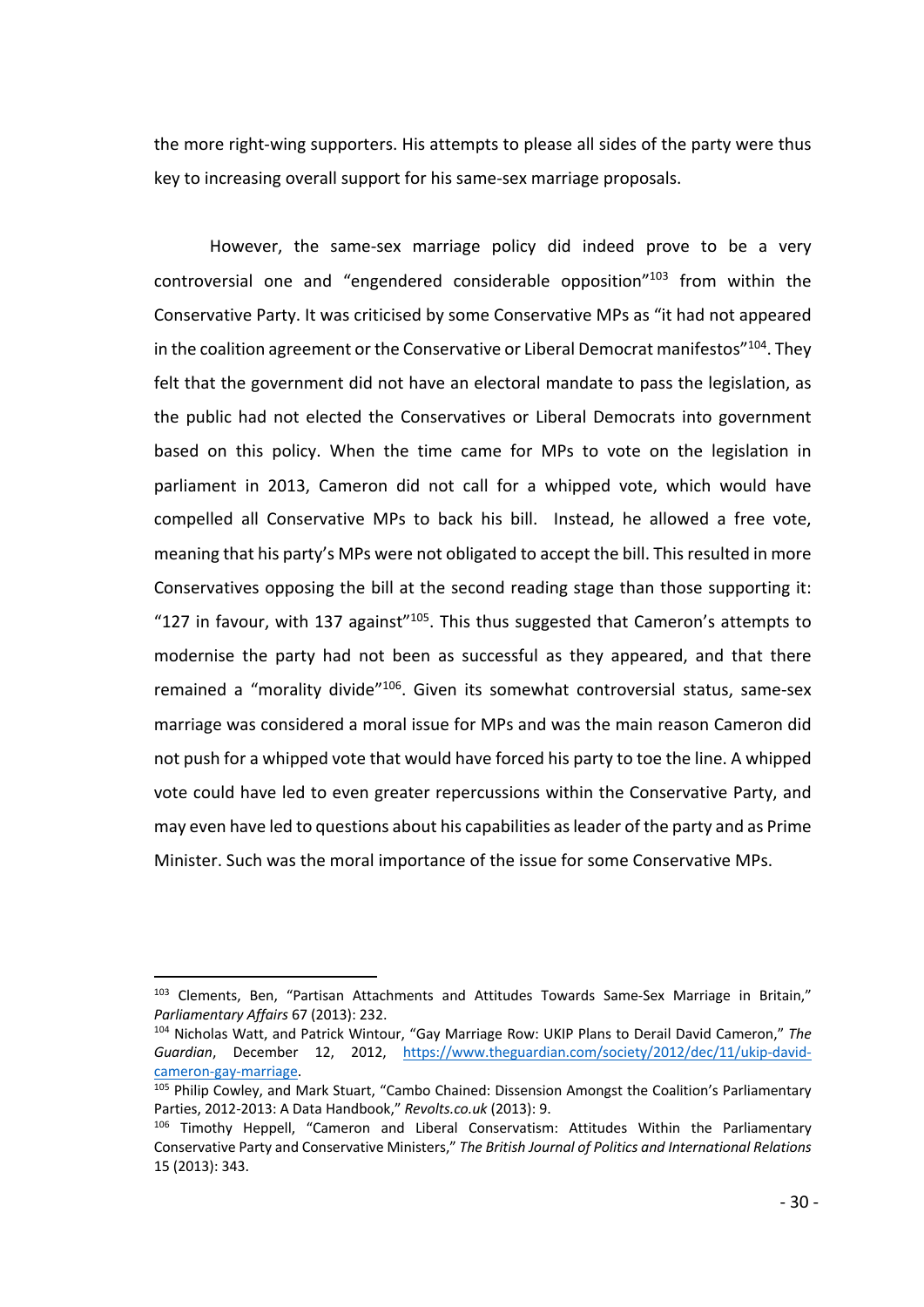the more right-wing supporters. His attempts to please all sides of the party were thus key to increasing overall support for his same-sex marriage proposals.

However, the same-sex marriage policy did indeed prove to be a very controversial one and "engendered considerable opposition"[103] from within the Conservative Party. It was criticised by some Conservative MPs as "it had not appeared in the coalition agreement or the Conservative or Liberal Democrat manifestos"[104]. They felt that the government did not have an electoral mandate to pass the legislation, as the public had not elected the Conservatives or Liberal Democrats into government based on this policy. When the time came for MPs to vote on the legislation in parliament in 2013, Cameron did not call for a whipped vote, which would have compelled all Conservative MPs to back his bill. Instead, he allowed a free vote, meaning that his party's MPs were not obligated to accept the bill. This resulted in more Conservatives opposing the bill at the second reading stage than those supporting it: "127 in favour, with 137 against"[105]. This thus suggested that Cameron's attempts to modernise the party had not been as successful as they appeared, and that there remained a "morality divide"[106]. Given its somewhat controversial status, same-sex marriage was considered a moral issue for MPs and was the main reason Cameron did not push for a whipped vote that would have forced his party to toe the line. A whipped vote could have led to even greater repercussions within the Conservative Party, and may even have led to questions about his capabilities as leader of the party and as Prime Minister. Such was the moral importance of the issue for some Conservative MPs.

---

[103] Clements, Ben, "Partisan Attachments and Attitudes Towards Same-Sex Marriage in Britain," *Parliamentary Affairs* 67 (2013): 232.

[104] Nicholas Watt, and Patrick Wintour, "Gay Marriage Row: UKIP Plans to Derail David Cameron," *The Guardian*, December 12, 2012, https://www.theguardian.com/society/2012/dec/11/ukip-david-cameron-gay-marriage.

[105] Philip Cowley, and Mark Stuart, "Cambo Chained: Dissension Amongst the Coalition's Parliamentary Parties, 2012-2013: A Data Handbook," *Revolts.co.uk* (2013): 9.

[106] Timothy Heppell, "Cameron and Liberal Conservatism: Attitudes Within the Parliamentary Conservative Party and Conservative Ministers," *The British Journal of Politics and International Relations* 15 (2013): 343.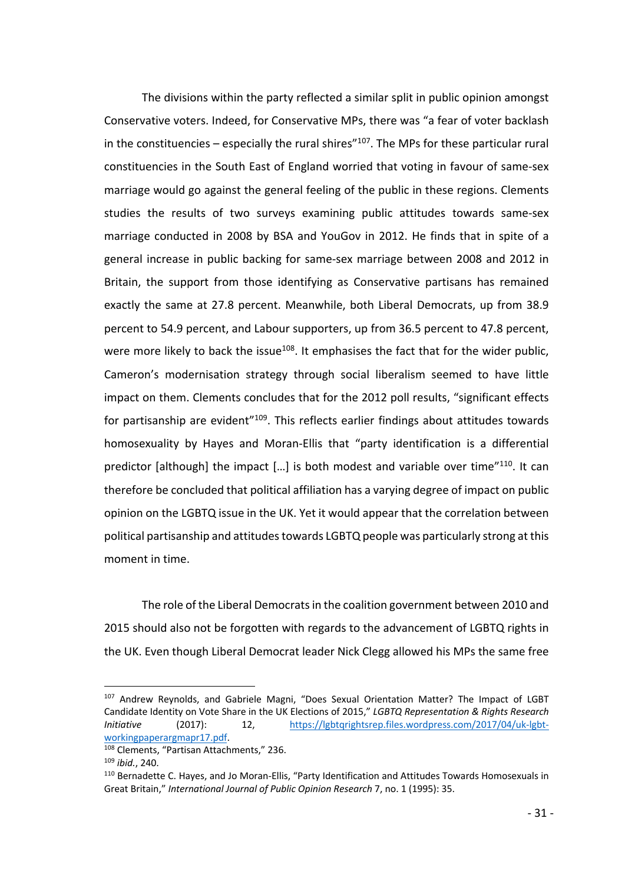The divisions within the party reflected a similar split in public opinion amongst Conservative voters. Indeed, for Conservative MPs, there was "a fear of voter backlash in the constituencies – especially the rural shires"[107]. The MPs for these particular rural constituencies in the South East of England worried that voting in favour of same-sex marriage would go against the general feeling of the public in these regions. Clements studies the results of two surveys examining public attitudes towards same-sex marriage conducted in 2008 by BSA and YouGov in 2012. He finds that in spite of a general increase in public backing for same-sex marriage between 2008 and 2012 in Britain, the support from those identifying as Conservative partisans has remained exactly the same at 27.8 percent. Meanwhile, both Liberal Democrats, up from 38.9 percent to 54.9 percent, and Labour supporters, up from 36.5 percent to 47.8 percent, were more likely to back the issue[108]. It emphasises the fact that for the wider public, Cameron's modernisation strategy through social liberalism seemed to have little impact on them. Clements concludes that for the 2012 poll results, "significant effects for partisanship are evident"[109]. This reflects earlier findings about attitudes towards homosexuality by Hayes and Moran-Ellis that "party identification is a differential predictor [although] the impact […] is both modest and variable over time"[110]. It can therefore be concluded that political affiliation has a varying degree of impact on public opinion on the LGBTQ issue in the UK. Yet it would appear that the correlation between political partisanship and attitudes towards LGBTQ people was particularly strong at this moment in time.

The role of the Liberal Democrats in the coalition government between 2010 and 2015 should also not be forgotten with regards to the advancement of LGBTQ rights in the UK. Even though Liberal Democrat leader Nick Clegg allowed his MPs the same free

---

[107] Andrew Reynolds, and Gabriele Magni, "Does Sexual Orientation Matter? The Impact of LGBT Candidate Identity on Vote Share in the UK Elections of 2015," *LGBTQ Representation & Rights Research Initiative* (2017): 12, https://lgbtqrightsrep.files.wordpress.com/2017/04/uk-lgbt-workingpaperargmapr17.pdf.

[108] Clements, "Partisan Attachments," 236.

[109] *ibid.*, 240.

[110] Bernadette C. Hayes, and Jo Moran-Ellis, "Party Identification and Attitudes Towards Homosexuals in Great Britain," *International Journal of Public Opinion Research* 7, no. 1 (1995): 35.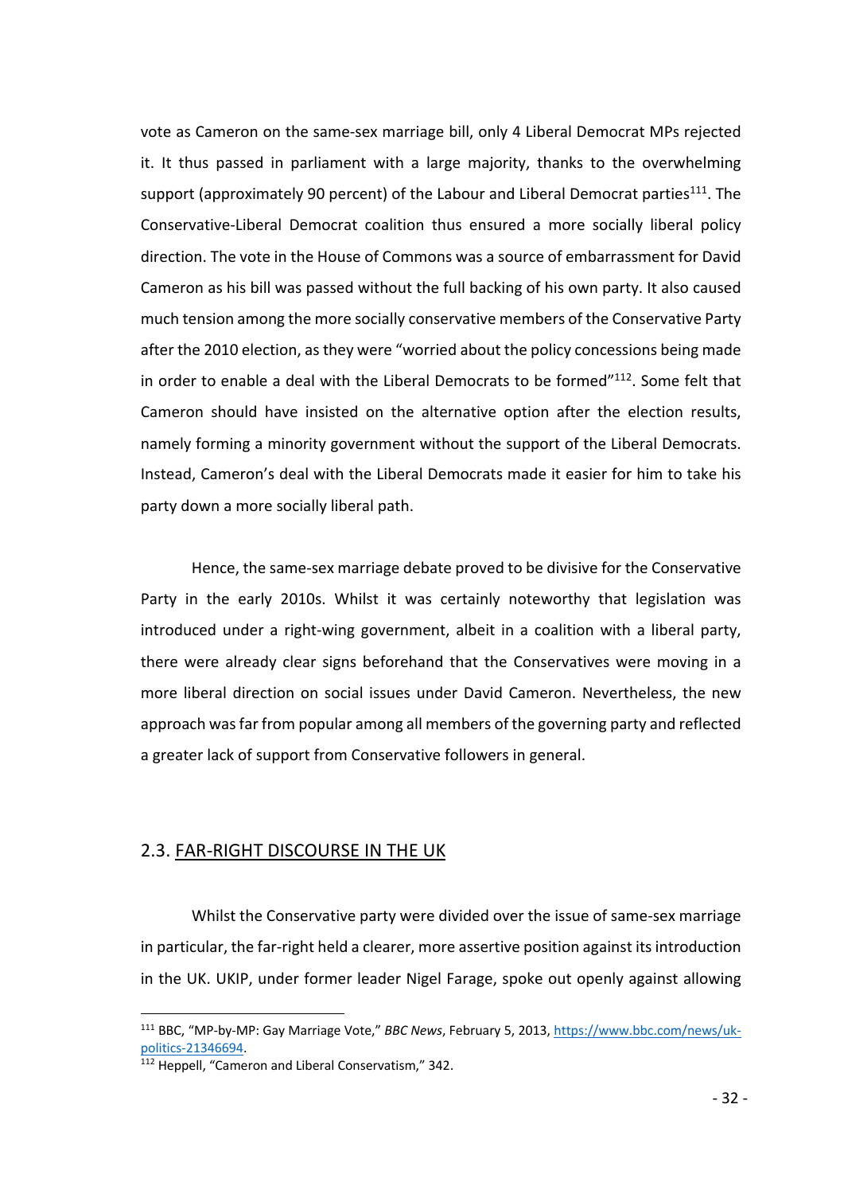vote as Cameron on the same-sex marriage bill, only 4 Liberal Democrat MPs rejected it. It thus passed in parliament with a large majority, thanks to the overwhelming support (approximately 90 percent) of the Labour and Liberal Democrat parties[111]. The Conservative-Liberal Democrat coalition thus ensured a more socially liberal policy direction. The vote in the House of Commons was a source of embarrassment for David Cameron as his bill was passed without the full backing of his own party. It also caused much tension among the more socially conservative members of the Conservative Party after the 2010 election, as they were "worried about the policy concessions being made in order to enable a deal with the Liberal Democrats to be formed"[112]. Some felt that Cameron should have insisted on the alternative option after the election results, namely forming a minority government without the support of the Liberal Democrats. Instead, Cameron's deal with the Liberal Democrats made it easier for him to take his party down a more socially liberal path.

Hence, the same-sex marriage debate proved to be divisive for the Conservative Party in the early 2010s. Whilst it was certainly noteworthy that legislation was introduced under a right-wing government, albeit in a coalition with a liberal party, there were already clear signs beforehand that the Conservatives were moving in a more liberal direction on social issues under David Cameron. Nevertheless, the new approach was far from popular among all members of the governing party and reflected a greater lack of support from Conservative followers in general.

## 2.3. FAR-RIGHT DISCOURSE IN THE UK

Whilst the Conservative party were divided over the issue of same-sex marriage in particular, the far-right held a clearer, more assertive position against its introduction in the UK. UKIP, under former leader Nigel Farage, spoke out openly against allowing

---

[111] BBC, "MP-by-MP: Gay Marriage Vote," *BBC News*, February 5, 2013, https://www.bbc.com/news/uk-politics-21346694.

[112] Heppell, "Cameron and Liberal Conservatism," 342.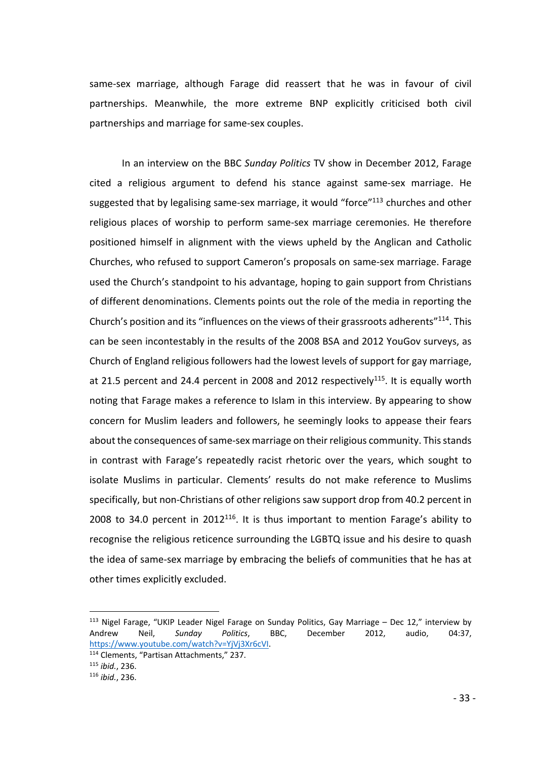same-sex marriage, although Farage did reassert that he was in favour of civil partnerships. Meanwhile, the more extreme BNP explicitly criticised both civil partnerships and marriage for same-sex couples.

In an interview on the BBC *Sunday Politics* TV show in December 2012, Farage cited a religious argument to defend his stance against same-sex marriage. He suggested that by legalising same-sex marriage, it would "force"[113] churches and other religious places of worship to perform same-sex marriage ceremonies. He therefore positioned himself in alignment with the views upheld by the Anglican and Catholic Churches, who refused to support Cameron's proposals on same-sex marriage. Farage used the Church's standpoint to his advantage, hoping to gain support from Christians of different denominations. Clements points out the role of the media in reporting the Church's position and its "influences on the views of their grassroots adherents"[114]. This can be seen incontestably in the results of the 2008 BSA and 2012 YouGov surveys, as Church of England religious followers had the lowest levels of support for gay marriage, at 21.5 percent and 24.4 percent in 2008 and 2012 respectively[115]. It is equally worth noting that Farage makes a reference to Islam in this interview. By appearing to show concern for Muslim leaders and followers, he seemingly looks to appease their fears about the consequences of same-sex marriage on their religious community. This stands in contrast with Farage's repeatedly racist rhetoric over the years, which sought to isolate Muslims in particular. Clements' results do not make reference to Muslims specifically, but non-Christians of other religions saw support drop from 40.2 percent in 2008 to 34.0 percent in 2012[116]. It is thus important to mention Farage's ability to recognise the religious reticence surrounding the LGBTQ issue and his desire to quash the idea of same-sex marriage by embracing the beliefs of communities that he has at other times explicitly excluded.

---

[113] Nigel Farage, "UKIP Leader Nigel Farage on Sunday Politics, Gay Marriage – Dec 12," interview by Andrew Neil, *Sunday Politics*, BBC, December 2012, audio, 04:37, https://www.youtube.com/watch?v=YjVj3Xr6cVI.

[114] Clements, "Partisan Attachments," 237.

[115] *ibid.*, 236.

[116] *ibid.*, 236.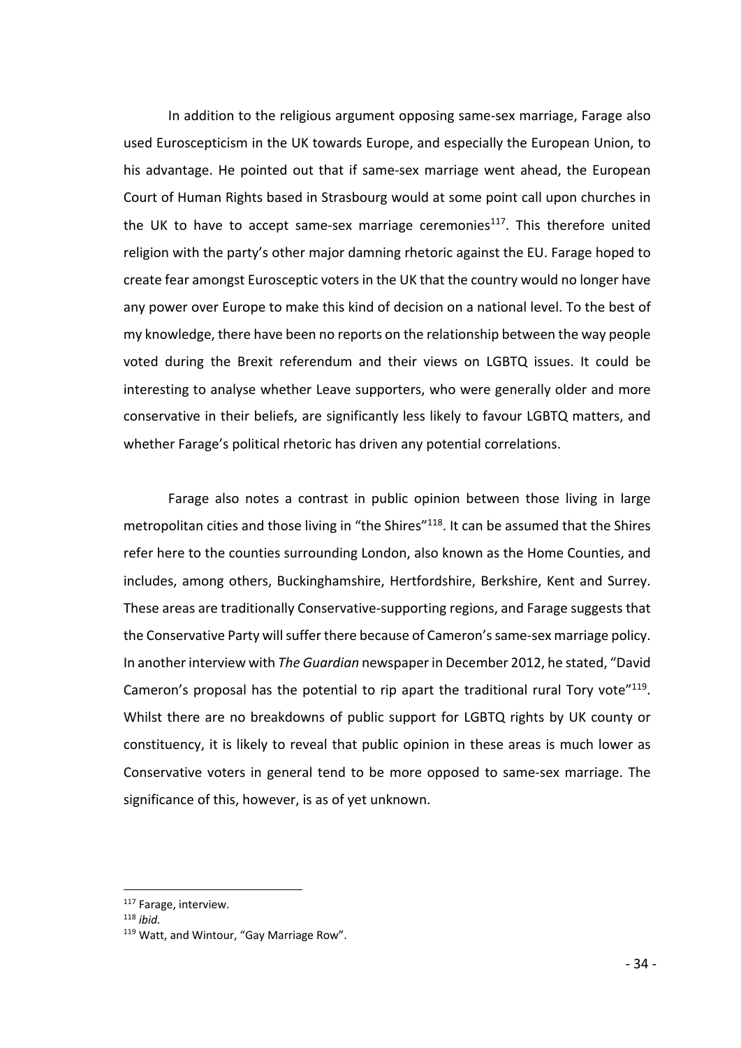In addition to the religious argument opposing same-sex marriage, Farage also used Euroscepticism in the UK towards Europe, and especially the European Union, to his advantage. He pointed out that if same-sex marriage went ahead, the European Court of Human Rights based in Strasbourg would at some point call upon churches in the UK to have to accept same-sex marriage ceremonies[117]. This therefore united religion with the party's other major damning rhetoric against the EU. Farage hoped to create fear amongst Eurosceptic voters in the UK that the country would no longer have any power over Europe to make this kind of decision on a national level. To the best of my knowledge, there have been no reports on the relationship between the way people voted during the Brexit referendum and their views on LGBTQ issues. It could be interesting to analyse whether Leave supporters, who were generally older and more conservative in their beliefs, are significantly less likely to favour LGBTQ matters, and whether Farage's political rhetoric has driven any potential correlations.

Farage also notes a contrast in public opinion between those living in large metropolitan cities and those living in "the Shires"[118]. It can be assumed that the Shires refer here to the counties surrounding London, also known as the Home Counties, and includes, among others, Buckinghamshire, Hertfordshire, Berkshire, Kent and Surrey. These areas are traditionally Conservative-supporting regions, and Farage suggests that the Conservative Party will suffer there because of Cameron's same-sex marriage policy. In another interview with *The Guardian* newspaper in December 2012, he stated, "David Cameron's proposal has the potential to rip apart the traditional rural Tory vote"[119]. Whilst there are no breakdowns of public support for LGBTQ rights by UK county or constituency, it is likely to reveal that public opinion in these areas is much lower as Conservative voters in general tend to be more opposed to same-sex marriage. The significance of this, however, is as of yet unknown.

---

[117] Farage, interview.

[118] *ibid.*

[119] Watt, and Wintour, "Gay Marriage Row".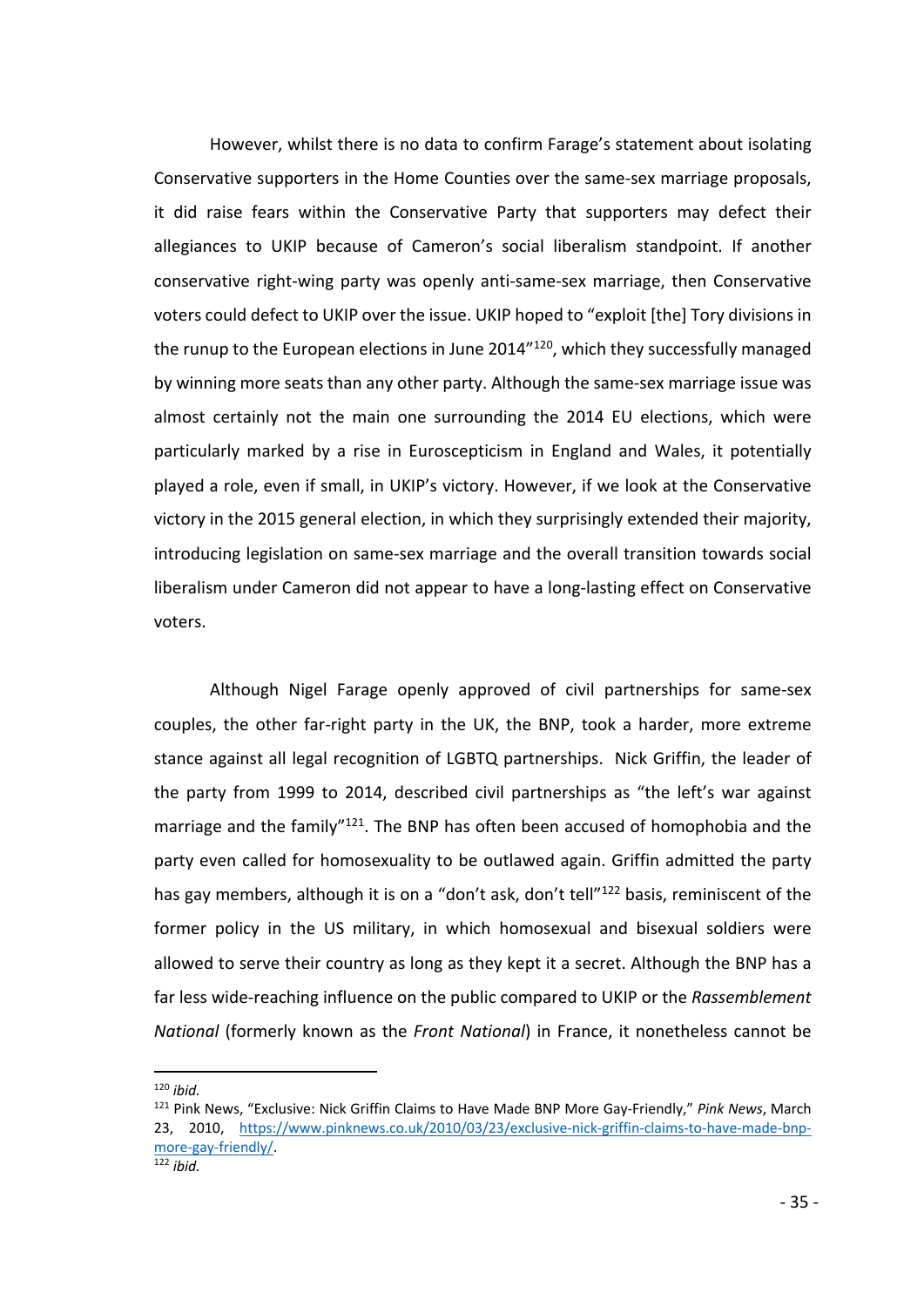However, whilst there is no data to confirm Farage's statement about isolating Conservative supporters in the Home Counties over the same-sex marriage proposals, it did raise fears within the Conservative Party that supporters may defect their allegiances to UKIP because of Cameron's social liberalism standpoint. If another conservative right-wing party was openly anti-same-sex marriage, then Conservative voters could defect to UKIP over the issue. UKIP hoped to "exploit [the] Tory divisions in the runup to the European elections in June 2014"[120], which they successfully managed by winning more seats than any other party. Although the same-sex marriage issue was almost certainly not the main one surrounding the 2014 EU elections, which were particularly marked by a rise in Euroscepticism in England and Wales, it potentially played a role, even if small, in UKIP's victory. However, if we look at the Conservative victory in the 2015 general election, in which they surprisingly extended their majority, introducing legislation on same-sex marriage and the overall transition towards social liberalism under Cameron did not appear to have a long-lasting effect on Conservative voters.

Although Nigel Farage openly approved of civil partnerships for same-sex couples, the other far-right party in the UK, the BNP, took a harder, more extreme stance against all legal recognition of LGBTQ partnerships. Nick Griffin, the leader of the party from 1999 to 2014, described civil partnerships as "the left's war against marriage and the family"[121]. The BNP has often been accused of homophobia and the party even called for homosexuality to be outlawed again. Griffin admitted the party has gay members, although it is on a "don't ask, don't tell"[122] basis, reminiscent of the former policy in the US military, in which homosexual and bisexual soldiers were allowed to serve their country as long as they kept it a secret. Although the BNP has a far less wide-reaching influence on the public compared to UKIP or the *Rassemblement National* (formerly known as the *Front National*) in France, it nonetheless cannot be

---

[120] *ibid.*

[121] Pink News, "Exclusive: Nick Griffin Claims to Have Made BNP More Gay-Friendly," *Pink News*, March 23, 2010, https://www.pinknews.co.uk/2010/03/23/exclusive-nick-griffin-claims-to-have-made-bnp-more-gay-friendly/.

[122] *ibid.*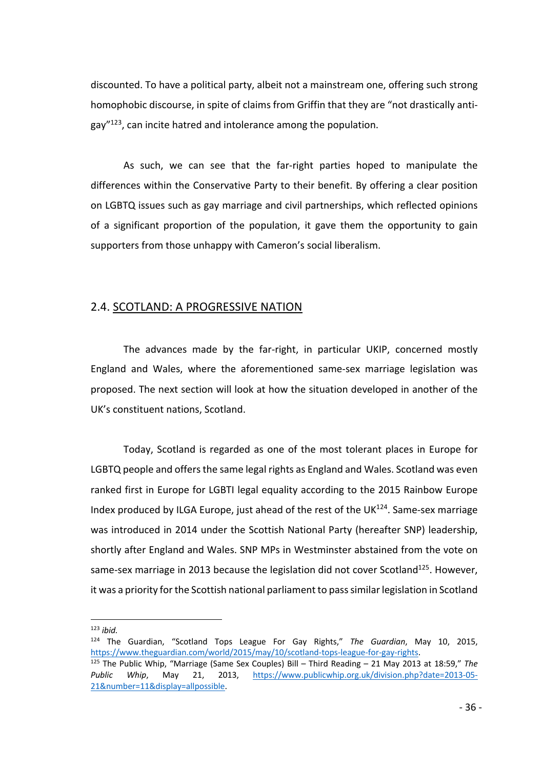discounted. To have a political party, albeit not a mainstream one, offering such strong homophobic discourse, in spite of claims from Griffin that they are "not drastically anti-gay"[123], can incite hatred and intolerance among the population.

As such, we can see that the far-right parties hoped to manipulate the differences within the Conservative Party to their benefit. By offering a clear position on LGBTQ issues such as gay marriage and civil partnerships, which reflected opinions of a significant proportion of the population, it gave them the opportunity to gain supporters from those unhappy with Cameron's social liberalism.

## 2.4. SCOTLAND: A PROGRESSIVE NATION

The advances made by the far-right, in particular UKIP, concerned mostly England and Wales, where the aforementioned same-sex marriage legislation was proposed. The next section will look at how the situation developed in another of the UK's constituent nations, Scotland.

Today, Scotland is regarded as one of the most tolerant places in Europe for LGBTQ people and offers the same legal rights as England and Wales. Scotland was even ranked first in Europe for LGBTI legal equality according to the 2015 Rainbow Europe Index produced by ILGA Europe, just ahead of the rest of the UK[124]. Same-sex marriage was introduced in 2014 under the Scottish National Party (hereafter SNP) leadership, shortly after England and Wales. SNP MPs in Westminster abstained from the vote on same-sex marriage in 2013 because the legislation did not cover Scotland[125]. However, it was a priority for the Scottish national parliament to pass similar legislation in Scotland

---

[123] *ibid.*

[124] The Guardian, "Scotland Tops League For Gay Rights," *The Guardian*, May 10, 2015, https://www.theguardian.com/world/2015/may/10/scotland-tops-league-for-gay-rights.

[125] The Public Whip, "Marriage (Same Sex Couples) Bill – Third Reading – 21 May 2013 at 18:59," *The Public Whip*, May 21, 2013, https://www.publicwhip.org.uk/division.php?date=2013-05-21&number=11&display=allpossible.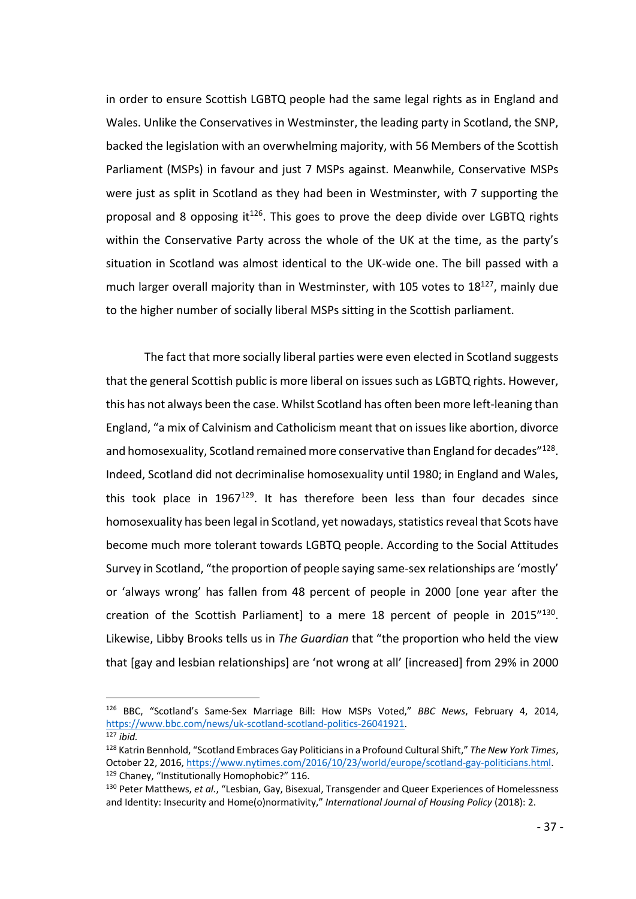in order to ensure Scottish LGBTQ people had the same legal rights as in England and Wales. Unlike the Conservatives in Westminster, the leading party in Scotland, the SNP, backed the legislation with an overwhelming majority, with 56 Members of the Scottish Parliament (MSPs) in favour and just 7 MSPs against. Meanwhile, Conservative MSPs were just as split in Scotland as they had been in Westminster, with 7 supporting the proposal and 8 opposing it[126]. This goes to prove the deep divide over LGBTQ rights within the Conservative Party across the whole of the UK at the time, as the party's situation in Scotland was almost identical to the UK-wide one. The bill passed with a much larger overall majority than in Westminster, with 105 votes to 18[127], mainly due to the higher number of socially liberal MSPs sitting in the Scottish parliament.

The fact that more socially liberal parties were even elected in Scotland suggests that the general Scottish public is more liberal on issues such as LGBTQ rights. However, this has not always been the case. Whilst Scotland has often been more left-leaning than England, "a mix of Calvinism and Catholicism meant that on issues like abortion, divorce and homosexuality, Scotland remained more conservative than England for decades"[128]. Indeed, Scotland did not decriminalise homosexuality until 1980; in England and Wales, this took place in 1967[129]. It has therefore been less than four decades since homosexuality has been legal in Scotland, yet nowadays, statistics reveal that Scots have become much more tolerant towards LGBTQ people. According to the Social Attitudes Survey in Scotland, "the proportion of people saying same-sex relationships are 'mostly' or 'always wrong' has fallen from 48 percent of people in 2000 [one year after the creation of the Scottish Parliament] to a mere 18 percent of people in 2015"[130]. Likewise, Libby Brooks tells us in *The Guardian* that "the proportion who held the view that [gay and lesbian relationships] are 'not wrong at all' [increased] from 29% in 2000

---

[126] BBC, "Scotland's Same-Sex Marriage Bill: How MSPs Voted," *BBC News*, February 4, 2014, https://www.bbc.com/news/uk-scotland-scotland-politics-26041921.

[127] *ibid.*

[128] Katrin Bennhold, "Scotland Embraces Gay Politicians in a Profound Cultural Shift," *The New York Times*, October 22, 2016, https://www.nytimes.com/2016/10/23/world/europe/scotland-gay-politicians.html.

[129] Chaney, "Institutionally Homophobic?" 116.

[130] Peter Matthews, *et al.*, "Lesbian, Gay, Bisexual, Transgender and Queer Experiences of Homelessness and Identity: Insecurity and Home(o)normativity," *International Journal of Housing Policy* (2018): 2.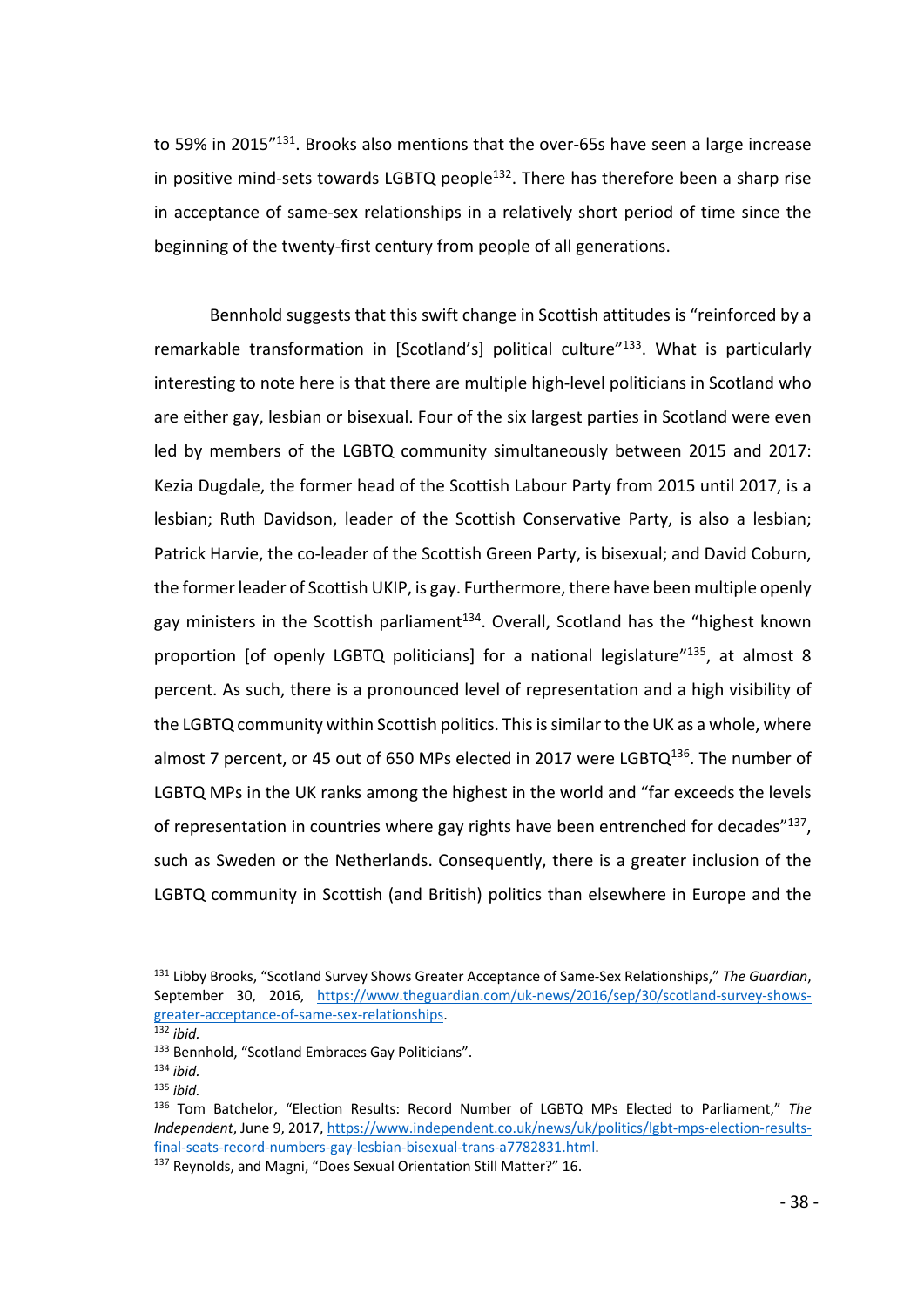to 59% in 2015"[131]. Brooks also mentions that the over-65s have seen a large increase in positive mind-sets towards LGBTQ people[132]. There has therefore been a sharp rise in acceptance of same-sex relationships in a relatively short period of time since the beginning of the twenty-first century from people of all generations.

Bennhold suggests that this swift change in Scottish attitudes is "reinforced by a remarkable transformation in [Scotland's] political culture"[133]. What is particularly interesting to note here is that there are multiple high-level politicians in Scotland who are either gay, lesbian or bisexual. Four of the six largest parties in Scotland were even led by members of the LGBTQ community simultaneously between 2015 and 2017: Kezia Dugdale, the former head of the Scottish Labour Party from 2015 until 2017, is a lesbian; Ruth Davidson, leader of the Scottish Conservative Party, is also a lesbian; Patrick Harvie, the co-leader of the Scottish Green Party, is bisexual; and David Coburn, the former leader of Scottish UKIP, is gay. Furthermore, there have been multiple openly gay ministers in the Scottish parliament[134]. Overall, Scotland has the "highest known proportion [of openly LGBTQ politicians] for a national legislature"[135], at almost 8 percent. As such, there is a pronounced level of representation and a high visibility of the LGBTQ community within Scottish politics. This is similar to the UK as a whole, where almost 7 percent, or 45 out of 650 MPs elected in 2017 were LGBTQ[136]. The number of LGBTQ MPs in the UK ranks among the highest in the world and "far exceeds the levels of representation in countries where gay rights have been entrenched for decades"[137], such as Sweden or the Netherlands. Consequently, there is a greater inclusion of the LGBTQ community in Scottish (and British) politics than elsewhere in Europe and the

---

[131] Libby Brooks, "Scotland Survey Shows Greater Acceptance of Same-Sex Relationships," *The Guardian*, September 30, 2016, https://www.theguardian.com/uk-news/2016/sep/30/scotland-survey-shows-greater-acceptance-of-same-sex-relationships.

[132] *ibid.*

[133] Bennhold, "Scotland Embraces Gay Politicians".

[134] *ibid.*

[135] *ibid.*

[136] Tom Batchelor, "Election Results: Record Number of LGBTQ MPs Elected to Parliament," *The Independent*, June 9, 2017, https://www.independent.co.uk/news/uk/politics/lgbt-mps-election-results-final-seats-record-numbers-gay-lesbian-bisexual-trans-a7782831.html.

[137] Reynolds, and Magni, "Does Sexual Orientation Still Matter?" 16.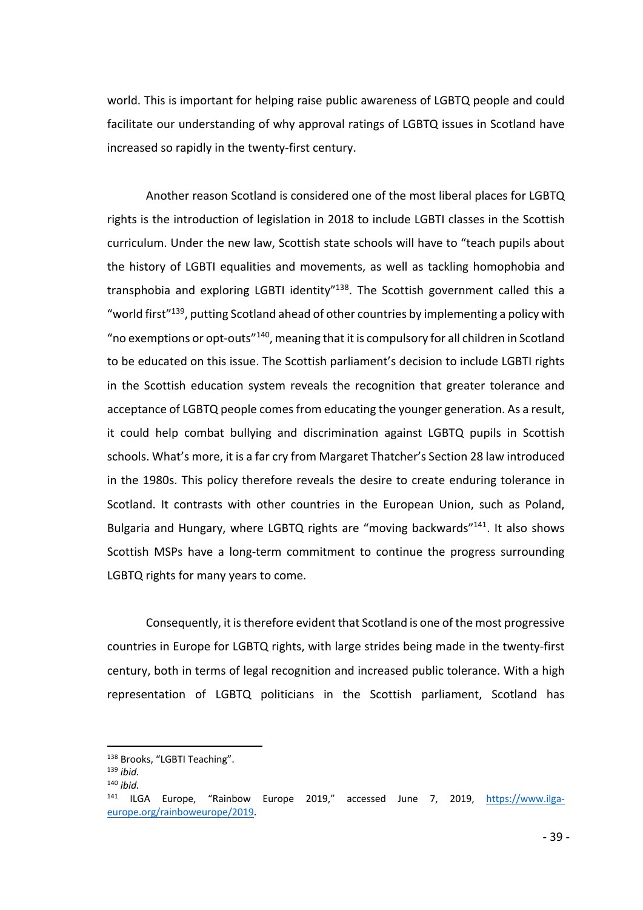world. This is important for helping raise public awareness of LGBTQ people and could facilitate our understanding of why approval ratings of LGBTQ issues in Scotland have increased so rapidly in the twenty-first century.

Another reason Scotland is considered one of the most liberal places for LGBTQ rights is the introduction of legislation in 2018 to include LGBTI classes in the Scottish curriculum. Under the new law, Scottish state schools will have to "teach pupils about the history of LGBTI equalities and movements, as well as tackling homophobia and transphobia and exploring LGBTI identity"[138]. The Scottish government called this a "world first"[139], putting Scotland ahead of other countries by implementing a policy with "no exemptions or opt-outs"[140], meaning that it is compulsory for all children in Scotland to be educated on this issue. The Scottish parliament's decision to include LGBTI rights in the Scottish education system reveals the recognition that greater tolerance and acceptance of LGBTQ people comes from educating the younger generation. As a result, it could help combat bullying and discrimination against LGBTQ pupils in Scottish schools. What's more, it is a far cry from Margaret Thatcher's Section 28 law introduced in the 1980s. This policy therefore reveals the desire to create enduring tolerance in Scotland. It contrasts with other countries in the European Union, such as Poland, Bulgaria and Hungary, where LGBTQ rights are "moving backwards"[141]. It also shows Scottish MSPs have a long-term commitment to continue the progress surrounding LGBTQ rights for many years to come.

Consequently, it is therefore evident that Scotland is one of the most progressive countries in Europe for LGBTQ rights, with large strides being made in the twenty-first century, both in terms of legal recognition and increased public tolerance. With a high representation of LGBTQ politicians in the Scottish parliament, Scotland has

---

[138] Brooks, "LGBTI Teaching".

[139] *ibid.*

[140] *ibid.*

[141] ILGA Europe, "Rainbow Europe 2019," accessed June 7, 2019, https://www.ilga-europe.org/rainboweurope/2019.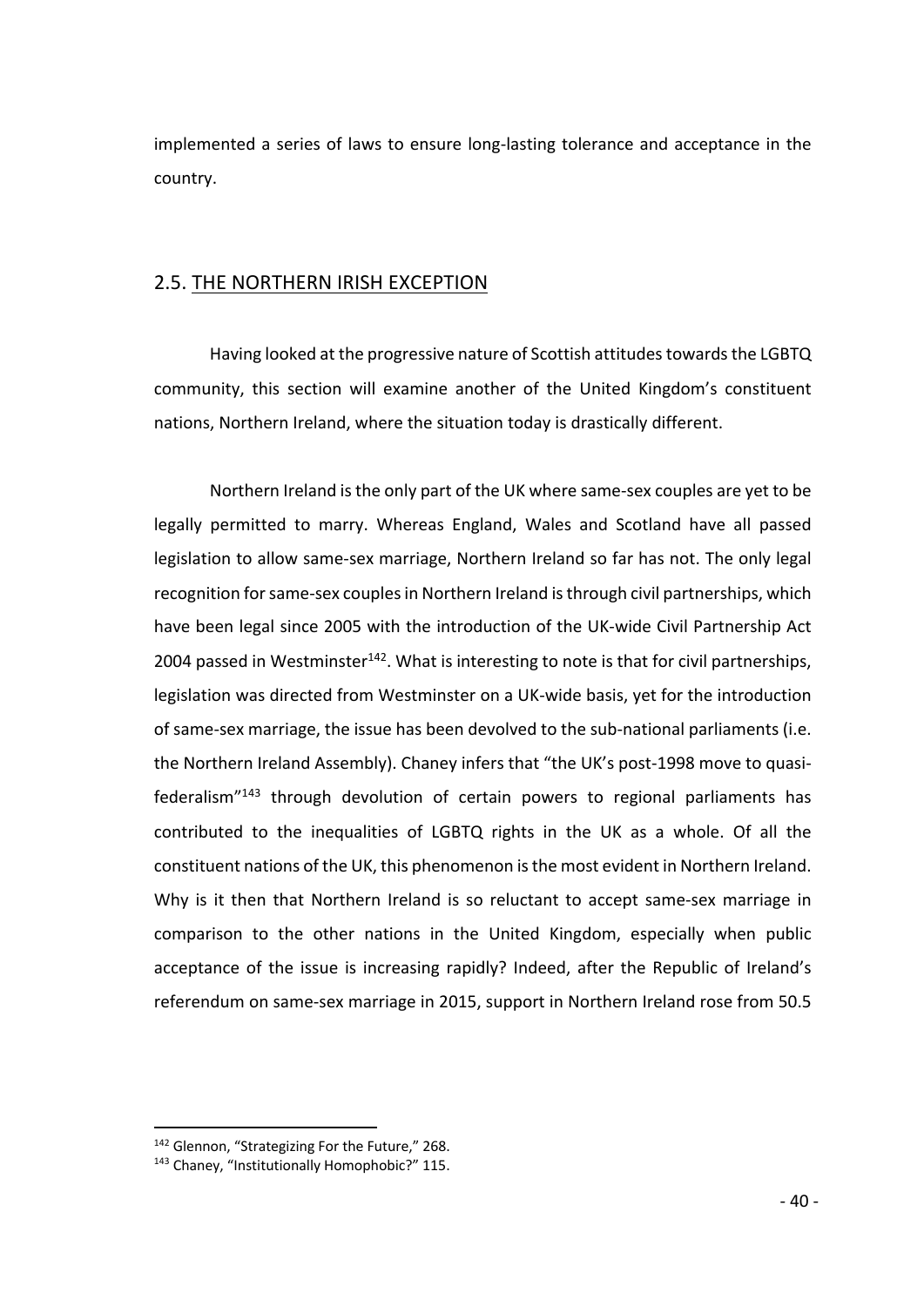implemented a series of laws to ensure long-lasting tolerance and acceptance in the country.

## 2.5. THE NORTHERN IRISH EXCEPTION

Having looked at the progressive nature of Scottish attitudes towards the LGBTQ community, this section will examine another of the United Kingdom's constituent nations, Northern Ireland, where the situation today is drastically different.

Northern Ireland is the only part of the UK where same-sex couples are yet to be legally permitted to marry. Whereas England, Wales and Scotland have all passed legislation to allow same-sex marriage, Northern Ireland so far has not. The only legal recognition for same-sex couples in Northern Ireland is through civil partnerships, which have been legal since 2005 with the introduction of the UK-wide Civil Partnership Act 2004 passed in Westminster[142]. What is interesting to note is that for civil partnerships, legislation was directed from Westminster on a UK-wide basis, yet for the introduction of same-sex marriage, the issue has been devolved to the sub-national parliaments (i.e. the Northern Ireland Assembly). Chaney infers that "the UK's post-1998 move to quasi-federalism"[143] through devolution of certain powers to regional parliaments has contributed to the inequalities of LGBTQ rights in the UK as a whole. Of all the constituent nations of the UK, this phenomenon is the most evident in Northern Ireland. Why is it then that Northern Ireland is so reluctant to accept same-sex marriage in comparison to the other nations in the United Kingdom, especially when public acceptance of the issue is increasing rapidly? Indeed, after the Republic of Ireland's referendum on same-sex marriage in 2015, support in Northern Ireland rose from 50.5

---

[142] Glennon, "Strategizing For the Future," 268.

[143] Chaney, "Institutionally Homophobic?" 115.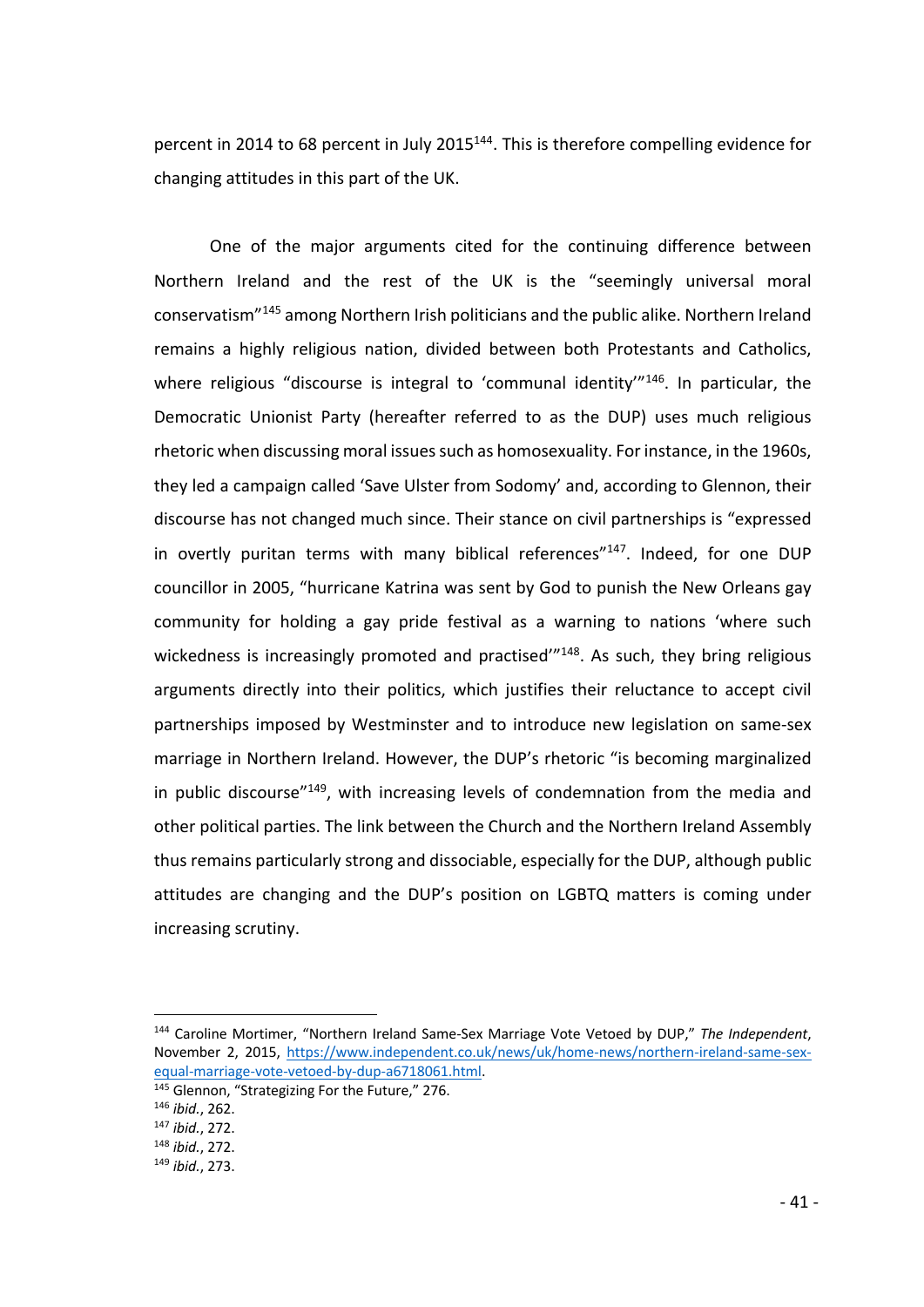percent in 2014 to 68 percent in July 2015[144]. This is therefore compelling evidence for changing attitudes in this part of the UK.

One of the major arguments cited for the continuing difference between Northern Ireland and the rest of the UK is the "seemingly universal moral conservatism"[145] among Northern Irish politicians and the public alike. Northern Ireland remains a highly religious nation, divided between both Protestants and Catholics, where religious "discourse is integral to 'communal identity'"[146]. In particular, the Democratic Unionist Party (hereafter referred to as the DUP) uses much religious rhetoric when discussing moral issues such as homosexuality. For instance, in the 1960s, they led a campaign called 'Save Ulster from Sodomy' and, according to Glennon, their discourse has not changed much since. Their stance on civil partnerships is "expressed in overtly puritan terms with many biblical references"[147]. Indeed, for one DUP councillor in 2005, "hurricane Katrina was sent by God to punish the New Orleans gay community for holding a gay pride festival as a warning to nations 'where such wickedness is increasingly promoted and practised'"[148]. As such, they bring religious arguments directly into their politics, which justifies their reluctance to accept civil partnerships imposed by Westminster and to introduce new legislation on same-sex marriage in Northern Ireland. However, the DUP's rhetoric "is becoming marginalized in public discourse"[149], with increasing levels of condemnation from the media and other political parties. The link between the Church and the Northern Ireland Assembly thus remains particularly strong and dissociable, especially for the DUP, although public attitudes are changing and the DUP's position on LGBTQ matters is coming under increasing scrutiny.

---

[144] Caroline Mortimer, "Northern Ireland Same-Sex Marriage Vote Vetoed by DUP," *The Independent*, November 2, 2015, https://www.independent.co.uk/news/uk/home-news/northern-ireland-same-sex-equal-marriage-vote-vetoed-by-dup-a6718061.html.

[145] Glennon, "Strategizing For the Future," 276.

[146] *ibid.*, 262.

[147] *ibid.*, 272.

[148] *ibid.*, 272.

[149] *ibid.*, 273.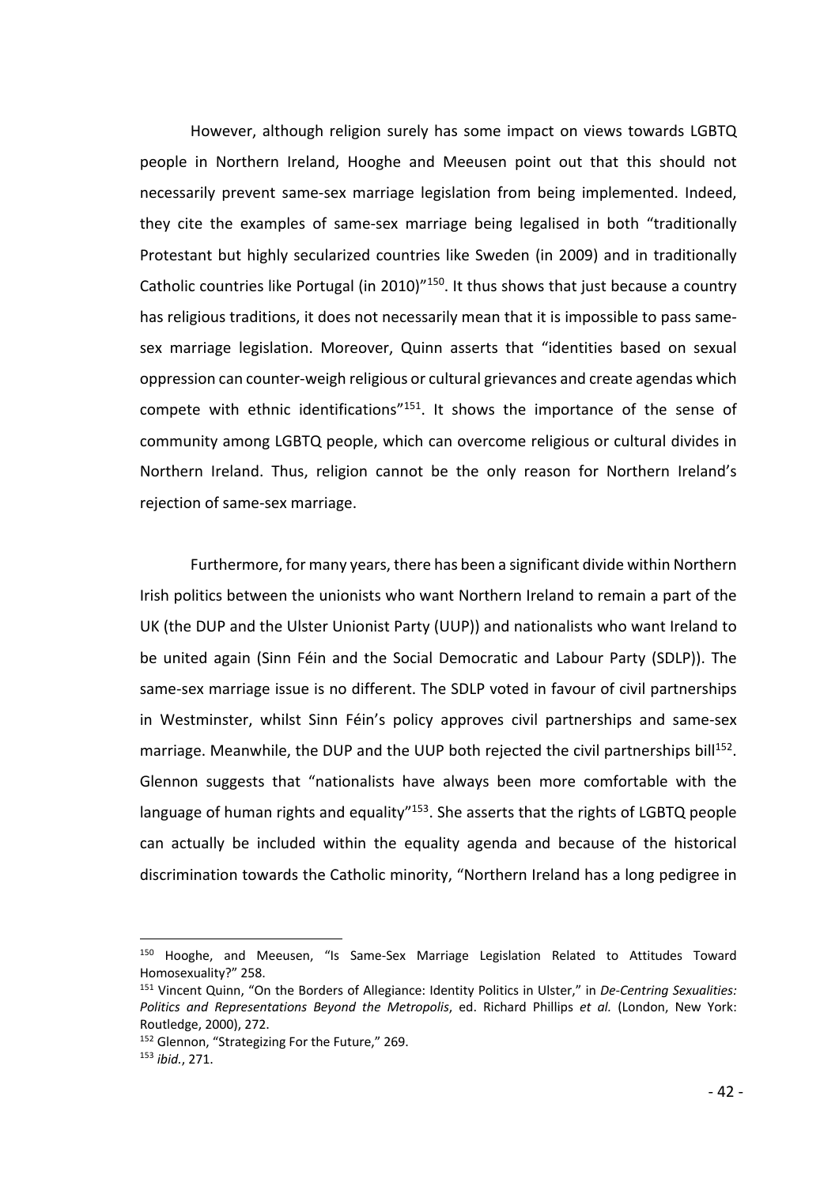However, although religion surely has some impact on views towards LGBTQ people in Northern Ireland, Hooghe and Meeusen point out that this should not necessarily prevent same-sex marriage legislation from being implemented. Indeed, they cite the examples of same-sex marriage being legalised in both "traditionally Protestant but highly secularized countries like Sweden (in 2009) and in traditionally Catholic countries like Portugal (in 2010)"[150]. It thus shows that just because a country has religious traditions, it does not necessarily mean that it is impossible to pass same-sex marriage legislation. Moreover, Quinn asserts that "identities based on sexual oppression can counter-weigh religious or cultural grievances and create agendas which compete with ethnic identifications"[151]. It shows the importance of the sense of community among LGBTQ people, which can overcome religious or cultural divides in Northern Ireland. Thus, religion cannot be the only reason for Northern Ireland's rejection of same-sex marriage.

Furthermore, for many years, there has been a significant divide within Northern Irish politics between the unionists who want Northern Ireland to remain a part of the UK (the DUP and the Ulster Unionist Party (UUP)) and nationalists who want Ireland to be united again (Sinn Féin and the Social Democratic and Labour Party (SDLP)). The same-sex marriage issue is no different. The SDLP voted in favour of civil partnerships in Westminster, whilst Sinn Féin's policy approves civil partnerships and same-sex marriage. Meanwhile, the DUP and the UUP both rejected the civil partnerships bill[152]. Glennon suggests that "nationalists have always been more comfortable with the language of human rights and equality"[153]. She asserts that the rights of LGBTQ people can actually be included within the equality agenda and because of the historical discrimination towards the Catholic minority, "Northern Ireland has a long pedigree in

---

[150] Hooghe, and Meeusen, "Is Same-Sex Marriage Legislation Related to Attitudes Toward Homosexuality?" 258.

[151] Vincent Quinn, "On the Borders of Allegiance: Identity Politics in Ulster," in *De-Centring Sexualities: Politics and Representations Beyond the Metropolis*, ed. Richard Phillips *et al.* (London, New York: Routledge, 2000), 272.

[152] Glennon, "Strategizing For the Future," 269.

[153] *ibid.*, 271.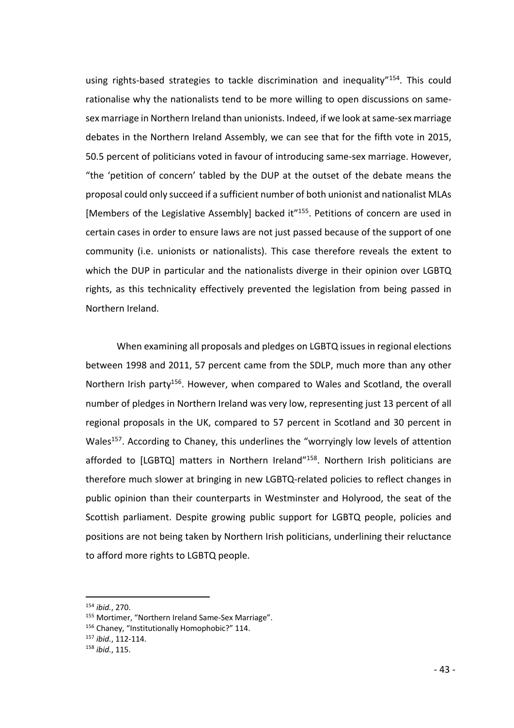using rights-based strategies to tackle discrimination and inequality"[154]. This could rationalise why the nationalists tend to be more willing to open discussions on same-sex marriage in Northern Ireland than unionists. Indeed, if we look at same-sex marriage debates in the Northern Ireland Assembly, we can see that for the fifth vote in 2015, 50.5 percent of politicians voted in favour of introducing same-sex marriage. However, "the 'petition of concern' tabled by the DUP at the outset of the debate means the proposal could only succeed if a sufficient number of both unionist and nationalist MLAs [Members of the Legislative Assembly] backed it"[155]. Petitions of concern are used in certain cases in order to ensure laws are not just passed because of the support of one community (i.e. unionists or nationalists). This case therefore reveals the extent to which the DUP in particular and the nationalists diverge in their opinion over LGBTQ rights, as this technicality effectively prevented the legislation from being passed in Northern Ireland.

When examining all proposals and pledges on LGBTQ issues in regional elections between 1998 and 2011, 57 percent came from the SDLP, much more than any other Northern Irish party[156]. However, when compared to Wales and Scotland, the overall number of pledges in Northern Ireland was very low, representing just 13 percent of all regional proposals in the UK, compared to 57 percent in Scotland and 30 percent in Wales[157]. According to Chaney, this underlines the "worryingly low levels of attention afforded to [LGBTQ] matters in Northern Ireland"[158]. Northern Irish politicians are therefore much slower at bringing in new LGBTQ-related policies to reflect changes in public opinion than their counterparts in Westminster and Holyrood, the seat of the Scottish parliament. Despite growing public support for LGBTQ people, policies and positions are not being taken by Northern Irish politicians, underlining their reluctance to afford more rights to LGBTQ people.

---

[154] *ibid.*, 270.

[155] Mortimer, "Northern Ireland Same-Sex Marriage".

[156] Chaney, "Institutionally Homophobic?" 114.

[157] *ibid.*, 112-114.

[158] *ibid.*, 115.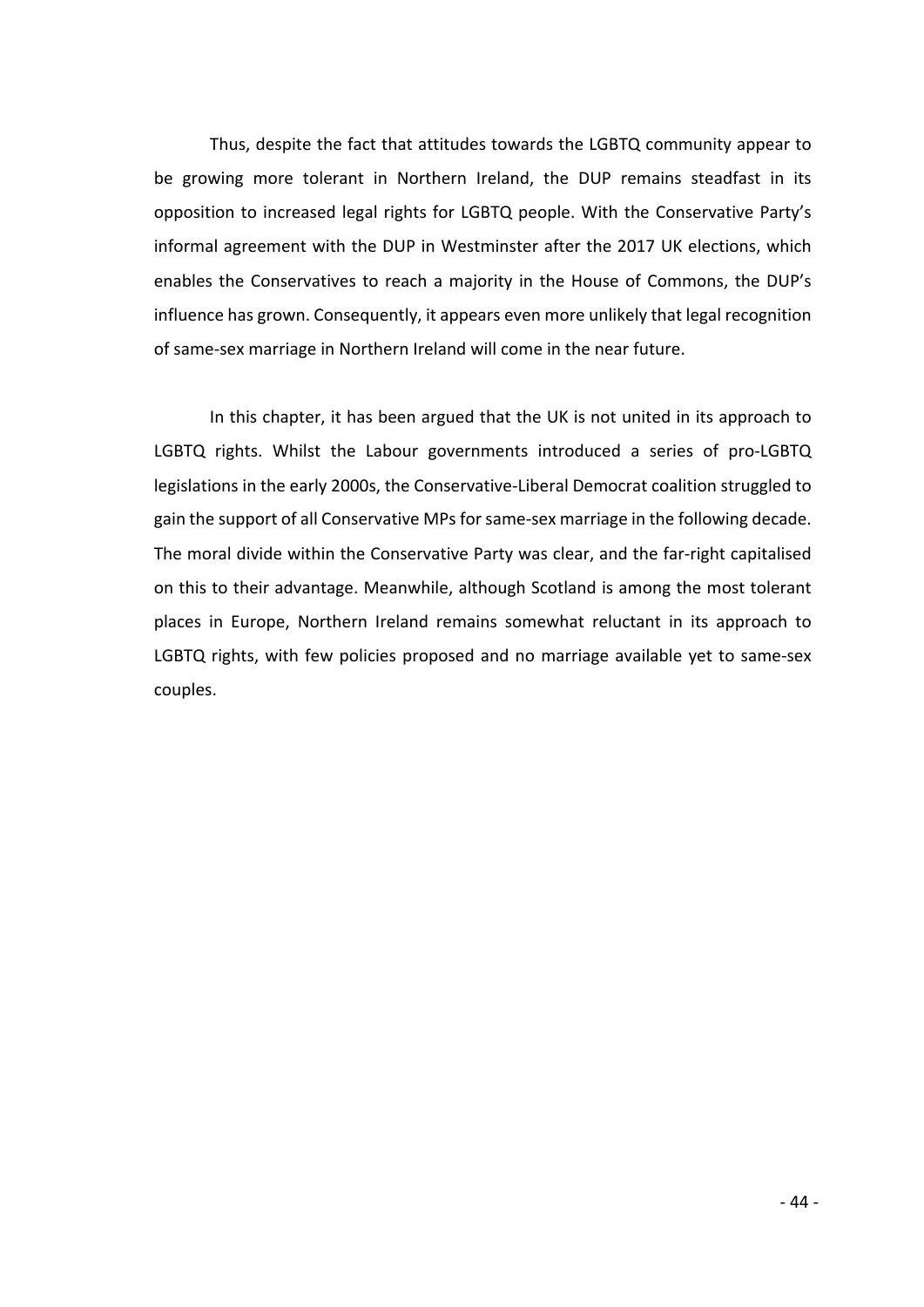Thus, despite the fact that attitudes towards the LGBTQ community appear to be growing more tolerant in Northern Ireland, the DUP remains steadfast in its opposition to increased legal rights for LGBTQ people. With the Conservative Party's informal agreement with the DUP in Westminster after the 2017 UK elections, which enables the Conservatives to reach a majority in the House of Commons, the DUP's influence has grown. Consequently, it appears even more unlikely that legal recognition of same-sex marriage in Northern Ireland will come in the near future.

In this chapter, it has been argued that the UK is not united in its approach to LGBTQ rights. Whilst the Labour governments introduced a series of pro-LGBTQ legislations in the early 2000s, the Conservative-Liberal Democrat coalition struggled to gain the support of all Conservative MPs for same-sex marriage in the following decade. The moral divide within the Conservative Party was clear, and the far-right capitalised on this to their advantage. Meanwhile, although Scotland is among the most tolerant places in Europe, Northern Ireland remains somewhat reluctant in its approach to LGBTQ rights, with few policies proposed and no marriage available yet to same-sex couples.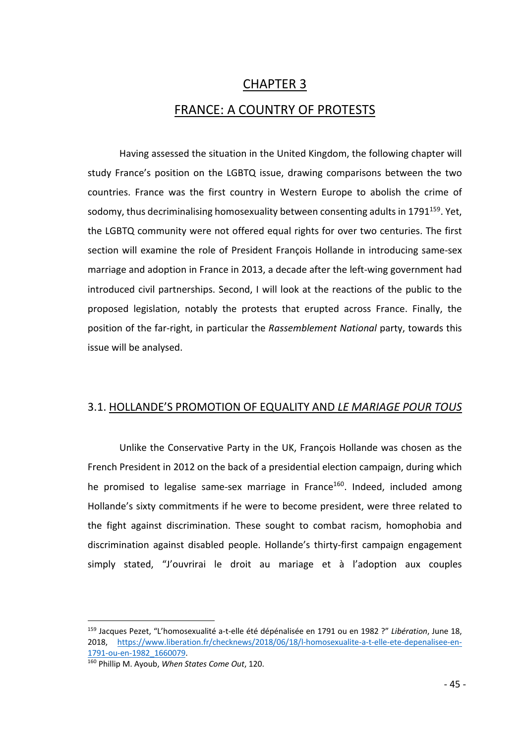# CHAPTER 3

# FRANCE: A COUNTRY OF PROTESTS

Having assessed the situation in the United Kingdom, the following chapter will study France's position on the LGBTQ issue, drawing comparisons between the two countries. France was the first country in Western Europe to abolish the crime of sodomy, thus decriminalising homosexuality between consenting adults in 1791[159]. Yet, the LGBTQ community were not offered equal rights for over two centuries. The first section will examine the role of President François Hollande in introducing same-sex marriage and adoption in France in 2013, a decade after the left-wing government had introduced civil partnerships. Second, I will look at the reactions of the public to the proposed legislation, notably the protests that erupted across France. Finally, the position of the far-right, in particular the *Rassemblement National* party, towards this issue will be analysed.

## 3.1. HOLLANDE'S PROMOTION OF EQUALITY AND *LE MARIAGE POUR TOUS*

Unlike the Conservative Party in the UK, François Hollande was chosen as the French President in 2012 on the back of a presidential election campaign, during which he promised to legalise same-sex marriage in France[160]. Indeed, included among Hollande's sixty commitments if he were to become president, were three related to the fight against discrimination. These sought to combat racism, homophobia and discrimination against disabled people. Hollande's thirty-first campaign engagement simply stated, "J'ouvrirai le droit au mariage et à l'adoption aux couples

---

[159] Jacques Pezet, "L'homosexualité a-t-elle été dépénalisée en 1791 ou en 1982 ?" *Libération*, June 18, 2018, https://www.liberation.fr/checknews/2018/06/18/l-homosexualite-a-t-elle-ete-depenalisee-en-1791-ou-en-1982_1660079.

[160] Phillip M. Ayoub, *When States Come Out*, 120.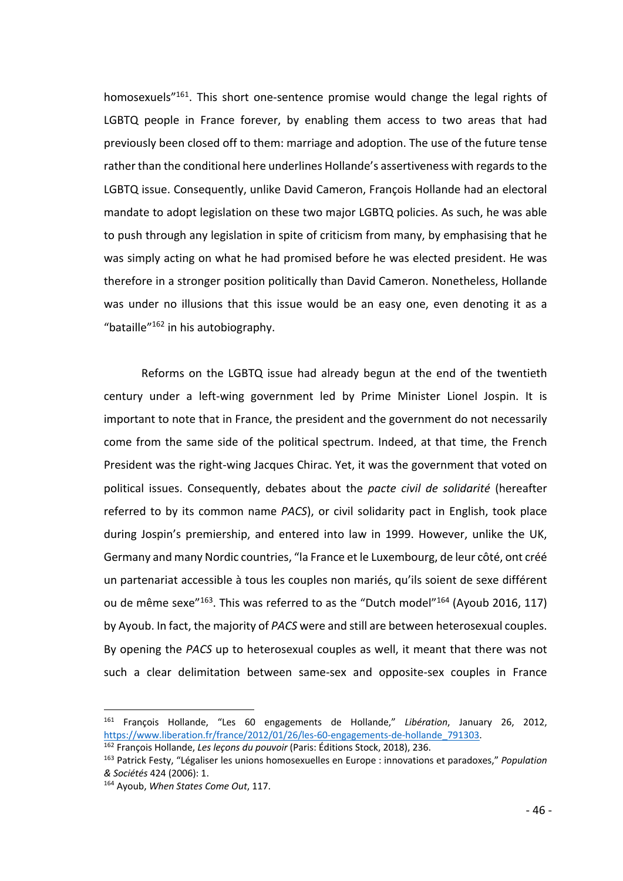homosexuels"[161]. This short one-sentence promise would change the legal rights of LGBTQ people in France forever, by enabling them access to two areas that had previously been closed off to them: marriage and adoption. The use of the future tense rather than the conditional here underlines Hollande's assertiveness with regards to the LGBTQ issue. Consequently, unlike David Cameron, François Hollande had an electoral mandate to adopt legislation on these two major LGBTQ policies. As such, he was able to push through any legislation in spite of criticism from many, by emphasising that he was simply acting on what he had promised before he was elected president. He was therefore in a stronger position politically than David Cameron. Nonetheless, Hollande was under no illusions that this issue would be an easy one, even denoting it as a "bataille"[162] in his autobiography.

Reforms on the LGBTQ issue had already begun at the end of the twentieth century under a left-wing government led by Prime Minister Lionel Jospin. It is important to note that in France, the president and the government do not necessarily come from the same side of the political spectrum. Indeed, at that time, the French President was the right-wing Jacques Chirac. Yet, it was the government that voted on political issues. Consequently, debates about the *pacte civil de solidarité* (hereafter referred to by its common name *PACS*), or civil solidarity pact in English, took place during Jospin's premiership, and entered into law in 1999. However, unlike the UK, Germany and many Nordic countries, "la France et le Luxembourg, de leur côté, ont créé un partenariat accessible à tous les couples non mariés, qu'ils soient de sexe différent ou de même sexe"[163]. This was referred to as the "Dutch model"[164] (Ayoub 2016, 117) by Ayoub. In fact, the majority of *PACS* were and still are between heterosexual couples. By opening the *PACS* up to heterosexual couples as well, it meant that there was not such a clear delimitation between same-sex and opposite-sex couples in France

---

[161] François Hollande, "Les 60 engagements de Hollande," *Libération*, January 26, 2012, https://www.liberation.fr/france/2012/01/26/les-60-engagements-de-hollande_791303.

[162] François Hollande, *Les leçons du pouvoir* (Paris: Éditions Stock, 2018), 236.

[163] Patrick Festy, "Légaliser les unions homosexuelles en Europe : innovations et paradoxes," *Population & Sociétés* 424 (2006): 1.

[164] Ayoub, *When States Come Out*, 117.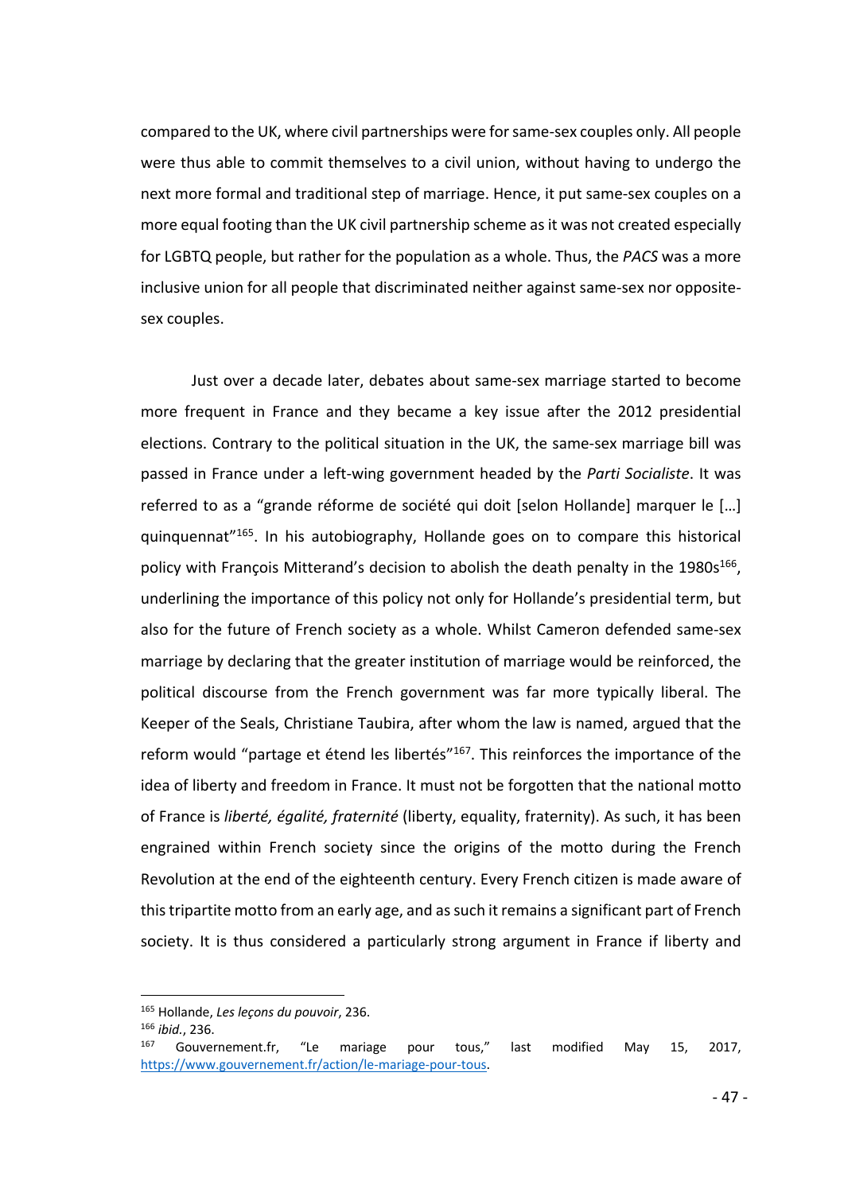compared to the UK, where civil partnerships were for same-sex couples only. All people were thus able to commit themselves to a civil union, without having to undergo the next more formal and traditional step of marriage. Hence, it put same-sex couples on a more equal footing than the UK civil partnership scheme as it was not created especially for LGBTQ people, but rather for the population as a whole. Thus, the *PACS* was a more inclusive union for all people that discriminated neither against same-sex nor opposite-sex couples.

Just over a decade later, debates about same-sex marriage started to become more frequent in France and they became a key issue after the 2012 presidential elections. Contrary to the political situation in the UK, the same-sex marriage bill was passed in France under a left-wing government headed by the *Parti Socialiste*. It was referred to as a "grande réforme de société qui doit [selon Hollande] marquer le […] quinquennat"[165]. In his autobiography, Hollande goes on to compare this historical policy with François Mitterand's decision to abolish the death penalty in the 1980s[166], underlining the importance of this policy not only for Hollande's presidential term, but also for the future of French society as a whole. Whilst Cameron defended same-sex marriage by declaring that the greater institution of marriage would be reinforced, the political discourse from the French government was far more typically liberal. The Keeper of the Seals, Christiane Taubira, after whom the law is named, argued that the reform would "partage et étend les libertés"[167]. This reinforces the importance of the idea of liberty and freedom in France. It must not be forgotten that the national motto of France is *liberté, égalité, fraternité* (liberty, equality, fraternity). As such, it has been engrained within French society since the origins of the motto during the French Revolution at the end of the eighteenth century. Every French citizen is made aware of this tripartite motto from an early age, and as such it remains a significant part of French society. It is thus considered a particularly strong argument in France if liberty and

---

[165] Hollande, *Les leçons du pouvoir*, 236.

[166] *ibid.*, 236.

[167] Gouvernement.fr, "Le mariage pour tous," last modified May 15, 2017, https://www.gouvernement.fr/action/le-mariage-pour-tous.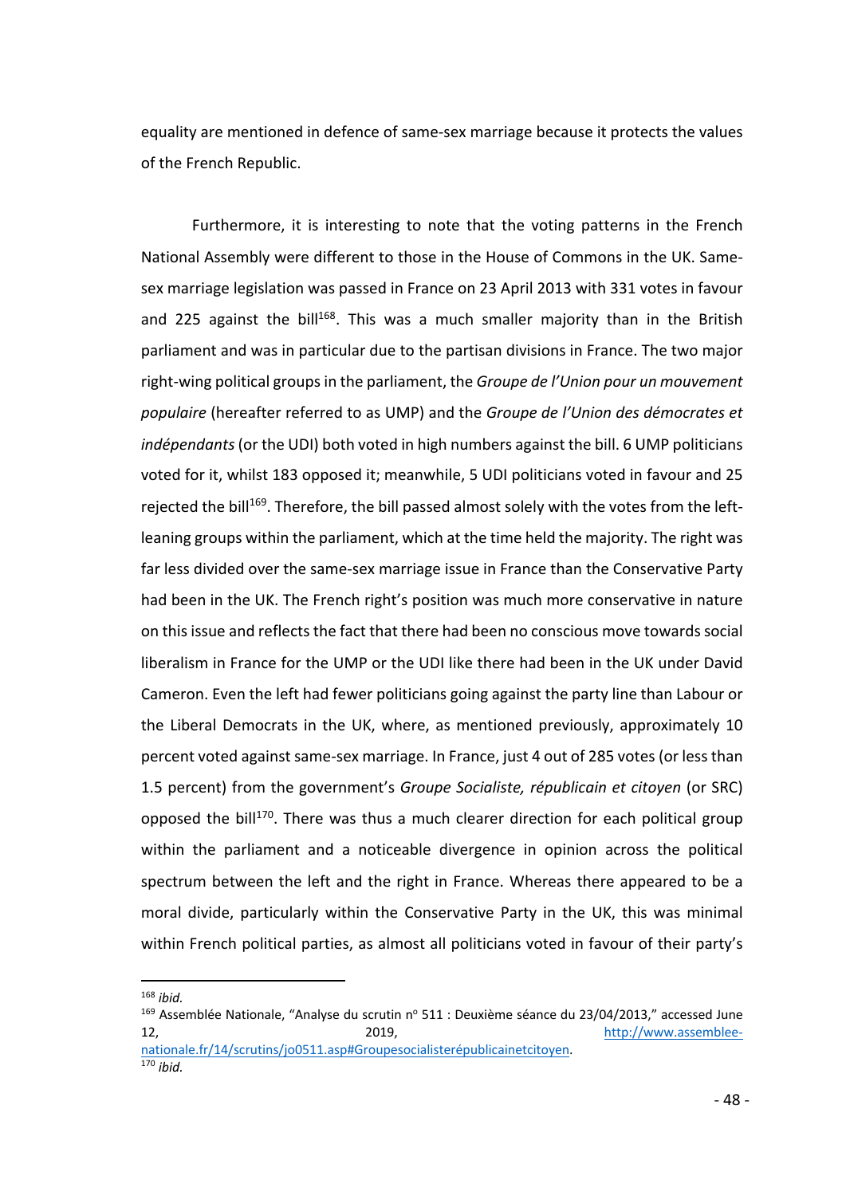equality are mentioned in defence of same-sex marriage because it protects the values of the French Republic.

Furthermore, it is interesting to note that the voting patterns in the French National Assembly were different to those in the House of Commons in the UK. Same-sex marriage legislation was passed in France on 23 April 2013 with 331 votes in favour and 225 against the bill[168]. This was a much smaller majority than in the British parliament and was in particular due to the partisan divisions in France. The two major right-wing political groups in the parliament, the *Groupe de l'Union pour un mouvement populaire* (hereafter referred to as UMP) and the *Groupe de l'Union des démocrates et indépendants* (or the UDI) both voted in high numbers against the bill. 6 UMP politicians voted for it, whilst 183 opposed it; meanwhile, 5 UDI politicians voted in favour and 25 rejected the bill[169]. Therefore, the bill passed almost solely with the votes from the left-leaning groups within the parliament, which at the time held the majority. The right was far less divided over the same-sex marriage issue in France than the Conservative Party had been in the UK. The French right's position was much more conservative in nature on this issue and reflects the fact that there had been no conscious move towards social liberalism in France for the UMP or the UDI like there had been in the UK under David Cameron. Even the left had fewer politicians going against the party line than Labour or the Liberal Democrats in the UK, where, as mentioned previously, approximately 10 percent voted against same-sex marriage. In France, just 4 out of 285 votes (or less than 1.5 percent) from the government's *Groupe Socialiste, républicain et citoyen* (or SRC) opposed the bill[170]. There was thus a much clearer direction for each political group within the parliament and a noticeable divergence in opinion across the political spectrum between the left and the right in France. Whereas there appeared to be a moral divide, particularly within the Conservative Party in the UK, this was minimal within French political parties, as almost all politicians voted in favour of their party's

---

[168] *ibid.*

[169] Assemblée Nationale, "Analyse du scrutin n° 511 : Deuxième séance du 23/04/2013," accessed June 12, 2019, http://www.assemblee-nationale.fr/14/scrutins/jo0511.asp#Groupesocialisterépublicainetcitoyen.

[170] *ibid.*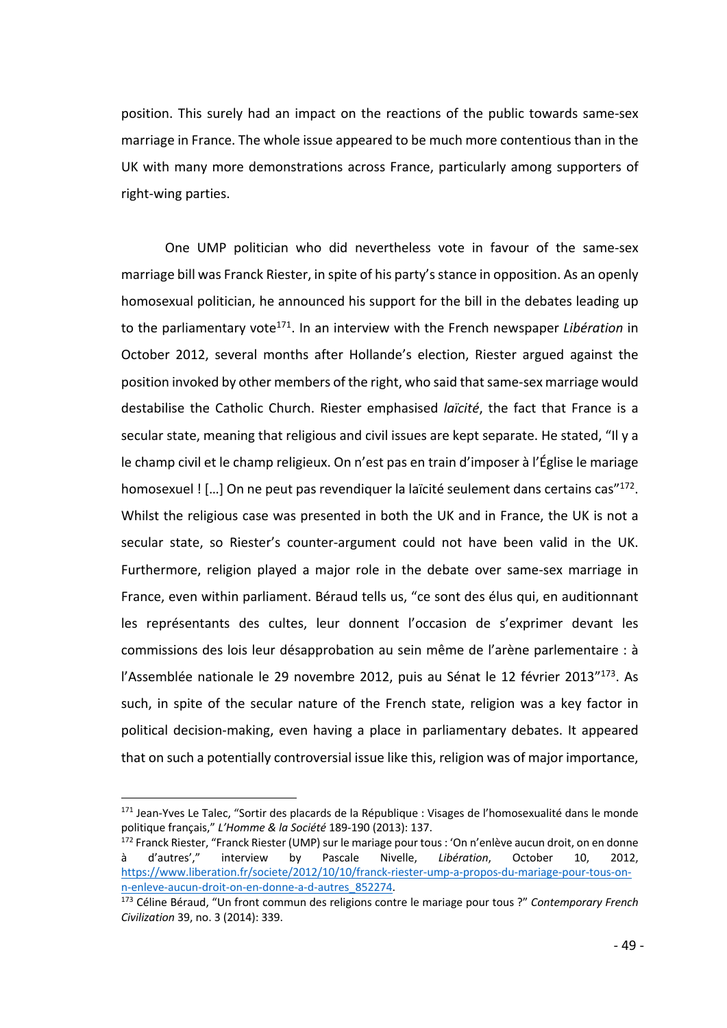position. This surely had an impact on the reactions of the public towards same-sex marriage in France. The whole issue appeared to be much more contentious than in the UK with many more demonstrations across France, particularly among supporters of right-wing parties.

One UMP politician who did nevertheless vote in favour of the same-sex marriage bill was Franck Riester, in spite of his party's stance in opposition. As an openly homosexual politician, he announced his support for the bill in the debates leading up to the parliamentary vote[171]. In an interview with the French newspaper *Libération* in October 2012, several months after Hollande's election, Riester argued against the position invoked by other members of the right, who said that same-sex marriage would destabilise the Catholic Church. Riester emphasised *laïcité*, the fact that France is a secular state, meaning that religious and civil issues are kept separate. He stated, "Il y a le champ civil et le champ religieux. On n'est pas en train d'imposer à l'Église le mariage homosexuel ! […] On ne peut pas revendiquer la laïcité seulement dans certains cas"[172]. Whilst the religious case was presented in both the UK and in France, the UK is not a secular state, so Riester's counter-argument could not have been valid in the UK. Furthermore, religion played a major role in the debate over same-sex marriage in France, even within parliament. Béraud tells us, "ce sont des élus qui, en auditionnant les représentants des cultes, leur donnent l'occasion de s'exprimer devant les commissions des lois leur désapprobation au sein même de l'arène parlementaire : à l'Assemblée nationale le 29 novembre 2012, puis au Sénat le 12 février 2013"[173]. As such, in spite of the secular nature of the French state, religion was a key factor in political decision-making, even having a place in parliamentary debates. It appeared that on such a potentially controversial issue like this, religion was of major importance,

---

[171] Jean-Yves Le Talec, "Sortir des placards de la République : Visages de l'homosexualité dans le monde politique français," *L'Homme & la Société* 189-190 (2013): 137.

[172] Franck Riester, "Franck Riester (UMP) sur le mariage pour tous : 'On n'enlève aucun droit, on en donne à d'autres'," interview by Pascale Nivelle, *Libération*, October 10, 2012, https://www.liberation.fr/societe/2012/10/10/franck-riester-ump-a-propos-du-mariage-pour-tous-on-n-enleve-aucun-droit-on-en-donne-a-d-autres_852274.

[173] Céline Béraud, "Un front commun des religions contre le mariage pour tous ?" *Contemporary French Civilization* 39, no. 3 (2014): 339.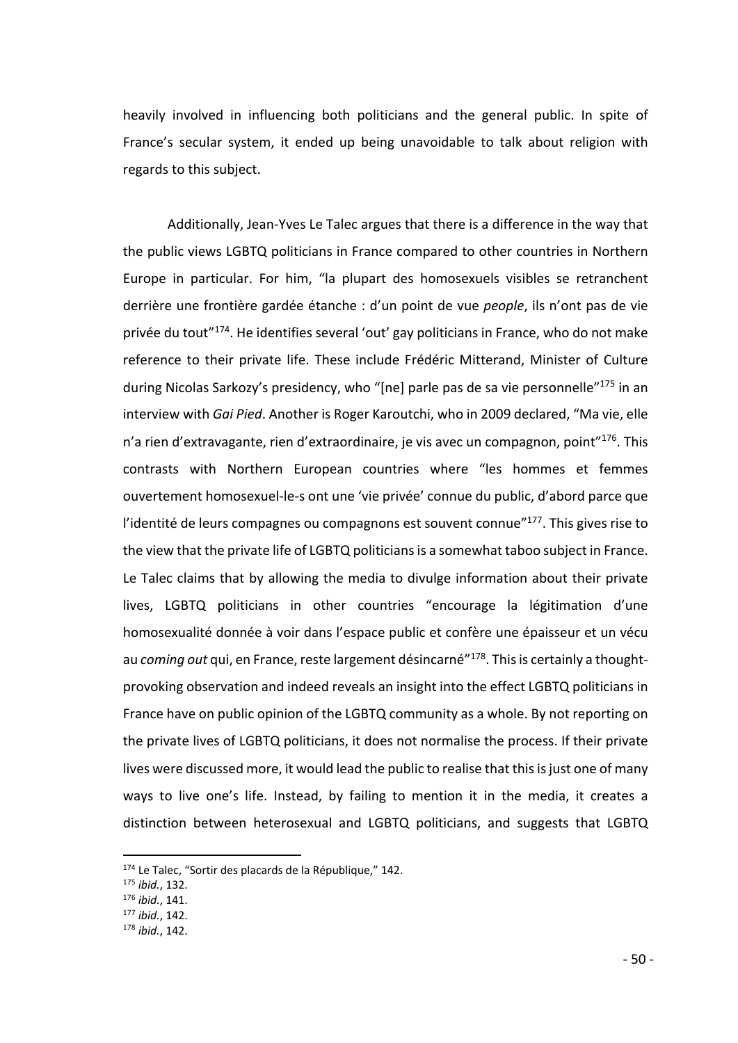heavily involved in influencing both politicians and the general public. In spite of France's secular system, it ended up being unavoidable to talk about religion with regards to this subject.

Additionally, Jean-Yves Le Talec argues that there is a difference in the way that the public views LGBTQ politicians in France compared to other countries in Northern Europe in particular. For him, "la plupart des homosexuels visibles se retranchent derrière une frontière gardée étanche : d'un point de vue *people*, ils n'ont pas de vie privée du tout"[174]. He identifies several 'out' gay politicians in France, who do not make reference to their private life. These include Frédéric Mitterand, Minister of Culture during Nicolas Sarkozy's presidency, who "[ne] parle pas de sa vie personnelle"[175] in an interview with *Gai Pied*. Another is Roger Karoutchi, who in 2009 declared, "Ma vie, elle n'a rien d'extravagante, rien d'extraordinaire, je vis avec un compagnon, point"[176]. This contrasts with Northern European countries where "les hommes et femmes ouvertement homosexuel-le-s ont une 'vie privée' connue du public, d'abord parce que l'identité de leurs compagnes ou compagnons est souvent connue"[177]. This gives rise to the view that the private life of LGBTQ politicians is a somewhat taboo subject in France. Le Talec claims that by allowing the media to divulge information about their private lives, LGBTQ politicians in other countries "encourage la légitimation d'une homosexualité donnée à voir dans l'espace public et confère une épaisseur et un vécu au *coming out* qui, en France, reste largement désincarné"[178]. This is certainly a thought-provoking observation and indeed reveals an insight into the effect LGBTQ politicians in France have on public opinion of the LGBTQ community as a whole. By not reporting on the private lives of LGBTQ politicians, it does not normalise the process. If their private lives were discussed more, it would lead the public to realise that this is just one of many ways to live one's life. Instead, by failing to mention it in the media, it creates a distinction between heterosexual and LGBTQ politicians, and suggests that LGBTQ

---

[174] Le Talec, "Sortir des placards de la République," 142.

[175] *ibid.*, 132.

[176] *ibid.*, 141.

[177] *ibid.*, 142.

[178] *ibid.*, 142.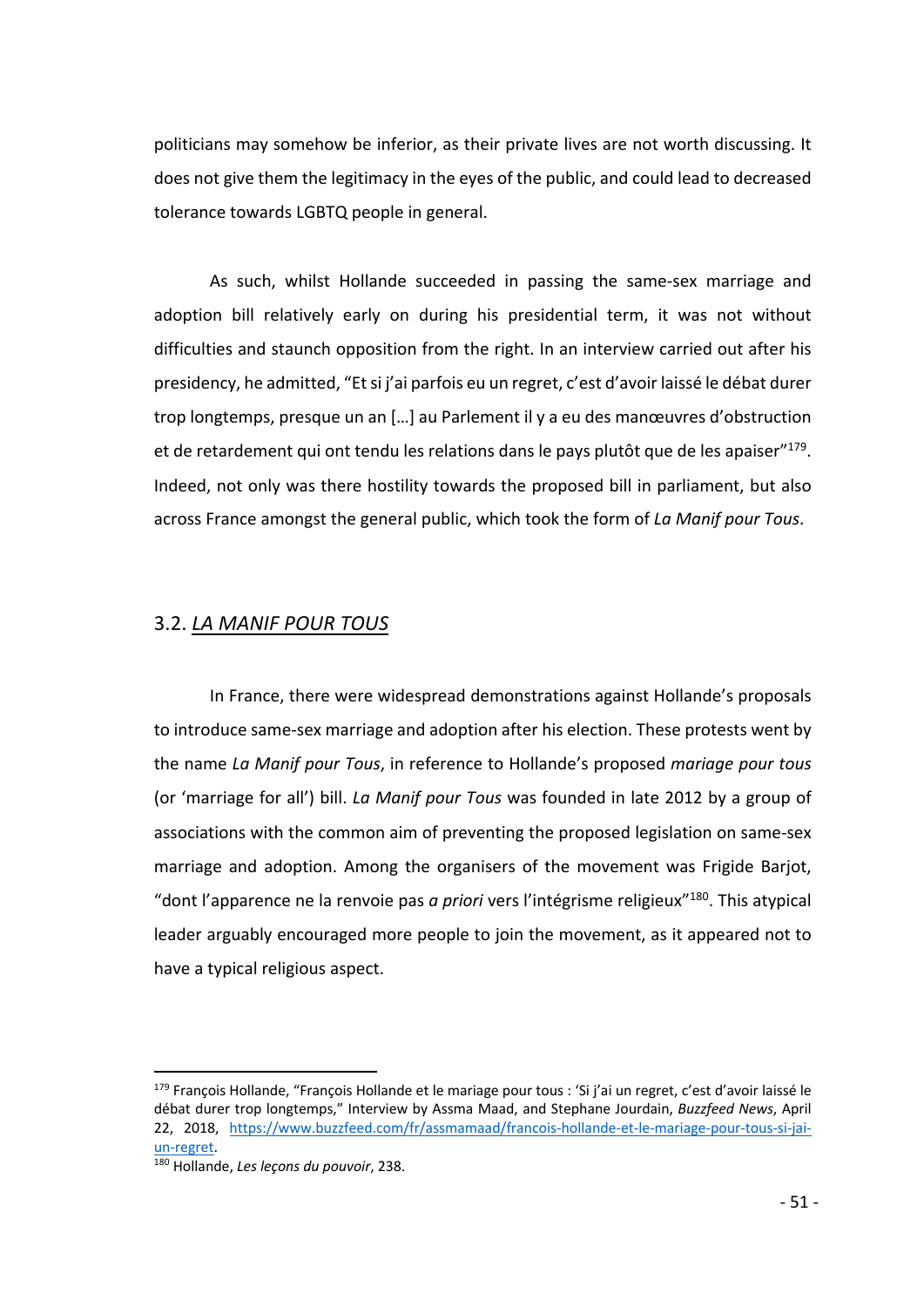politicians may somehow be inferior, as their private lives are not worth discussing. It does not give them the legitimacy in the eyes of the public, and could lead to decreased tolerance towards LGBTQ people in general.

As such, whilst Hollande succeeded in passing the same-sex marriage and adoption bill relatively early on during his presidential term, it was not without difficulties and staunch opposition from the right. In an interview carried out after his presidency, he admitted, "Et si j'ai parfois eu un regret, c'est d'avoir laissé le débat durer trop longtemps, presque un an […] au Parlement il y a eu des manœuvres d'obstruction et de retardement qui ont tendu les relations dans le pays plutôt que de les apaiser"[179]. Indeed, not only was there hostility towards the proposed bill in parliament, but also across France amongst the general public, which took the form of *La Manif pour Tous*.

## 3.2. *LA MANIF POUR TOUS*

In France, there were widespread demonstrations against Hollande's proposals to introduce same-sex marriage and adoption after his election. These protests went by the name *La Manif pour Tous*, in reference to Hollande's proposed *mariage pour tous* (or 'marriage for all') bill. *La Manif pour Tous* was founded in late 2012 by a group of associations with the common aim of preventing the proposed legislation on same-sex marriage and adoption. Among the organisers of the movement was Frigide Barjot, "dont l'apparence ne la renvoie pas *a priori* vers l'intégrisme religieux"[180]. This atypical leader arguably encouraged more people to join the movement, as it appeared not to have a typical religious aspect.

---

[179] François Hollande, "François Hollande et le mariage pour tous : 'Si j'ai un regret, c'est d'avoir laissé le débat durer trop longtemps," Interview by Assma Maad, and Stephane Jourdain, *Buzzfeed News*, April 22, 2018, https://www.buzzfeed.com/fr/assmamaad/francois-hollande-et-le-mariage-pour-tous-si-jai-un-regret.

[180] Hollande, *Les leçons du pouvoir*, 238.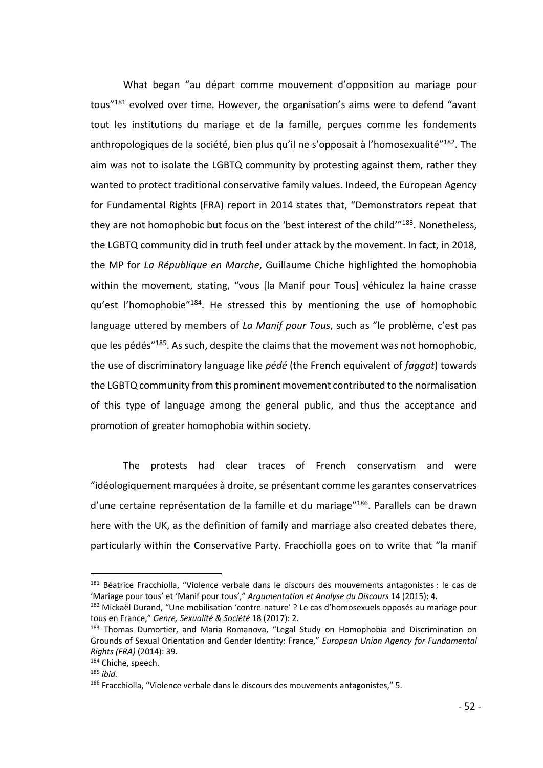What began "au départ comme mouvement d'opposition au mariage pour tous"[181] evolved over time. However, the organisation's aims were to defend "avant tout les institutions du mariage et de la famille, perçues comme les fondements anthropologiques de la société, bien plus qu'il ne s'opposait à l'homosexualité"[182]. The aim was not to isolate the LGBTQ community by protesting against them, rather they wanted to protect traditional conservative family values. Indeed, the European Agency for Fundamental Rights (FRA) report in 2014 states that, "Demonstrators repeat that they are not homophobic but focus on the 'best interest of the child'"[183]. Nonetheless, the LGBTQ community did in truth feel under attack by the movement. In fact, in 2018, the MP for *La République en Marche*, Guillaume Chiche highlighted the homophobia within the movement, stating, "vous [la Manif pour Tous] véhiculez la haine crasse qu'est l'homophobie"[184]. He stressed this by mentioning the use of homophobic language uttered by members of *La Manif pour Tous*, such as "le problème, c'est pas que les pédés"[185]. As such, despite the claims that the movement was not homophobic, the use of discriminatory language like *pédé* (the French equivalent of *faggot*) towards the LGBTQ community from this prominent movement contributed to the normalisation of this type of language among the general public, and thus the acceptance and promotion of greater homophobia within society.

The protests had clear traces of French conservatism and were "idéologiquement marquées à droite, se présentant comme les garantes conservatrices d'une certaine représentation de la famille et du mariage"[186]. Parallels can be drawn here with the UK, as the definition of family and marriage also created debates there, particularly within the Conservative Party. Fracchiolla goes on to write that "la manif

---

[181] Béatrice Fracchiolla, "Violence verbale dans le discours des mouvements antagonistes : le cas de 'Mariage pour tous' et 'Manif pour tous'," *Argumentation et Analyse du Discours* 14 (2015): 4.

[182] Mickaël Durand, "Une mobilisation 'contre-nature' ? Le cas d'homosexuels opposés au mariage pour tous en France," *Genre, Sexualité & Société* 18 (2017): 2.

[183] Thomas Dumortier, and Maria Romanova, "Legal Study on Homophobia and Discrimination on Grounds of Sexual Orientation and Gender Identity: France," *European Union Agency for Fundamental Rights (FRA)* (2014): 39.

[184] Chiche, speech.

[185] *ibid.*

[186] Fracchiolla, "Violence verbale dans le discours des mouvements antagonistes," 5.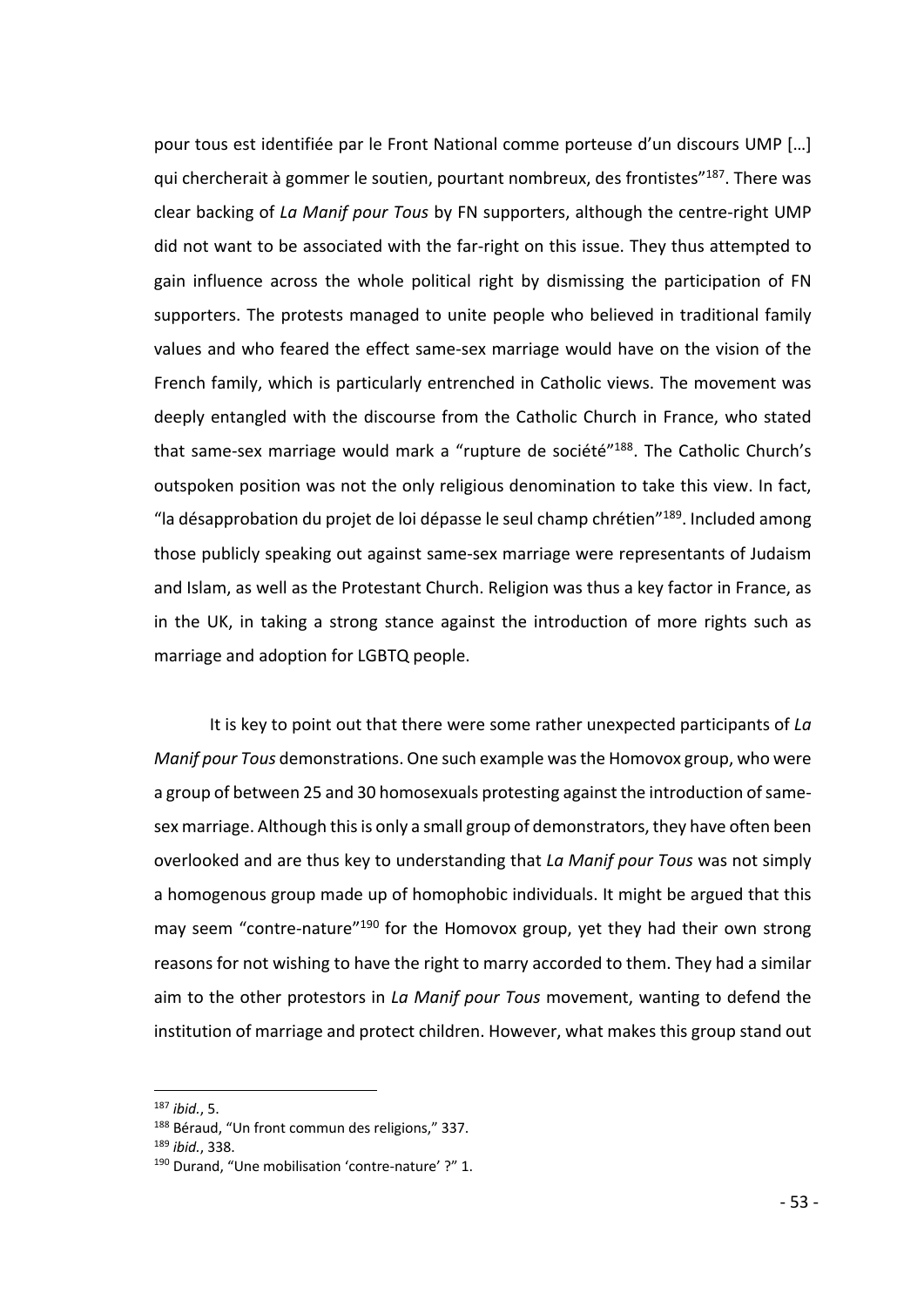pour tous est identifiée par le Front National comme porteuse d'un discours UMP […] qui chercherait à gommer le soutien, pourtant nombreux, des frontistes"[187]. There was clear backing of *La Manif pour Tous* by FN supporters, although the centre-right UMP did not want to be associated with the far-right on this issue. They thus attempted to gain influence across the whole political right by dismissing the participation of FN supporters. The protests managed to unite people who believed in traditional family values and who feared the effect same-sex marriage would have on the vision of the French family, which is particularly entrenched in Catholic views. The movement was deeply entangled with the discourse from the Catholic Church in France, who stated that same-sex marriage would mark a "rupture de société"[188]. The Catholic Church's outspoken position was not the only religious denomination to take this view. In fact, "la désapprobation du projet de loi dépasse le seul champ chrétien"[189]. Included among those publicly speaking out against same-sex marriage were representants of Judaism and Islam, as well as the Protestant Church. Religion was thus a key factor in France, as in the UK, in taking a strong stance against the introduction of more rights such as marriage and adoption for LGBTQ people.

It is key to point out that there were some rather unexpected participants of *La Manif pour Tous* demonstrations. One such example was the Homovox group, who were a group of between 25 and 30 homosexuals protesting against the introduction of same-sex marriage. Although this is only a small group of demonstrators, they have often been overlooked and are thus key to understanding that *La Manif pour Tous* was not simply a homogenous group made up of homophobic individuals. It might be argued that this may seem "contre-nature"[190] for the Homovox group, yet they had their own strong reasons for not wishing to have the right to marry accorded to them. They had a similar aim to the other protestors in *La Manif pour Tous* movement, wanting to defend the institution of marriage and protect children. However, what makes this group stand out

---

[187] *ibid.*, 5.

[188] Béraud, "Un front commun des religions," 337.

[189] *ibid.*, 338.

[190] Durand, "Une mobilisation 'contre-nature' ?" 1.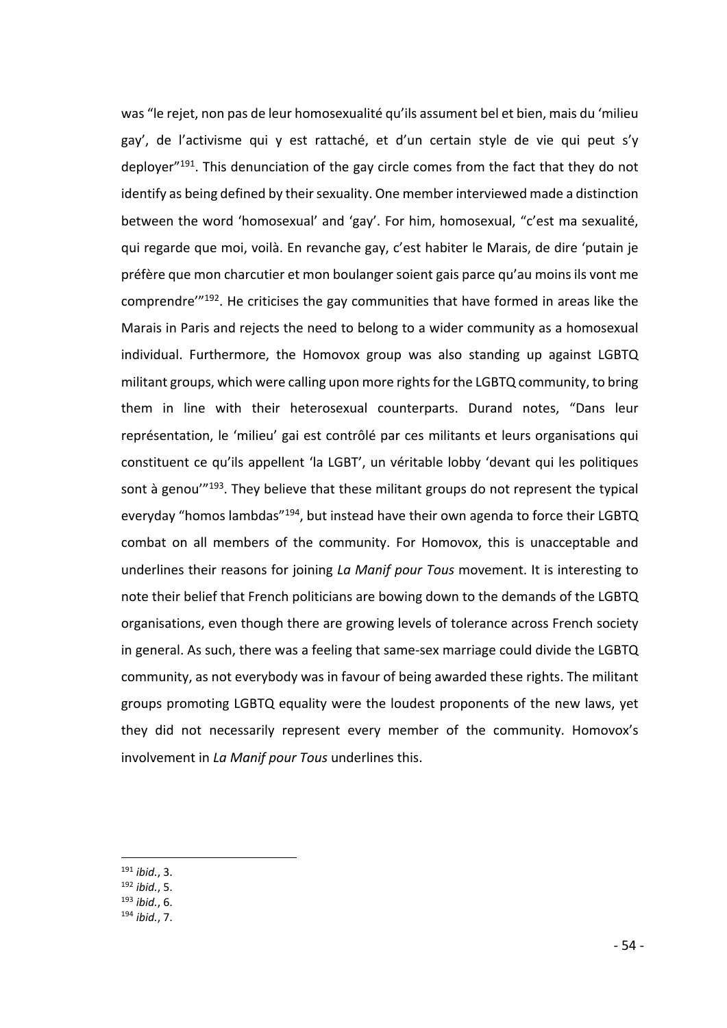was "le rejet, non pas de leur homosexualité qu'ils assument bel et bien, mais du 'milieu gay', de l'activisme qui y est rattaché, et d'un certain style de vie qui peut s'y deployer"[191]. This denunciation of the gay circle comes from the fact that they do not identify as being defined by their sexuality. One member interviewed made a distinction between the word 'homosexual' and 'gay'. For him, homosexual, "c'est ma sexualité, qui regarde que moi, voilà. En revanche gay, c'est habiter le Marais, de dire 'putain je préfère que mon charcutier et mon boulanger soient gais parce qu'au moins ils vont me comprendre'"[192]. He criticises the gay communities that have formed in areas like the Marais in Paris and rejects the need to belong to a wider community as a homosexual individual. Furthermore, the Homovox group was also standing up against LGBTQ militant groups, which were calling upon more rights for the LGBTQ community, to bring them in line with their heterosexual counterparts. Durand notes, "Dans leur représentation, le 'milieu' gai est contrôlé par ces militants et leurs organisations qui constituent ce qu'ils appellent 'la LGBT', un véritable lobby 'devant qui les politiques sont à genou'"[193]. They believe that these militant groups do not represent the typical everyday "homos lambdas"[194], but instead have their own agenda to force their LGBTQ combat on all members of the community. For Homovox, this is unacceptable and underlines their reasons for joining *La Manif pour Tous* movement. It is interesting to note their belief that French politicians are bowing down to the demands of the LGBTQ organisations, even though there are growing levels of tolerance across French society in general. As such, there was a feeling that same-sex marriage could divide the LGBTQ community, as not everybody was in favour of being awarded these rights. The militant groups promoting LGBTQ equality were the loudest proponents of the new laws, yet they did not necessarily represent every member of the community. Homovox's involvement in *La Manif pour Tous* underlines this.

---

[191] *ibid.*, 3.
[192] *ibid.*, 5.
[193] *ibid.*, 6.
[194] *ibid.*, 7.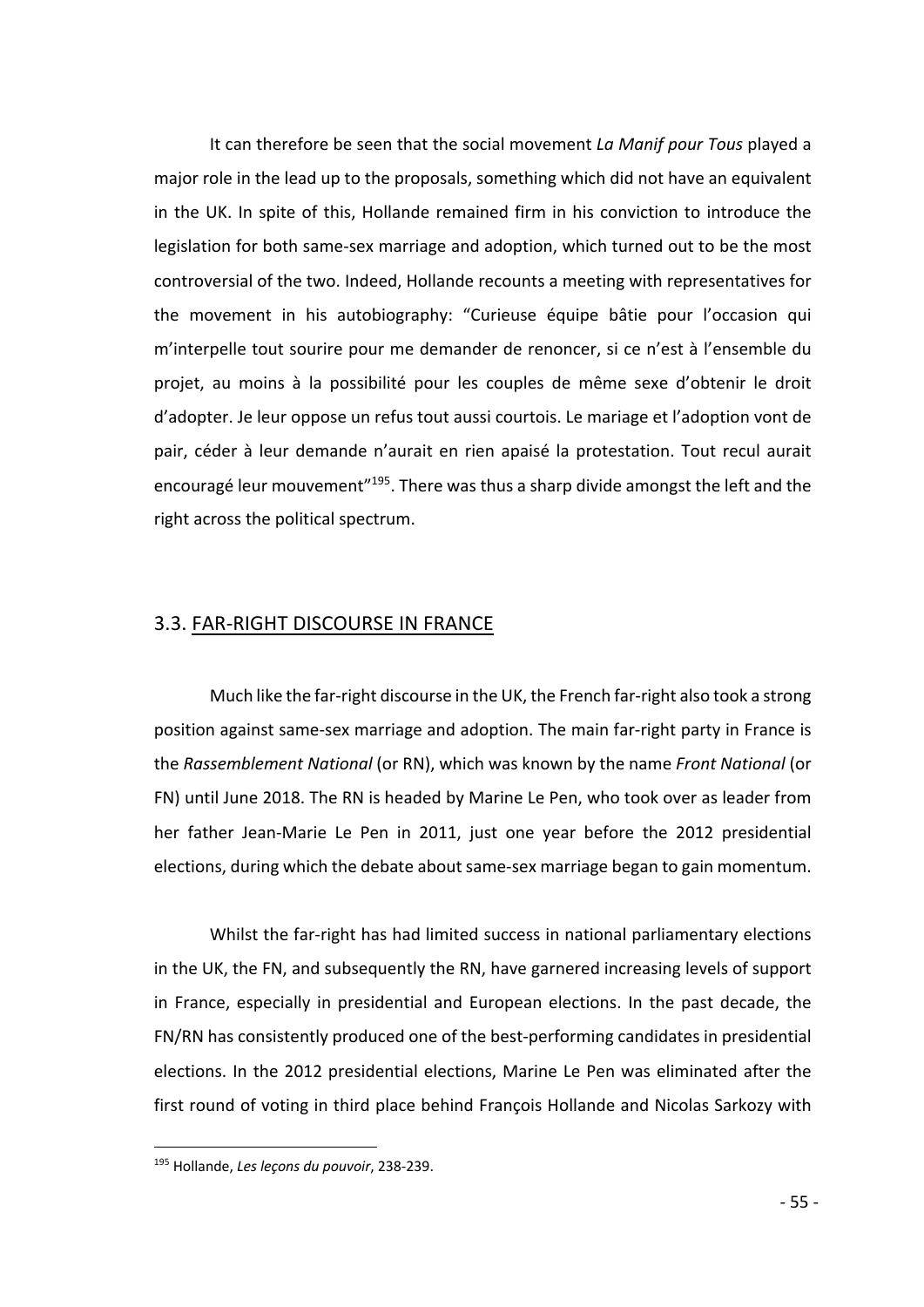It can therefore be seen that the social movement *La Manif pour Tous* played a major role in the lead up to the proposals, something which did not have an equivalent in the UK. In spite of this, Hollande remained firm in his conviction to introduce the legislation for both same-sex marriage and adoption, which turned out to be the most controversial of the two. Indeed, Hollande recounts a meeting with representatives for the movement in his autobiography: "Curieuse équipe bâtie pour l'occasion qui m'interpelle tout sourire pour me demander de renoncer, si ce n'est à l'ensemble du projet, au moins à la possibilité pour les couples de même sexe d'obtenir le droit d'adopter. Je leur oppose un refus tout aussi courtois. Le mariage et l'adoption vont de pair, céder à leur demande n'aurait en rien apaisé la protestation. Tout recul aurait encouragé leur mouvement"[195]. There was thus a sharp divide amongst the left and the right across the political spectrum.

## 3.3. FAR-RIGHT DISCOURSE IN FRANCE

Much like the far-right discourse in the UK, the French far-right also took a strong position against same-sex marriage and adoption. The main far-right party in France is the *Rassemblement National* (or RN), which was known by the name *Front National* (or FN) until June 2018. The RN is headed by Marine Le Pen, who took over as leader from her father Jean-Marie Le Pen in 2011, just one year before the 2012 presidential elections, during which the debate about same-sex marriage began to gain momentum.

Whilst the far-right has had limited success in national parliamentary elections in the UK, the FN, and subsequently the RN, have garnered increasing levels of support in France, especially in presidential and European elections. In the past decade, the FN/RN has consistently produced one of the best-performing candidates in presidential elections. In the 2012 presidential elections, Marine Le Pen was eliminated after the first round of voting in third place behind François Hollande and Nicolas Sarkozy with

[195] Hollande, *Les leçons du pouvoir*, 238-239.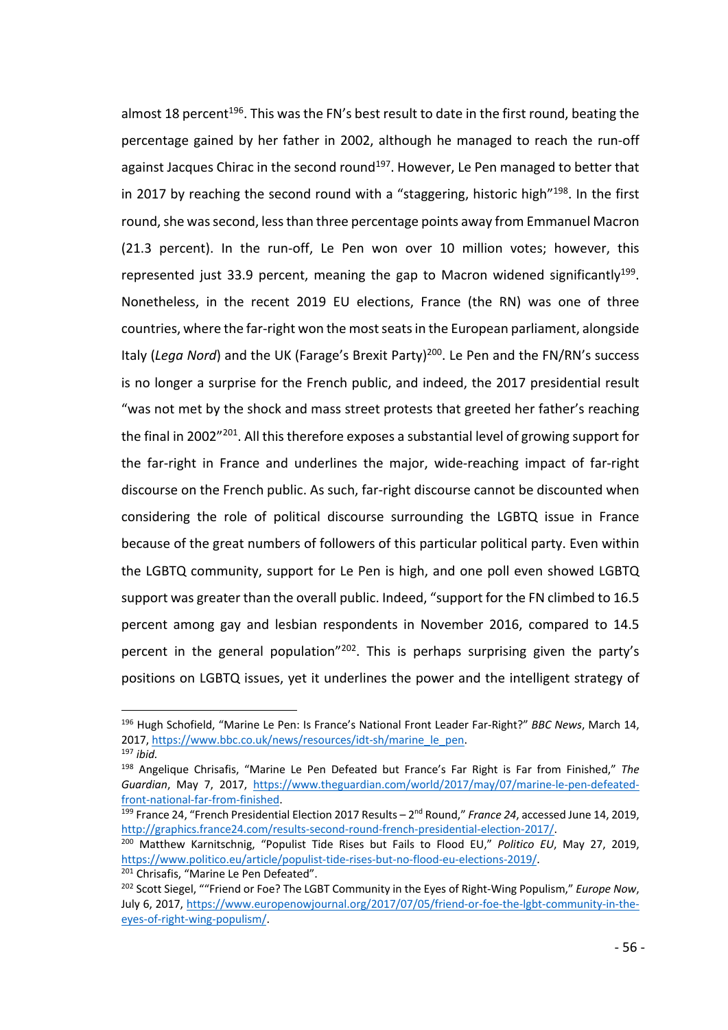almost 18 percent[196]. This was the FN's best result to date in the first round, beating the percentage gained by her father in 2002, although he managed to reach the run-off against Jacques Chirac in the second round[197]. However, Le Pen managed to better that in 2017 by reaching the second round with a "staggering, historic high"[198]. In the first round, she was second, less than three percentage points away from Emmanuel Macron (21.3 percent). In the run-off, Le Pen won over 10 million votes; however, this represented just 33.9 percent, meaning the gap to Macron widened significantly[199]. Nonetheless, in the recent 2019 EU elections, France (the RN) was one of three countries, where the far-right won the most seats in the European parliament, alongside Italy (*Lega Nord*) and the UK (Farage's Brexit Party)[200]. Le Pen and the FN/RN's success is no longer a surprise for the French public, and indeed, the 2017 presidential result "was not met by the shock and mass street protests that greeted her father's reaching the final in 2002"[201]. All this therefore exposes a substantial level of growing support for the far-right in France and underlines the major, wide-reaching impact of far-right discourse on the French public. As such, far-right discourse cannot be discounted when considering the role of political discourse surrounding the LGBTQ issue in France because of the great numbers of followers of this particular political party. Even within the LGBTQ community, support for Le Pen is high, and one poll even showed LGBTQ support was greater than the overall public. Indeed, "support for the FN climbed to 16.5 percent among gay and lesbian respondents in November 2016, compared to 14.5 percent in the general population"[202]. This is perhaps surprising given the party's positions on LGBTQ issues, yet it underlines the power and the intelligent strategy of

---

[196] Hugh Schofield, "Marine Le Pen: Is France's National Front Leader Far-Right?" *BBC News*, March 14, 2017, https://www.bbc.co.uk/news/resources/idt-sh/marine_le_pen.

[197] *ibid.*

[198] Angelique Chrisafis, "Marine Le Pen Defeated but France's Far Right is Far from Finished," *The Guardian*, May 7, 2017, https://www.theguardian.com/world/2017/may/07/marine-le-pen-defeated-front-national-far-from-finished.

[199] France 24, "French Presidential Election 2017 Results – 2nd Round," *France 24*, accessed June 14, 2019, http://graphics.france24.com/results-second-round-french-presidential-election-2017/.

[200] Matthew Karnitschnig, "Populist Tide Rises but Fails to Flood EU," *Politico EU*, May 27, 2019, https://www.politico.eu/article/populist-tide-rises-but-no-flood-eu-elections-2019/.

[201] Chrisafis, "Marine Le Pen Defeated".

[202] Scott Siegel, ""Friend or Foe? The LGBT Community in the Eyes of Right-Wing Populism," *Europe Now*, July 6, 2017, https://www.europenowjournal.org/2017/07/05/friend-or-foe-the-lgbt-community-in-the-eyes-of-right-wing-populism/.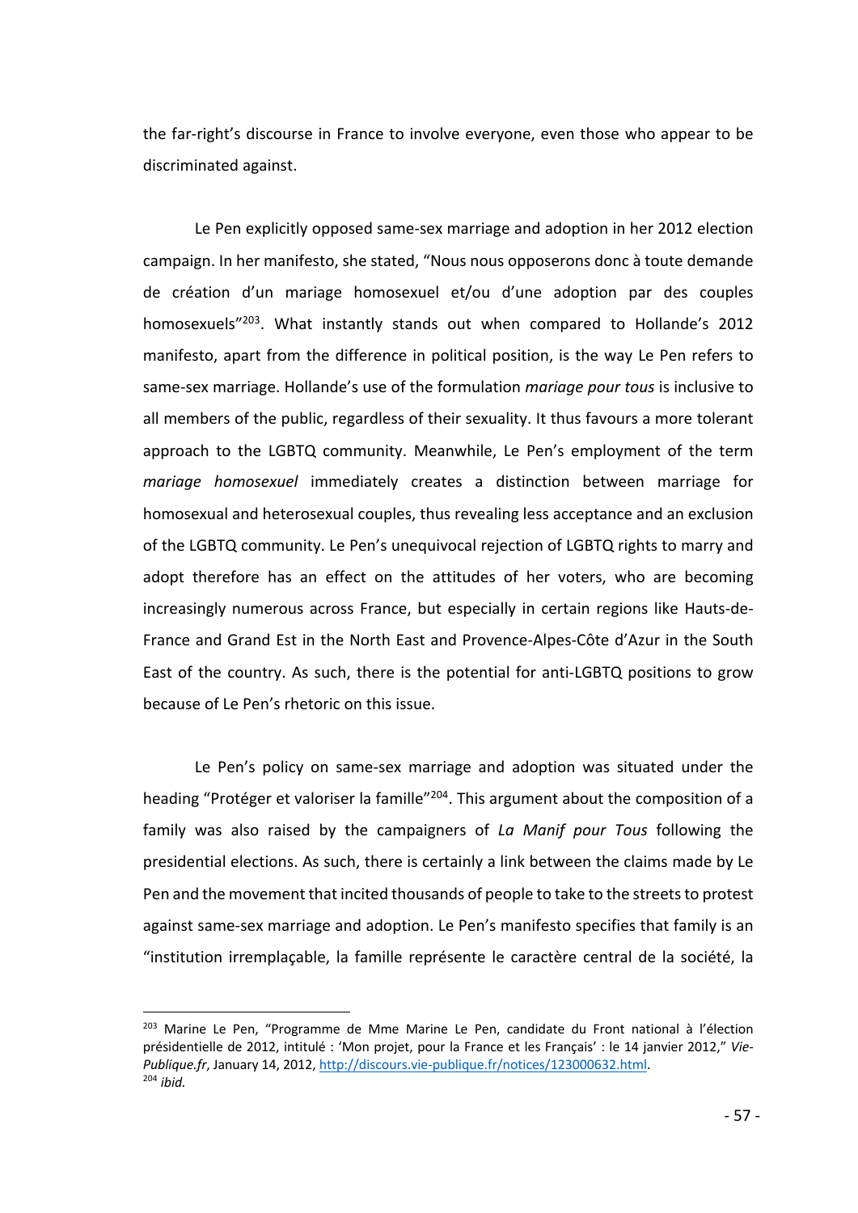the far-right's discourse in France to involve everyone, even those who appear to be discriminated against.

Le Pen explicitly opposed same-sex marriage and adoption in her 2012 election campaign. In her manifesto, she stated, "Nous nous opposerons donc à toute demande de création d'un mariage homosexuel et/ou d'une adoption par des couples homosexuels"[203]. What instantly stands out when compared to Hollande's 2012 manifesto, apart from the difference in political position, is the way Le Pen refers to same-sex marriage. Hollande's use of the formulation *mariage pour tous* is inclusive to all members of the public, regardless of their sexuality. It thus favours a more tolerant approach to the LGBTQ community. Meanwhile, Le Pen's employment of the term *mariage homosexuel* immediately creates a distinction between marriage for homosexual and heterosexual couples, thus revealing less acceptance and an exclusion of the LGBTQ community. Le Pen's unequivocal rejection of LGBTQ rights to marry and adopt therefore has an effect on the attitudes of her voters, who are becoming increasingly numerous across France, but especially in certain regions like Hauts-de-France and Grand Est in the North East and Provence-Alpes-Côte d'Azur in the South East of the country. As such, there is the potential for anti-LGBTQ positions to grow because of Le Pen's rhetoric on this issue.

Le Pen's policy on same-sex marriage and adoption was situated under the heading "Protéger et valoriser la famille"[204]. This argument about the composition of a family was also raised by the campaigners of *La Manif pour Tous* following the presidential elections. As such, there is certainly a link between the claims made by Le Pen and the movement that incited thousands of people to take to the streets to protest against same-sex marriage and adoption. Le Pen's manifesto specifies that family is an "institution irremplaçable, la famille représente le caractère central de la société, la

---

[203] Marine Le Pen, "Programme de Mme Marine Le Pen, candidate du Front national à l'élection présidentielle de 2012, intitulé : 'Mon projet, pour la France et les Français' : le 14 janvier 2012," *Vie-Publique.fr*, January 14, 2012, http://discours.vie-publique.fr/notices/123000632.html.

[204] *ibid.*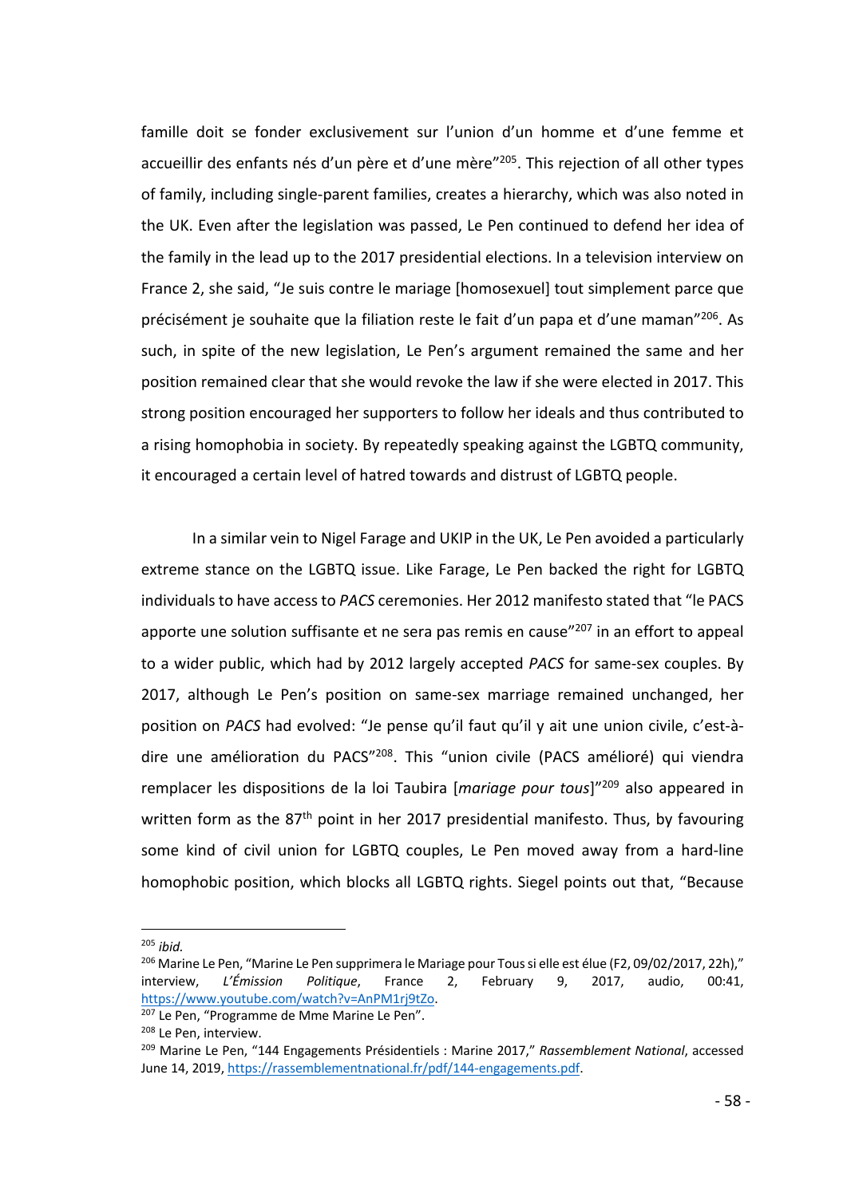famille doit se fonder exclusivement sur l'union d'un homme et d'une femme et accueillir des enfants nés d'un père et d'une mère"[205]. This rejection of all other types of family, including single-parent families, creates a hierarchy, which was also noted in the UK. Even after the legislation was passed, Le Pen continued to defend her idea of the family in the lead up to the 2017 presidential elections. In a television interview on France 2, she said, "Je suis contre le mariage [homosexuel] tout simplement parce que précisément je souhaite que la filiation reste le fait d'un papa et d'une maman"[206]. As such, in spite of the new legislation, Le Pen's argument remained the same and her position remained clear that she would revoke the law if she were elected in 2017. This strong position encouraged her supporters to follow her ideals and thus contributed to a rising homophobia in society. By repeatedly speaking against the LGBTQ community, it encouraged a certain level of hatred towards and distrust of LGBTQ people.

In a similar vein to Nigel Farage and UKIP in the UK, Le Pen avoided a particularly extreme stance on the LGBTQ issue. Like Farage, Le Pen backed the right for LGBTQ individuals to have access to *PACS* ceremonies. Her 2012 manifesto stated that "le PACS apporte une solution suffisante et ne sera pas remis en cause"[207] in an effort to appeal to a wider public, which had by 2012 largely accepted *PACS* for same-sex couples. By 2017, although Le Pen's position on same-sex marriage remained unchanged, her position on *PACS* had evolved: "Je pense qu'il faut qu'il y ait une union civile, c'est-à-dire une amélioration du PACS"[208]. This "union civile (PACS amélioré) qui viendra remplacer les dispositions de la loi Taubira [*mariage pour tous*]"[209] also appeared in written form as the 87th point in her 2017 presidential manifesto. Thus, by favouring some kind of civil union for LGBTQ couples, Le Pen moved away from a hard-line homophobic position, which blocks all LGBTQ rights. Siegel points out that, "Because

---

[205] *ibid.*

[206] Marine Le Pen, "Marine Le Pen supprimera le Mariage pour Tous si elle est élue (F2, 09/02/2017, 22h)," interview, *L'Émission Politique*, France 2, February 9, 2017, audio, 00:41, https://www.youtube.com/watch?v=AnPM1rj9tZo.

[207] Le Pen, "Programme de Mme Marine Le Pen".

[208] Le Pen, interview.

[209] Marine Le Pen, "144 Engagements Présidentiels : Marine 2017," *Rassemblement National*, accessed June 14, 2019, https://rassemblementnational.fr/pdf/144-engagements.pdf.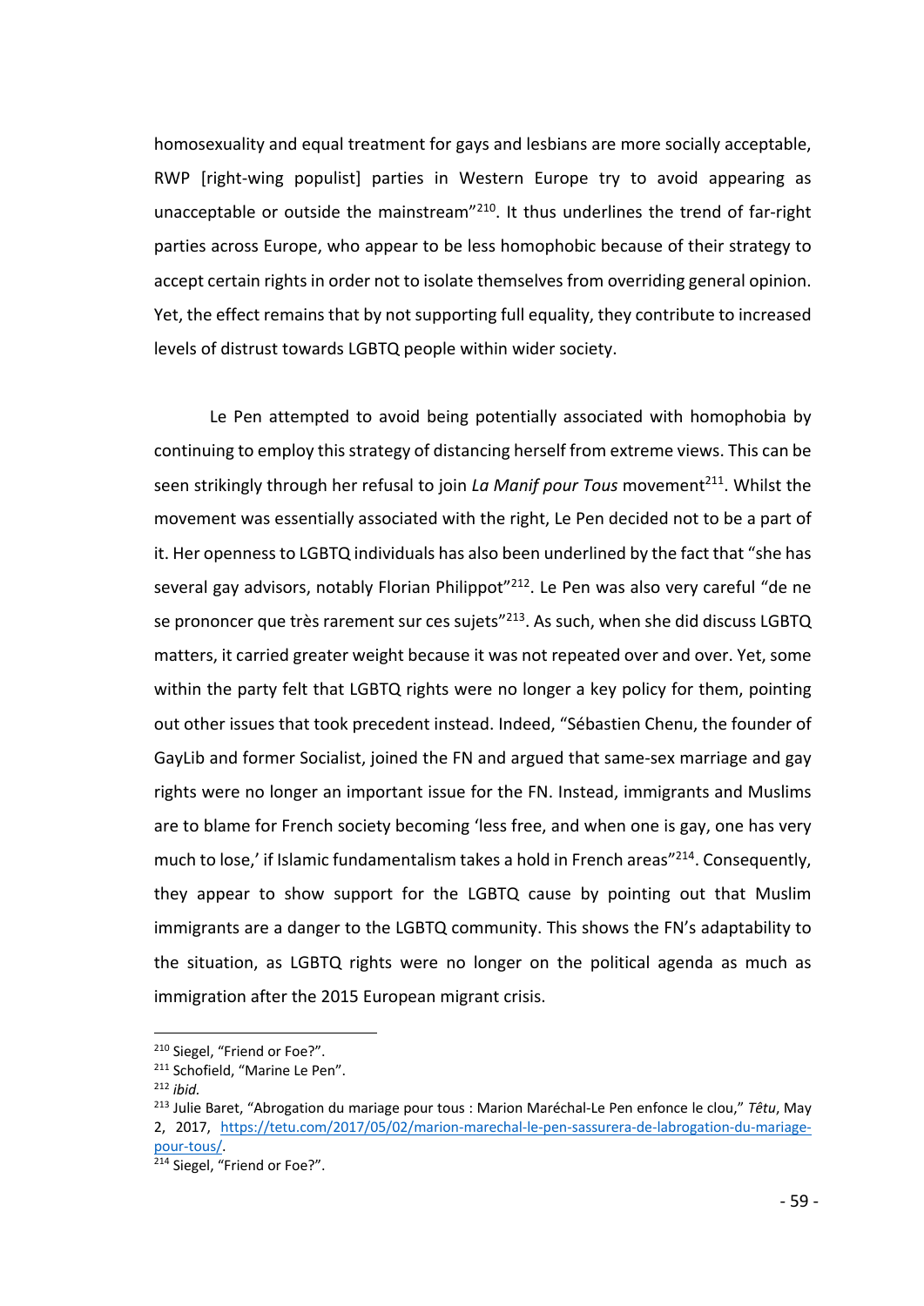homosexuality and equal treatment for gays and lesbians are more socially acceptable, RWP [right-wing populist] parties in Western Europe try to avoid appearing as unacceptable or outside the mainstream"[210]. It thus underlines the trend of far-right parties across Europe, who appear to be less homophobic because of their strategy to accept certain rights in order not to isolate themselves from overriding general opinion. Yet, the effect remains that by not supporting full equality, they contribute to increased levels of distrust towards LGBTQ people within wider society.

Le Pen attempted to avoid being potentially associated with homophobia by continuing to employ this strategy of distancing herself from extreme views. This can be seen strikingly through her refusal to join *La Manif pour Tous* movement[211]. Whilst the movement was essentially associated with the right, Le Pen decided not to be a part of it. Her openness to LGBTQ individuals has also been underlined by the fact that "she has several gay advisors, notably Florian Philippot"[212]. Le Pen was also very careful "de ne se prononcer que très rarement sur ces sujets"[213]. As such, when she did discuss LGBTQ matters, it carried greater weight because it was not repeated over and over. Yet, some within the party felt that LGBTQ rights were no longer a key policy for them, pointing out other issues that took precedent instead. Indeed, "Sébastien Chenu, the founder of GayLib and former Socialist, joined the FN and argued that same-sex marriage and gay rights were no longer an important issue for the FN. Instead, immigrants and Muslims are to blame for French society becoming 'less free, and when one is gay, one has very much to lose,' if Islamic fundamentalism takes a hold in French areas"[214]. Consequently, they appear to show support for the LGBTQ cause by pointing out that Muslim immigrants are a danger to the LGBTQ community. This shows the FN's adaptability to the situation, as LGBTQ rights were no longer on the political agenda as much as immigration after the 2015 European migrant crisis.

---

[210] Siegel, "Friend or Foe?".

[211] Schofield, "Marine Le Pen".

[212] *ibid.*

[213] Julie Baret, "Abrogation du mariage pour tous : Marion Maréchal-Le Pen enfonce le clou," *Têtu*, May 2, 2017, https://tetu.com/2017/05/02/marion-marechal-le-pen-sassurera-de-labrogation-du-mariage-pour-tous/.

[214] Siegel, "Friend or Foe?".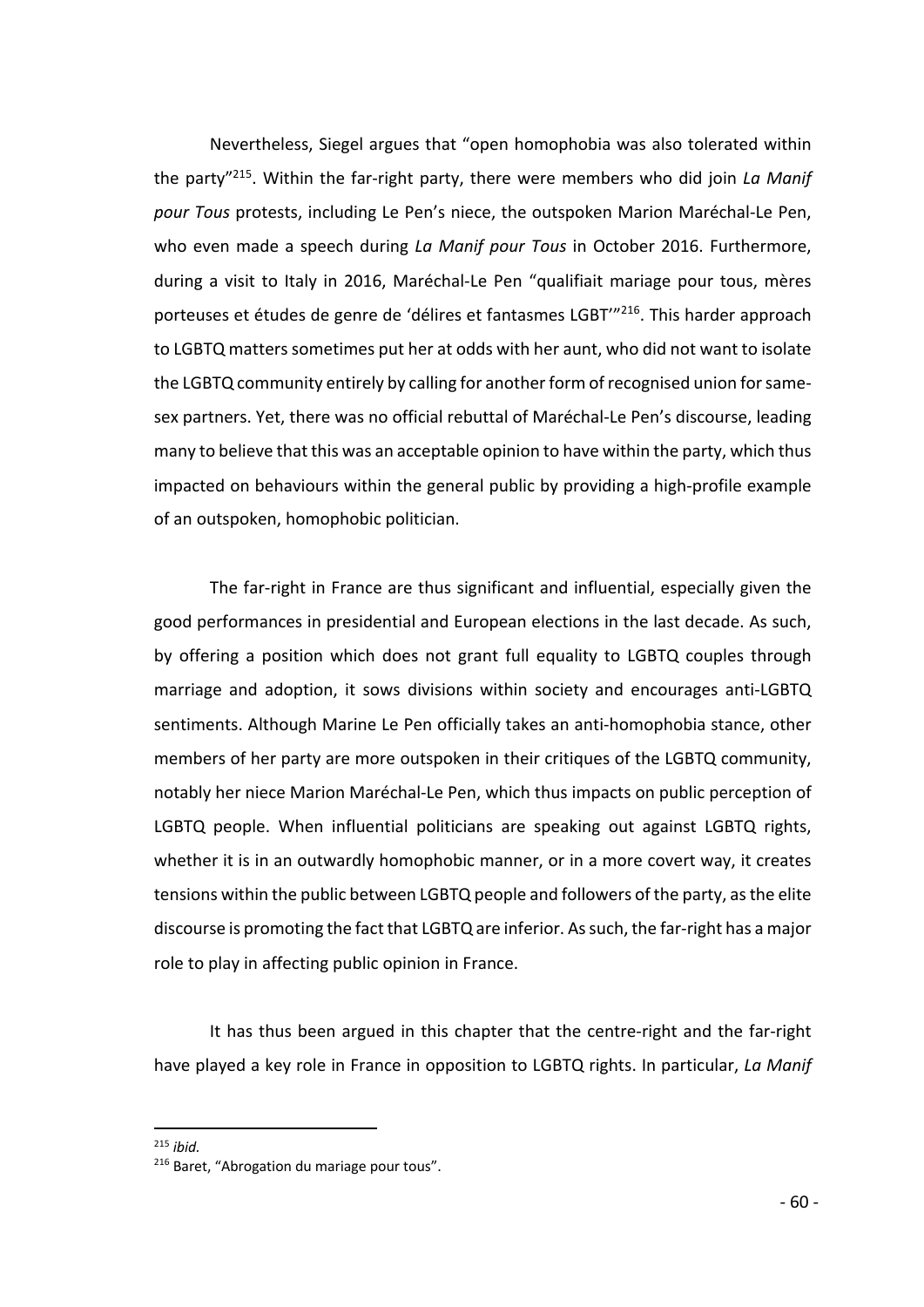Nevertheless, Siegel argues that "open homophobia was also tolerated within the party"[215]. Within the far-right party, there were members who did join *La Manif pour Tous* protests, including Le Pen's niece, the outspoken Marion Maréchal-Le Pen, who even made a speech during *La Manif pour Tous* in October 2016. Furthermore, during a visit to Italy in 2016, Maréchal-Le Pen "qualifiait mariage pour tous, mères porteuses et études de genre de 'délires et fantasmes LGBT'"[216]. This harder approach to LGBTQ matters sometimes put her at odds with her aunt, who did not want to isolate the LGBTQ community entirely by calling for another form of recognised union for same-sex partners. Yet, there was no official rebuttal of Maréchal-Le Pen's discourse, leading many to believe that this was an acceptable opinion to have within the party, which thus impacted on behaviours within the general public by providing a high-profile example of an outspoken, homophobic politician.

The far-right in France are thus significant and influential, especially given the good performances in presidential and European elections in the last decade. As such, by offering a position which does not grant full equality to LGBTQ couples through marriage and adoption, it sows divisions within society and encourages anti-LGBTQ sentiments. Although Marine Le Pen officially takes an anti-homophobia stance, other members of her party are more outspoken in their critiques of the LGBTQ community, notably her niece Marion Maréchal-Le Pen, which thus impacts on public perception of LGBTQ people. When influential politicians are speaking out against LGBTQ rights, whether it is in an outwardly homophobic manner, or in a more covert way, it creates tensions within the public between LGBTQ people and followers of the party, as the elite discourse is promoting the fact that LGBTQ are inferior. As such, the far-right has a major role to play in affecting public opinion in France.

It has thus been argued in this chapter that the centre-right and the far-right have played a key role in France in opposition to LGBTQ rights. In particular, *La Manif*

---

[215] *ibid.*

[216] Baret, "Abrogation du mariage pour tous".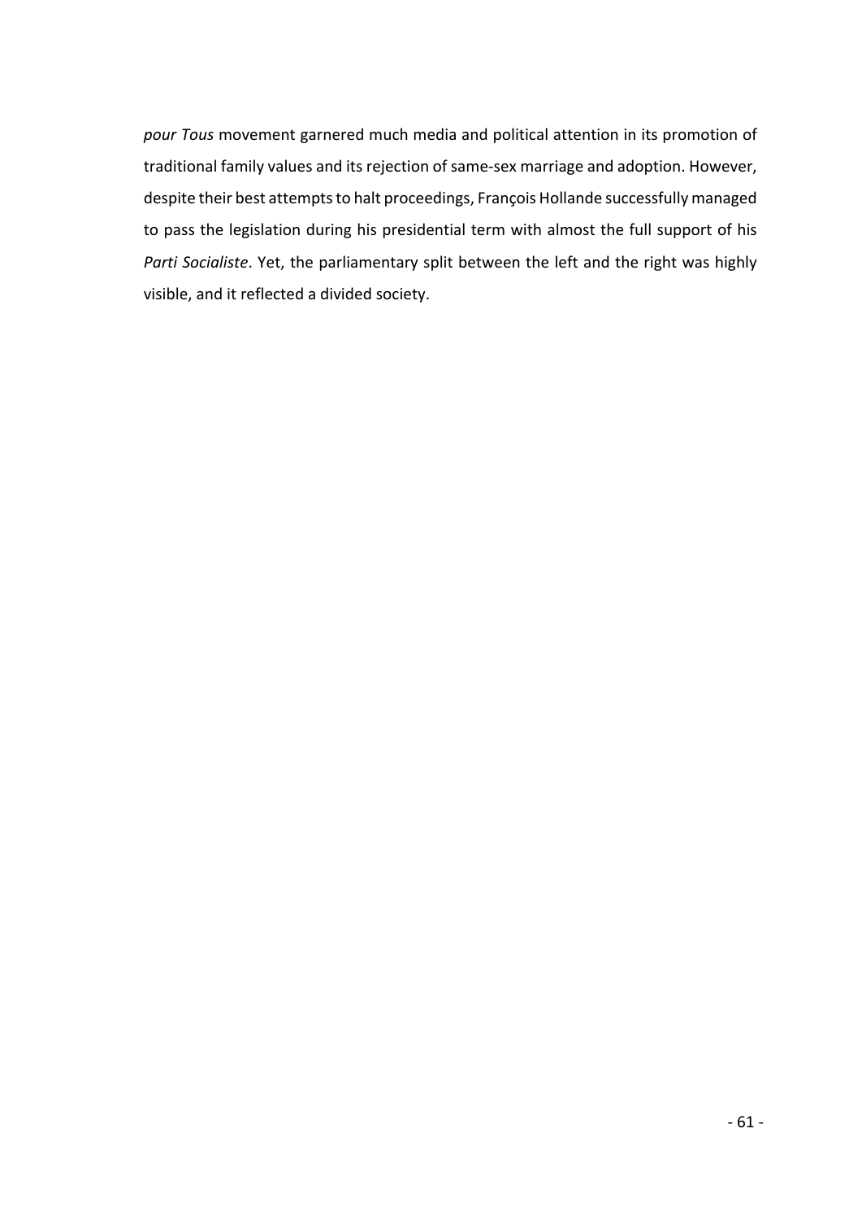*pour Tous* movement garnered much media and political attention in its promotion of traditional family values and its rejection of same-sex marriage and adoption. However, despite their best attempts to halt proceedings, François Hollande successfully managed to pass the legislation during his presidential term with almost the full support of his *Parti Socialiste*. Yet, the parliamentary split between the left and the right was highly visible, and it reflected a divided society.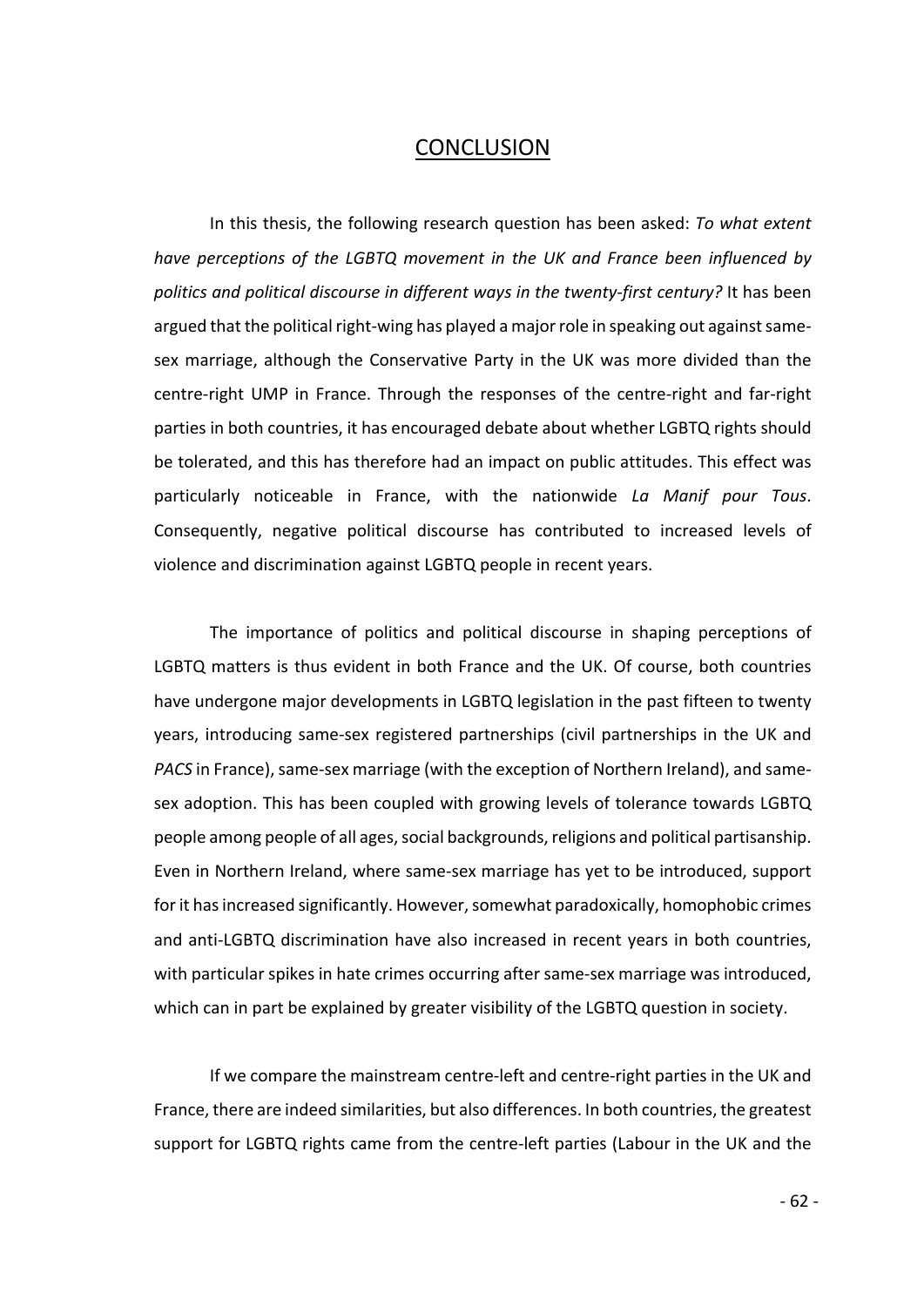# CONCLUSION

In this thesis, the following research question has been asked: *To what extent have perceptions of the LGBTQ movement in the UK and France been influenced by politics and political discourse in different ways in the twenty-first century?* It has been argued that the political right-wing has played a major role in speaking out against same-sex marriage, although the Conservative Party in the UK was more divided than the centre-right UMP in France. Through the responses of the centre-right and far-right parties in both countries, it has encouraged debate about whether LGBTQ rights should be tolerated, and this has therefore had an impact on public attitudes. This effect was particularly noticeable in France, with the nationwide *La Manif pour Tous*. Consequently, negative political discourse has contributed to increased levels of violence and discrimination against LGBTQ people in recent years.

The importance of politics and political discourse in shaping perceptions of LGBTQ matters is thus evident in both France and the UK. Of course, both countries have undergone major developments in LGBTQ legislation in the past fifteen to twenty years, introducing same-sex registered partnerships (civil partnerships in the UK and *PACS* in France), same-sex marriage (with the exception of Northern Ireland), and same-sex adoption. This has been coupled with growing levels of tolerance towards LGBTQ people among people of all ages, social backgrounds, religions and political partisanship. Even in Northern Ireland, where same-sex marriage has yet to be introduced, support for it has increased significantly. However, somewhat paradoxically, homophobic crimes and anti-LGBTQ discrimination have also increased in recent years in both countries, with particular spikes in hate crimes occurring after same-sex marriage was introduced, which can in part be explained by greater visibility of the LGBTQ question in society.

If we compare the mainstream centre-left and centre-right parties in the UK and France, there are indeed similarities, but also differences. In both countries, the greatest support for LGBTQ rights came from the centre-left parties (Labour in the UK and the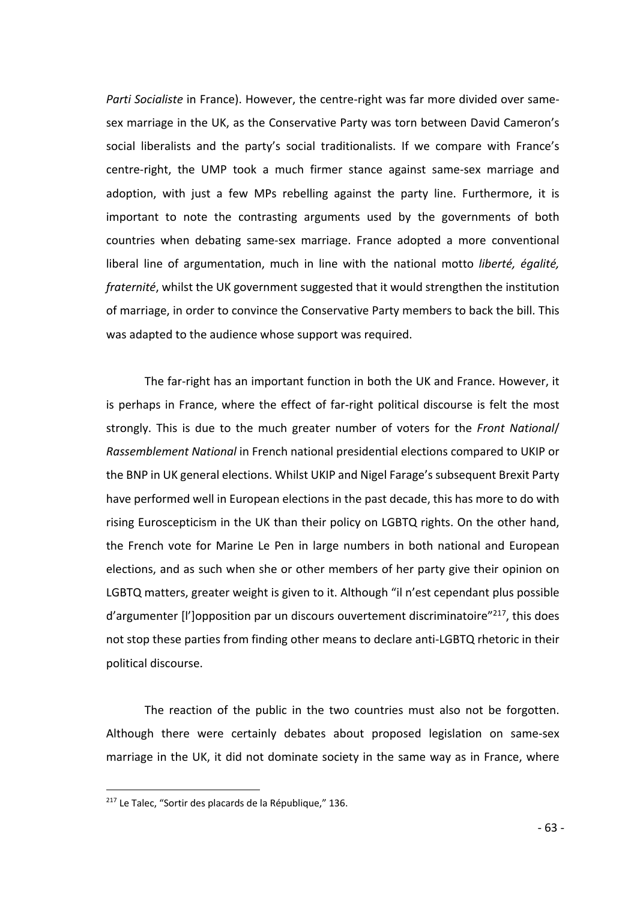*Parti Socialiste* in France). However, the centre-right was far more divided over same-sex marriage in the UK, as the Conservative Party was torn between David Cameron's social liberalists and the party's social traditionalists. If we compare with France's centre-right, the UMP took a much firmer stance against same-sex marriage and adoption, with just a few MPs rebelling against the party line. Furthermore, it is important to note the contrasting arguments used by the governments of both countries when debating same-sex marriage. France adopted a more conventional liberal line of argumentation, much in line with the national motto *liberté, égalité, fraternité*, whilst the UK government suggested that it would strengthen the institution of marriage, in order to convince the Conservative Party members to back the bill. This was adapted to the audience whose support was required.

The far-right has an important function in both the UK and France. However, it is perhaps in France, where the effect of far-right political discourse is felt the most strongly. This is due to the much greater number of voters for the *Front National*/ *Rassemblement National* in French national presidential elections compared to UKIP or the BNP in UK general elections. Whilst UKIP and Nigel Farage's subsequent Brexit Party have performed well in European elections in the past decade, this has more to do with rising Euroscepticism in the UK than their policy on LGBTQ rights. On the other hand, the French vote for Marine Le Pen in large numbers in both national and European elections, and as such when she or other members of her party give their opinion on LGBTQ matters, greater weight is given to it. Although "il n'est cependant plus possible d'argumenter [l']opposition par un discours ouvertement discriminatoire"[217], this does not stop these parties from finding other means to declare anti-LGBTQ rhetoric in their political discourse.

The reaction of the public in the two countries must also not be forgotten. Although there were certainly debates about proposed legislation on same-sex marriage in the UK, it did not dominate society in the same way as in France, where

---

[217] Le Talec, "Sortir des placards de la République," 136.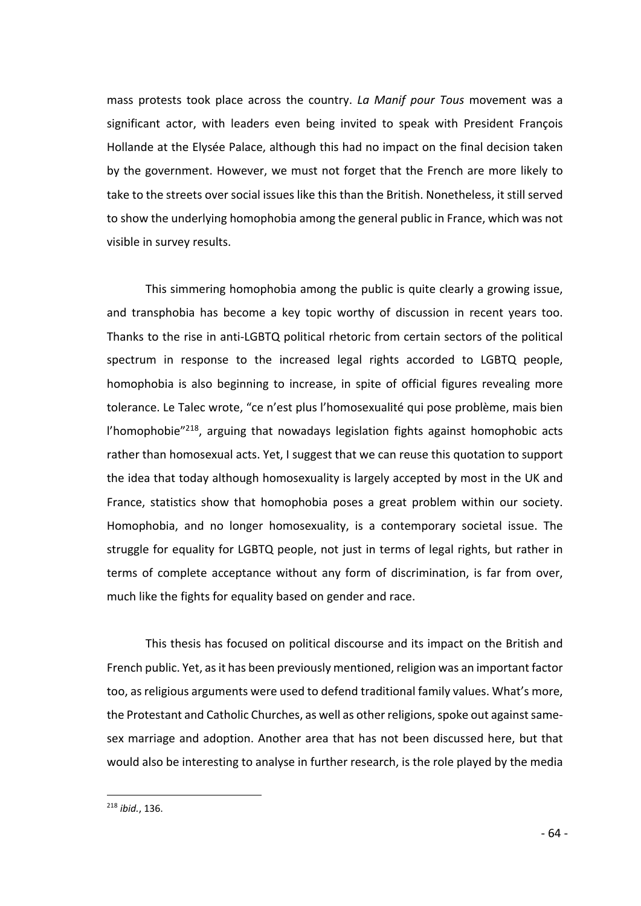mass protests took place across the country. *La Manif pour Tous* movement was a significant actor, with leaders even being invited to speak with President François Hollande at the Elysée Palace, although this had no impact on the final decision taken by the government. However, we must not forget that the French are more likely to take to the streets over social issues like this than the British. Nonetheless, it still served to show the underlying homophobia among the general public in France, which was not visible in survey results.

This simmering homophobia among the public is quite clearly a growing issue, and transphobia has become a key topic worthy of discussion in recent years too. Thanks to the rise in anti-LGBTQ political rhetoric from certain sectors of the political spectrum in response to the increased legal rights accorded to LGBTQ people, homophobia is also beginning to increase, in spite of official figures revealing more tolerance. Le Talec wrote, "ce n'est plus l'homosexualité qui pose problème, mais bien l'homophobie"[218], arguing that nowadays legislation fights against homophobic acts rather than homosexual acts. Yet, I suggest that we can reuse this quotation to support the idea that today although homosexuality is largely accepted by most in the UK and France, statistics show that homophobia poses a great problem within our society. Homophobia, and no longer homosexuality, is a contemporary societal issue. The struggle for equality for LGBTQ people, not just in terms of legal rights, but rather in terms of complete acceptance without any form of discrimination, is far from over, much like the fights for equality based on gender and race.

This thesis has focused on political discourse and its impact on the British and French public. Yet, as it has been previously mentioned, religion was an important factor too, as religious arguments were used to defend traditional family values. What's more, the Protestant and Catholic Churches, as well as other religions, spoke out against same-sex marriage and adoption. Another area that has not been discussed here, but that would also be interesting to analyse in further research, is the role played by the media

[218] *ibid.*, 136.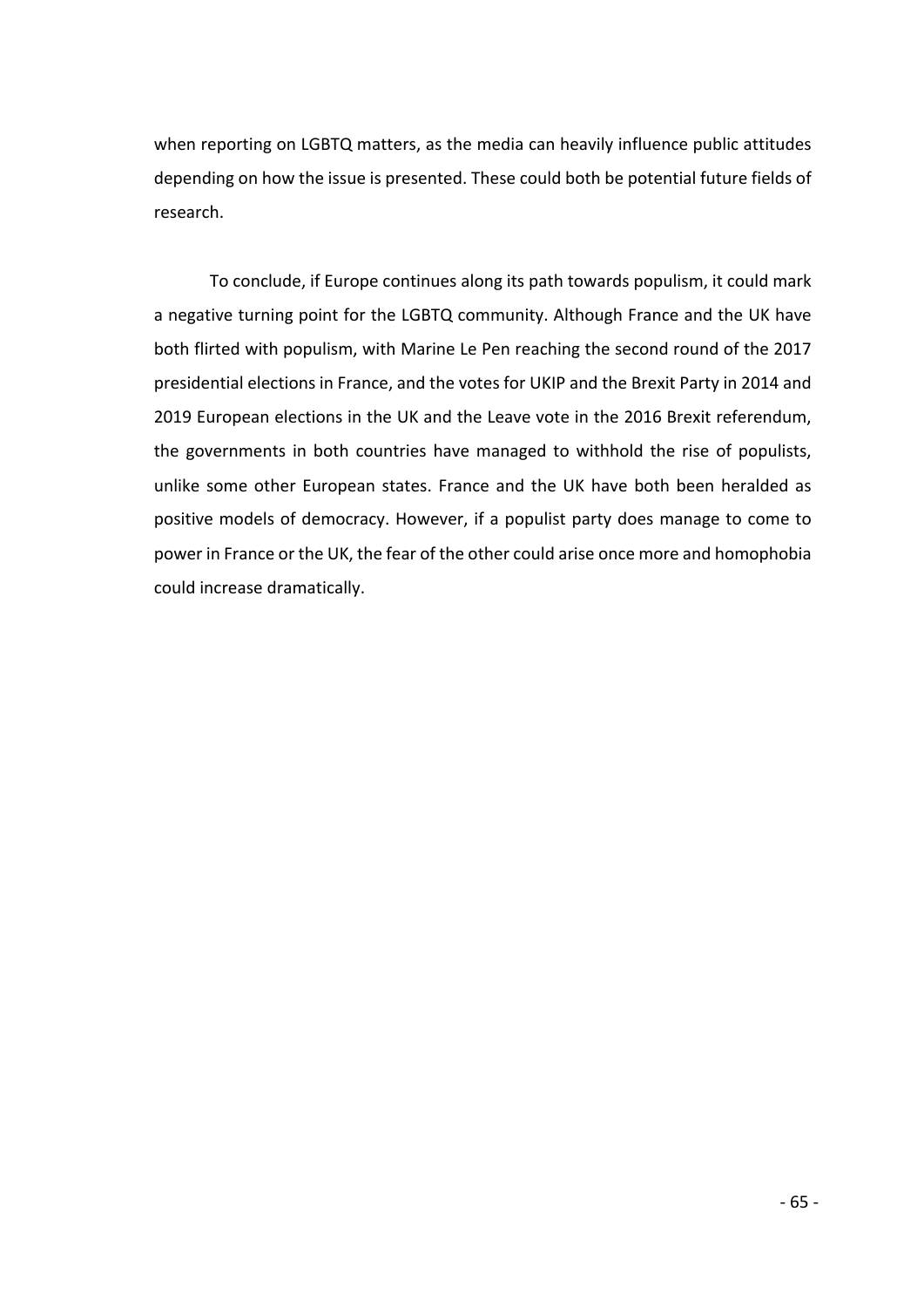when reporting on LGBTQ matters, as the media can heavily influence public attitudes depending on how the issue is presented. These could both be potential future fields of research.

To conclude, if Europe continues along its path towards populism, it could mark a negative turning point for the LGBTQ community. Although France and the UK have both flirted with populism, with Marine Le Pen reaching the second round of the 2017 presidential elections in France, and the votes for UKIP and the Brexit Party in 2014 and 2019 European elections in the UK and the Leave vote in the 2016 Brexit referendum, the governments in both countries have managed to withhold the rise of populists, unlike some other European states. France and the UK have both been heralded as positive models of democracy. However, if a populist party does manage to come to power in France or the UK, the fear of the other could arise once more and homophobia could increase dramatically.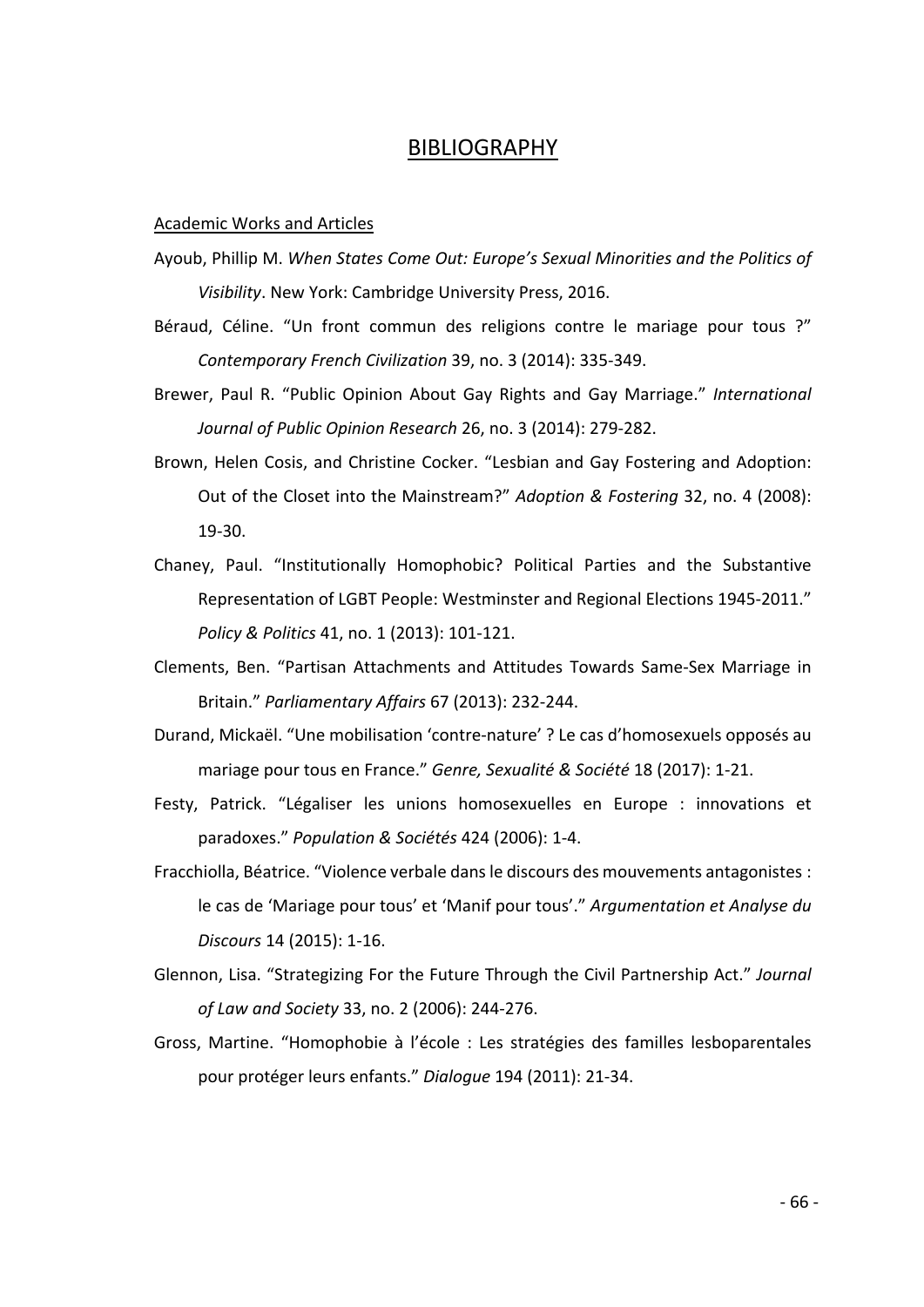# BIBLIOGRAPHY

## Academic Works and Articles

Ayoub, Phillip M. *When States Come Out: Europe's Sexual Minorities and the Politics of Visibility*. New York: Cambridge University Press, 2016.

Béraud, Céline. "Un front commun des religions contre le mariage pour tous ?" *Contemporary French Civilization* 39, no. 3 (2014): 335-349.

Brewer, Paul R. "Public Opinion About Gay Rights and Gay Marriage." *International Journal of Public Opinion Research* 26, no. 3 (2014): 279-282.

Brown, Helen Cosis, and Christine Cocker. "Lesbian and Gay Fostering and Adoption: Out of the Closet into the Mainstream?" *Adoption & Fostering* 32, no. 4 (2008): 19-30.

Chaney, Paul. "Institutionally Homophobic? Political Parties and the Substantive Representation of LGBT People: Westminster and Regional Elections 1945-2011." *Policy & Politics* 41, no. 1 (2013): 101-121.

Clements, Ben. "Partisan Attachments and Attitudes Towards Same-Sex Marriage in Britain." *Parliamentary Affairs* 67 (2013): 232-244.

Durand, Mickaël. "Une mobilisation 'contre-nature' ? Le cas d'homosexuels opposés au mariage pour tous en France." *Genre, Sexualité & Société* 18 (2017): 1-21.

Festy, Patrick. "Légaliser les unions homosexuelles en Europe : innovations et paradoxes." *Population & Sociétés* 424 (2006): 1-4.

Fracchiolla, Béatrice. "Violence verbale dans le discours des mouvements antagonistes : le cas de 'Mariage pour tous' et 'Manif pour tous'." *Argumentation et Analyse du Discours* 14 (2015): 1-16.

Glennon, Lisa. "Strategizing For the Future Through the Civil Partnership Act." *Journal of Law and Society* 33, no. 2 (2006): 244-276.

Gross, Martine. "Homophobie à l'école : Les stratégies des familles lesboparentales pour protéger leurs enfants." *Dialogue* 194 (2011): 21-34.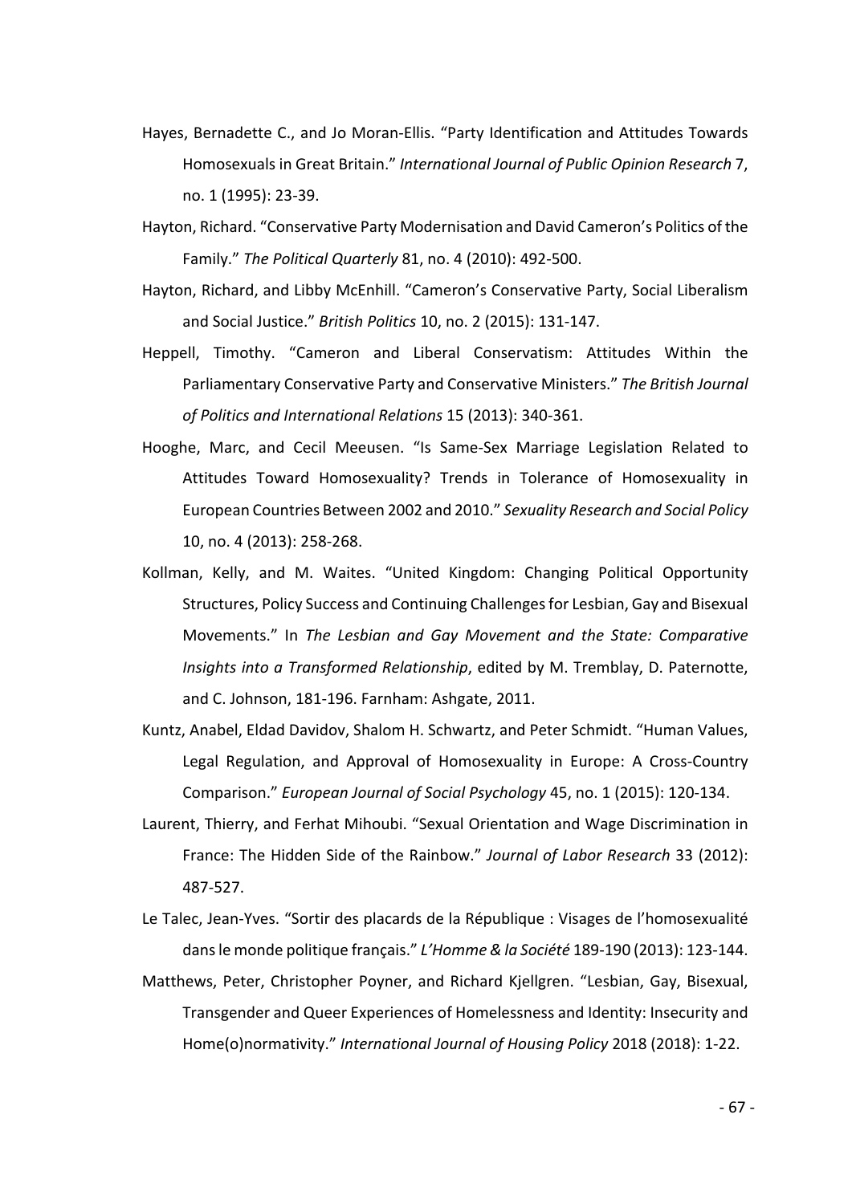Hayes, Bernadette C., and Jo Moran-Ellis. "Party Identification and Attitudes Towards Homosexuals in Great Britain." *International Journal of Public Opinion Research* 7, no. 1 (1995): 23-39.

Hayton, Richard. "Conservative Party Modernisation and David Cameron's Politics of the Family." *The Political Quarterly* 81, no. 4 (2010): 492-500.

Hayton, Richard, and Libby McEnhill. "Cameron's Conservative Party, Social Liberalism and Social Justice." *British Politics* 10, no. 2 (2015): 131-147.

Heppell, Timothy. "Cameron and Liberal Conservatism: Attitudes Within the Parliamentary Conservative Party and Conservative Ministers." *The British Journal of Politics and International Relations* 15 (2013): 340-361.

Hooghe, Marc, and Cecil Meeusen. "Is Same-Sex Marriage Legislation Related to Attitudes Toward Homosexuality? Trends in Tolerance of Homosexuality in European Countries Between 2002 and 2010." *Sexuality Research and Social Policy* 10, no. 4 (2013): 258-268.

Kollman, Kelly, and M. Waites. "United Kingdom: Changing Political Opportunity Structures, Policy Success and Continuing Challenges for Lesbian, Gay and Bisexual Movements." In *The Lesbian and Gay Movement and the State: Comparative Insights into a Transformed Relationship*, edited by M. Tremblay, D. Paternotte, and C. Johnson, 181-196. Farnham: Ashgate, 2011.

Kuntz, Anabel, Eldad Davidov, Shalom H. Schwartz, and Peter Schmidt. "Human Values, Legal Regulation, and Approval of Homosexuality in Europe: A Cross-Country Comparison." *European Journal of Social Psychology* 45, no. 1 (2015): 120-134.

Laurent, Thierry, and Ferhat Mihoubi. "Sexual Orientation and Wage Discrimination in France: The Hidden Side of the Rainbow." *Journal of Labor Research* 33 (2012): 487-527.

Le Talec, Jean-Yves. "Sortir des placards de la République : Visages de l'homosexualité dans le monde politique français." *L'Homme & la Société* 189-190 (2013): 123-144.

Matthews, Peter, Christopher Poyner, and Richard Kjellgren. "Lesbian, Gay, Bisexual, Transgender and Queer Experiences of Homelessness and Identity: Insecurity and Home(o)normativity." *International Journal of Housing Policy* 2018 (2018): 1-22.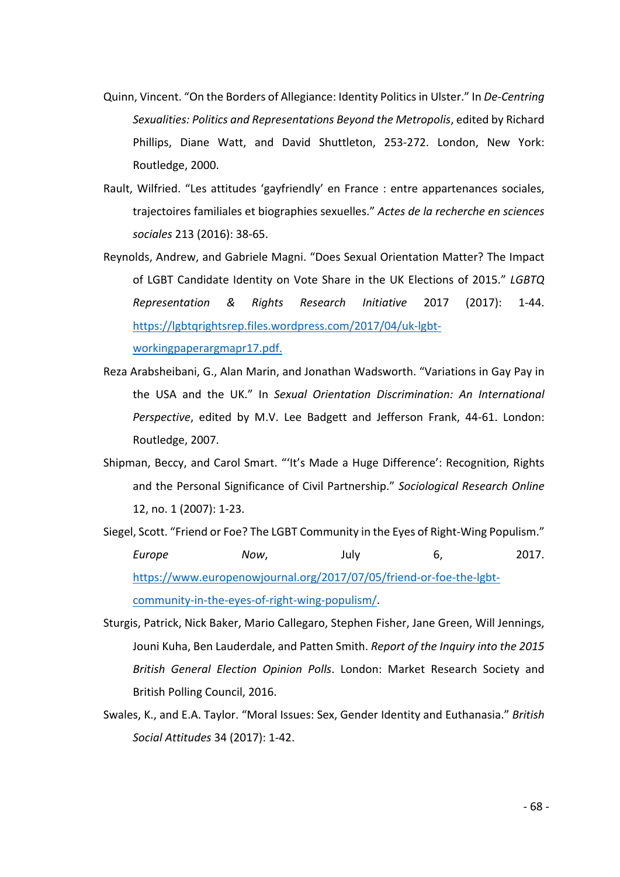Quinn, Vincent. "On the Borders of Allegiance: Identity Politics in Ulster." In *De-Centring Sexualities: Politics and Representations Beyond the Metropolis*, edited by Richard Phillips, Diane Watt, and David Shuttleton, 253-272. London, New York: Routledge, 2000.

Rault, Wilfried. "Les attitudes 'gayfriendly' en France : entre appartenances sociales, trajectoires familiales et biographies sexuelles." *Actes de la recherche en sciences sociales* 213 (2016): 38-65.

Reynolds, Andrew, and Gabriele Magni. "Does Sexual Orientation Matter? The Impact of LGBT Candidate Identity on Vote Share in the UK Elections of 2015." *LGBTQ Representation & Rights Research Initiative* 2017 (2017): 1-44. https://lgbtqrightsrep.files.wordpress.com/2017/04/uk-lgbt-workingpaperargmapr17.pdf.

Reza Arabsheibani, G., Alan Marin, and Jonathan Wadsworth. "Variations in Gay Pay in the USA and the UK." In *Sexual Orientation Discrimination: An International Perspective*, edited by M.V. Lee Badgett and Jefferson Frank, 44-61. London: Routledge, 2007.

Shipman, Beccy, and Carol Smart. "'It's Made a Huge Difference': Recognition, Rights and the Personal Significance of Civil Partnership." *Sociological Research Online* 12, no. 1 (2007): 1-23.

Siegel, Scott. "Friend or Foe? The LGBT Community in the Eyes of Right-Wing Populism." *Europe Now*, July 6, 2017. https://www.europenowjournal.org/2017/07/05/friend-or-foe-the-lgbt-community-in-the-eyes-of-right-wing-populism/.

Sturgis, Patrick, Nick Baker, Mario Callegaro, Stephen Fisher, Jane Green, Will Jennings, Jouni Kuha, Ben Lauderdale, and Patten Smith. *Report of the Inquiry into the 2015 British General Election Opinion Polls*. London: Market Research Society and British Polling Council, 2016.

Swales, K., and E.A. Taylor. "Moral Issues: Sex, Gender Identity and Euthanasia." *British Social Attitudes* 34 (2017): 1-42.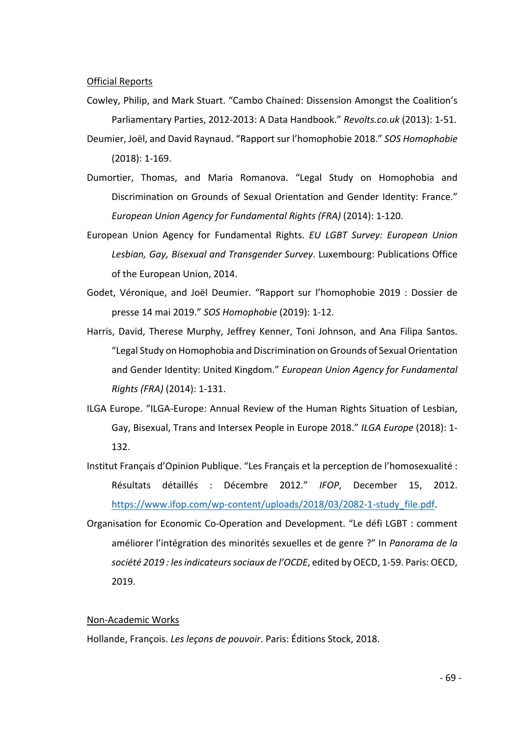Official Reports

Cowley, Philip, and Mark Stuart. "Cambo Chained: Dissension Amongst the Coalition's Parliamentary Parties, 2012-2013: A Data Handbook." *Revolts.co.uk* (2013): 1-51.

Deumier, Joël, and David Raynaud. "Rapport sur l'homophobie 2018." *SOS Homophobie* (2018): 1-169.

Dumortier, Thomas, and Maria Romanova. "Legal Study on Homophobia and Discrimination on Grounds of Sexual Orientation and Gender Identity: France." *European Union Agency for Fundamental Rights (FRA)* (2014): 1-120.

European Union Agency for Fundamental Rights. *EU LGBT Survey: European Union Lesbian, Gay, Bisexual and Transgender Survey*. Luxembourg: Publications Office of the European Union, 2014.

Godet, Véronique, and Joël Deumier. "Rapport sur l'homophobie 2019 : Dossier de presse 14 mai 2019." *SOS Homophobie* (2019): 1-12.

Harris, David, Therese Murphy, Jeffrey Kenner, Toni Johnson, and Ana Filipa Santos. "Legal Study on Homophobia and Discrimination on Grounds of Sexual Orientation and Gender Identity: United Kingdom." *European Union Agency for Fundamental Rights (FRA)* (2014): 1-131.

ILGA Europe. "ILGA-Europe: Annual Review of the Human Rights Situation of Lesbian, Gay, Bisexual, Trans and Intersex People in Europe 2018." *ILGA Europe* (2018): 1-132.

Institut Français d'Opinion Publique. "Les Français et la perception de l'homosexualité : Résultats détaillés : Décembre 2012." *IFOP*, December 15, 2012. https://www.ifop.com/wp-content/uploads/2018/03/2082-1-study_file.pdf.

Organisation for Economic Co-Operation and Development. "Le défi LGBT : comment améliorer l'intégration des minorités sexuelles et de genre ?" In *Panorama de la société 2019 : les indicateurs sociaux de l'OCDE*, edited by OECD, 1-59. Paris: OECD, 2019.

Non-Academic Works

Hollande, François. *Les leçons de pouvoir*. Paris: Éditions Stock, 2018.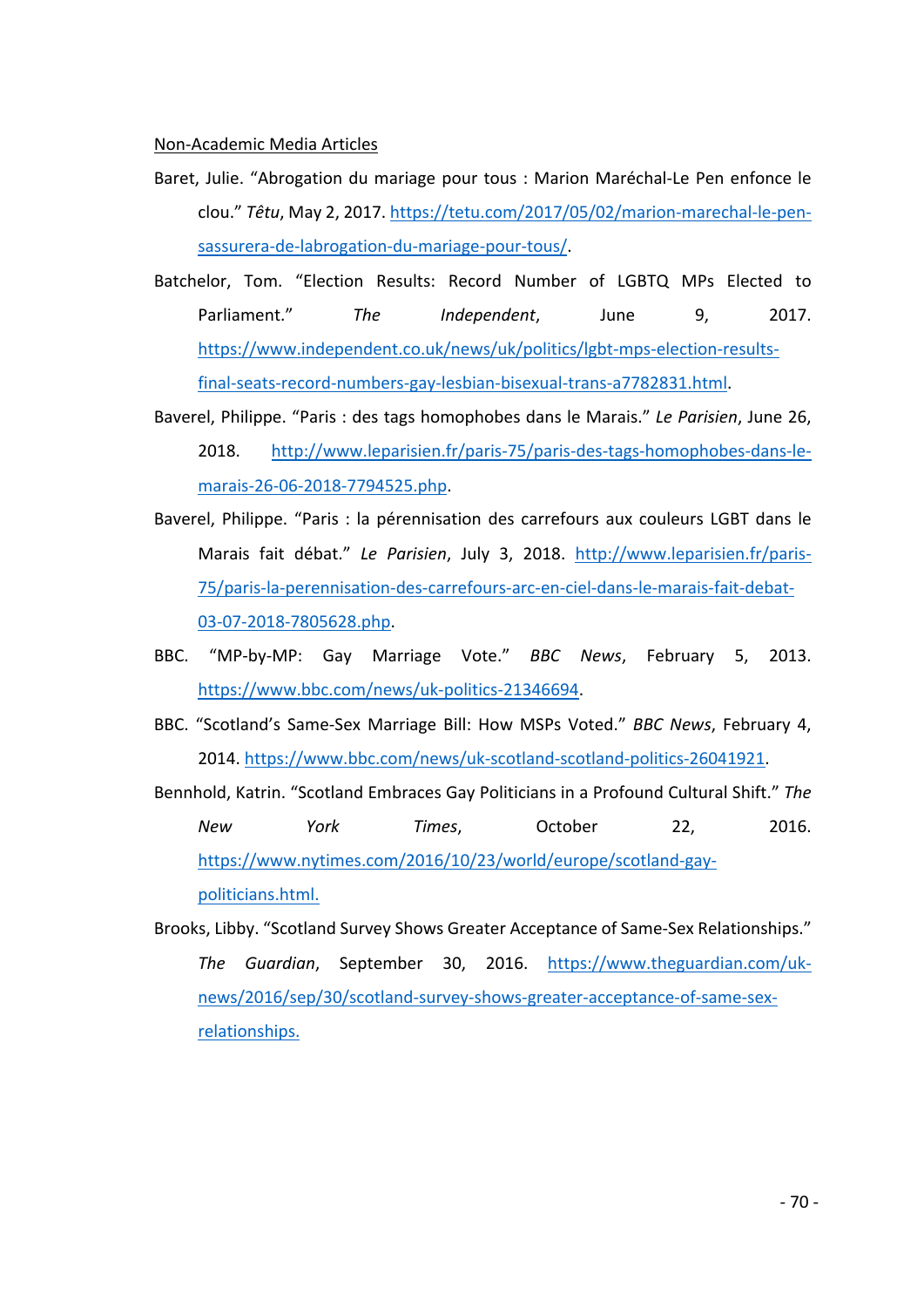Non-Academic Media Articles

Baret, Julie. "Abrogation du mariage pour tous : Marion Maréchal-Le Pen enfonce le clou." *Têtu*, May 2, 2017. https://tetu.com/2017/05/02/marion-marechal-le-pen-sassurera-de-labrogation-du-mariage-pour-tous/.

Batchelor, Tom. "Election Results: Record Number of LGBTQ MPs Elected to Parliament." *The Independent*, June 9, 2017. https://www.independent.co.uk/news/uk/politics/lgbt-mps-election-results-final-seats-record-numbers-gay-lesbian-bisexual-trans-a7782831.html.

Baverel, Philippe. "Paris : des tags homophobes dans le Marais." *Le Parisien*, June 26, 2018. http://www.leparisien.fr/paris-75/paris-des-tags-homophobes-dans-le-marais-26-06-2018-7794525.php.

Baverel, Philippe. "Paris : la pérennisation des carrefours aux couleurs LGBT dans le Marais fait débat." *Le Parisien*, July 3, 2018. http://www.leparisien.fr/paris-75/paris-la-perennisation-des-carrefours-arc-en-ciel-dans-le-marais-fait-debat-03-07-2018-7805628.php.

BBC. "MP-by-MP: Gay Marriage Vote." *BBC News*, February 5, 2013. https://www.bbc.com/news/uk-politics-21346694.

BBC. "Scotland's Same-Sex Marriage Bill: How MSPs Voted." *BBC News*, February 4, 2014. https://www.bbc.com/news/uk-scotland-scotland-politics-26041921.

Bennhold, Katrin. "Scotland Embraces Gay Politicians in a Profound Cultural Shift." *The New York Times*, October 22, 2016. https://www.nytimes.com/2016/10/23/world/europe/scotland-gay-politicians.html.

Brooks, Libby. "Scotland Survey Shows Greater Acceptance of Same-Sex Relationships." *The Guardian*, September 30, 2016. https://www.theguardian.com/uk-news/2016/sep/30/scotland-survey-shows-greater-acceptance-of-same-sex-relationships.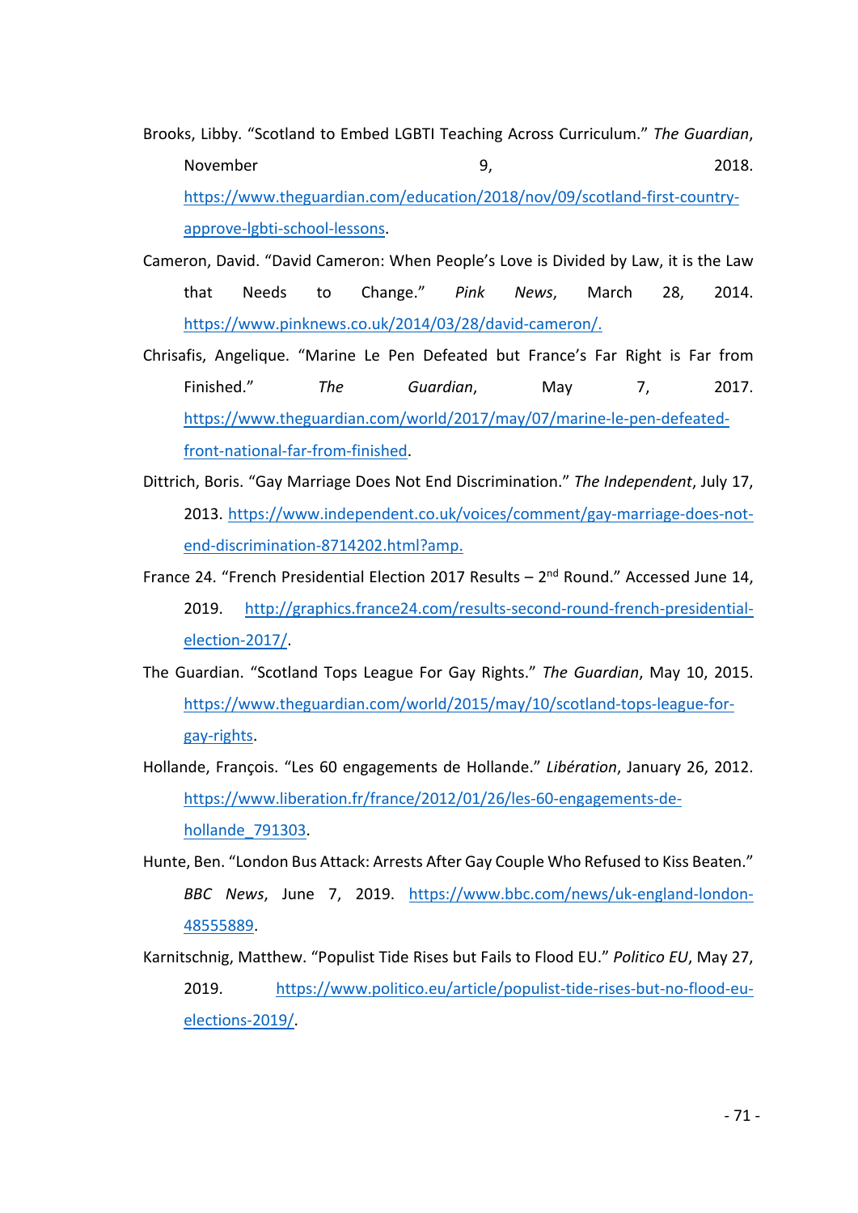Brooks, Libby. “Scotland to Embed LGBTI Teaching Across Curriculum.” *The Guardian*, November 9, 2018. https://www.theguardian.com/education/2018/nov/09/scotland-first-country-approve-lgbti-school-lessons.

Cameron, David. “David Cameron: When People’s Love is Divided by Law, it is the Law that Needs to Change.” *Pink News*, March 28, 2014. https://www.pinknews.co.uk/2014/03/28/david-cameron/.

Chrisafis, Angelique. “Marine Le Pen Defeated but France’s Far Right is Far from Finished.” *The Guardian*, May 7, 2017. https://www.theguardian.com/world/2017/may/07/marine-le-pen-defeated-front-national-far-from-finished.

Dittrich, Boris. “Gay Marriage Does Not End Discrimination.” *The Independent*, July 17, 2013. https://www.independent.co.uk/voices/comment/gay-marriage-does-not-end-discrimination-8714202.html?amp.

France 24. “French Presidential Election 2017 Results – 2nd Round.” Accessed June 14, 2019. http://graphics.france24.com/results-second-round-french-presidential-election-2017/.

The Guardian. “Scotland Tops League For Gay Rights.” *The Guardian*, May 10, 2015. https://www.theguardian.com/world/2015/may/10/scotland-tops-league-for-gay-rights.

Hollande, François. “Les 60 engagements de Hollande.” *Libération*, January 26, 2012. https://www.liberation.fr/france/2012/01/26/les-60-engagements-de-hollande_791303.

Hunte, Ben. “London Bus Attack: Arrests After Gay Couple Who Refused to Kiss Beaten.” *BBC News*, June 7, 2019. https://www.bbc.com/news/uk-england-london-48555889.

Karnitschnig, Matthew. “Populist Tide Rises but Fails to Flood EU.” *Politico EU*, May 27, 2019. https://www.politico.eu/article/populist-tide-rises-but-no-flood-eu-elections-2019/.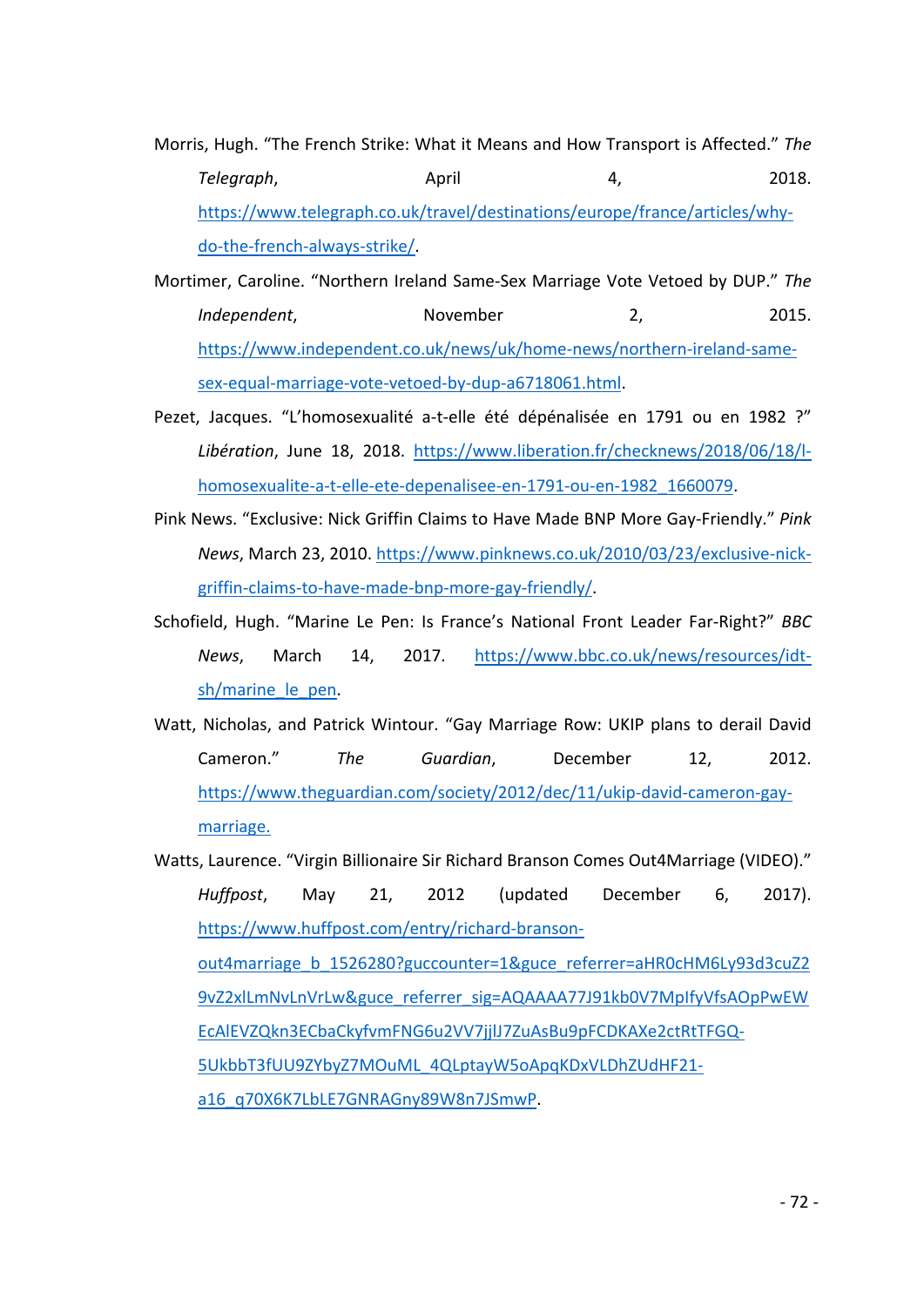Morris, Hugh. "The French Strike: What it Means and How Transport is Affected." *The Telegraph*, April 4, 2018. https://www.telegraph.co.uk/travel/destinations/europe/france/articles/why-do-the-french-always-strike/.

Mortimer, Caroline. "Northern Ireland Same-Sex Marriage Vote Vetoed by DUP." *The Independent*, November 2, 2015. https://www.independent.co.uk/news/uk/home-news/northern-ireland-same-sex-equal-marriage-vote-vetoed-by-dup-a6718061.html.

Pezet, Jacques. "L'homosexualité a-t-elle été dépénalisée en 1791 ou en 1982 ?" *Libération*, June 18, 2018. https://www.liberation.fr/checknews/2018/06/18/l-homosexualite-a-t-elle-ete-depenalisee-en-1791-ou-en-1982_1660079.

Pink News. "Exclusive: Nick Griffin Claims to Have Made BNP More Gay-Friendly." *Pink News*, March 23, 2010. https://www.pinknews.co.uk/2010/03/23/exclusive-nick-griffin-claims-to-have-made-bnp-more-gay-friendly/.

Schofield, Hugh. "Marine Le Pen: Is France's National Front Leader Far-Right?" *BBC News*, March 14, 2017. https://www.bbc.co.uk/news/resources/idt-sh/marine_le_pen.

Watt, Nicholas, and Patrick Wintour. "Gay Marriage Row: UKIP plans to derail David Cameron." *The Guardian*, December 12, 2012. https://www.theguardian.com/society/2012/dec/11/ukip-david-cameron-gay-marriage.

Watts, Laurence. "Virgin Billionaire Sir Richard Branson Comes Out4Marriage (VIDEO)." *Huffpost*, May 21, 2012 (updated December 6, 2017). https://www.huffpost.com/entry/richard-branson-out4marriage_b_1526280?guccounter=1&guce_referrer=aHR0cHM6Ly93d3cuZ29vZ2xlLmNvLnVrLw&guce_referrer_sig=AQAAAA77J91kb0V7MpIfyVfsAOpPwEWEcAlEVZQkn3ECbaCkyfvmFNG6u2VV7jjlJ7ZuAsBu9pFCDKAXe2ctRtTFGQ-5UkbbT3fUU9ZYbyZ7MOuML_4QLptayW5oApqKDxVLDhZUdHF21-a16_q70X6K7LbLE7GNRAGny89W8n7JSmwP.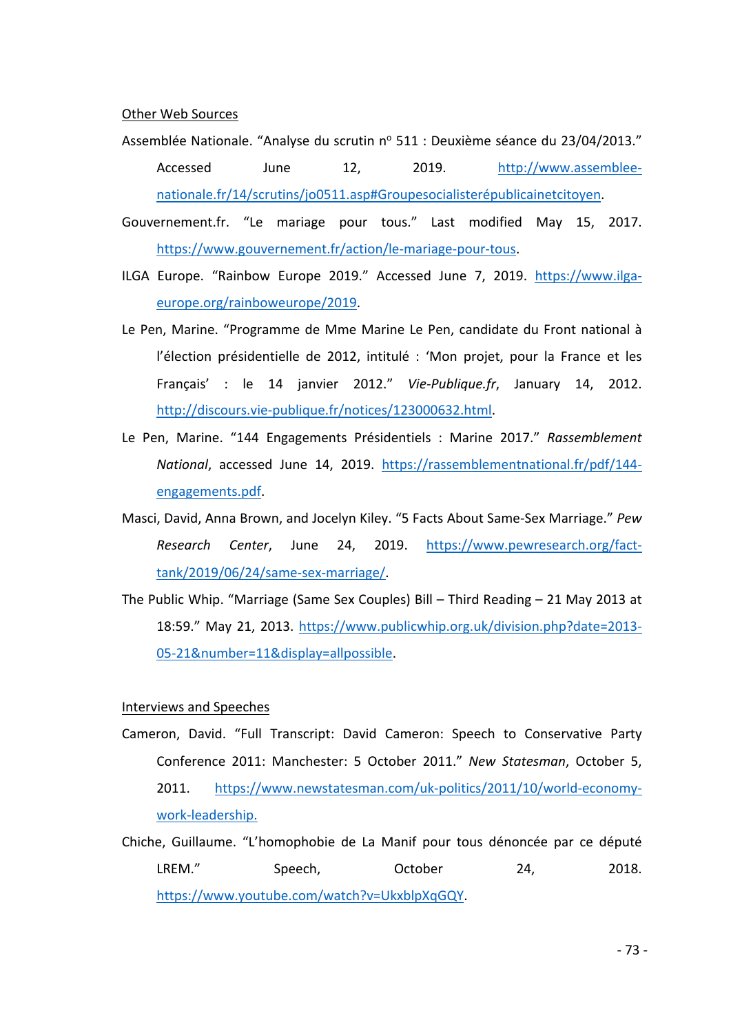Other Web Sources

Assemblée Nationale. “Analyse du scrutin n° 511 : Deuxième séance du 23/04/2013.” Accessed June 12, 2019. http://www.assemblee-nationale.fr/14/scrutins/jo0511.asp#Groupesocialisterépublicainetcitoyen.

Gouvernement.fr. “Le mariage pour tous.” Last modified May 15, 2017. https://www.gouvernement.fr/action/le-mariage-pour-tous.

ILGA Europe. “Rainbow Europe 2019.” Accessed June 7, 2019. https://www.ilga-europe.org/rainboweurope/2019.

Le Pen, Marine. “Programme de Mme Marine Le Pen, candidate du Front national à l’élection présidentielle de 2012, intitulé : ‘Mon projet, pour la France et les Français’ : le 14 janvier 2012.” *Vie-Publique.fr*, January 14, 2012. http://discours.vie-publique.fr/notices/123000632.html.

Le Pen, Marine. “144 Engagements Présidentiels : Marine 2017.” *Rassemblement National*, accessed June 14, 2019. https://rassemblementnational.fr/pdf/144-engagements.pdf.

Masci, David, Anna Brown, and Jocelyn Kiley. “5 Facts About Same-Sex Marriage.” *Pew Research Center*, June 24, 2019. https://www.pewresearch.org/fact-tank/2019/06/24/same-sex-marriage/.

The Public Whip. “Marriage (Same Sex Couples) Bill – Third Reading – 21 May 2013 at 18:59.” May 21, 2013. https://www.publicwhip.org.uk/division.php?date=2013-05-21&number=11&display=allpossible.

Interviews and Speeches

Cameron, David. “Full Transcript: David Cameron: Speech to Conservative Party Conference 2011: Manchester: 5 October 2011.” *New Statesman*, October 5, 2011. https://www.newstatesman.com/uk-politics/2011/10/world-economy-work-leadership.

Chiche, Guillaume. “L’homophobie de La Manif pour tous dénoncée par ce député LREM.” Speech, October 24, 2018. https://www.youtube.com/watch?v=UkxblpXqGQY.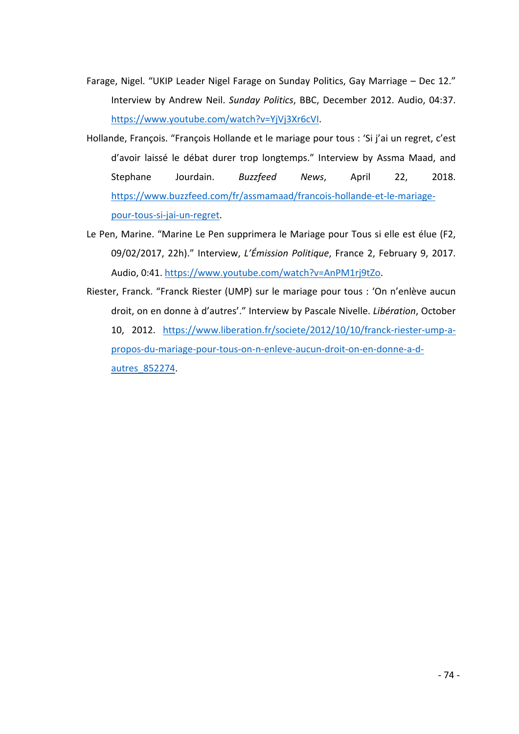Farage, Nigel. “UKIP Leader Nigel Farage on Sunday Politics, Gay Marriage – Dec 12.” Interview by Andrew Neil. *Sunday Politics*, BBC, December 2012. Audio, 04:37. https://www.youtube.com/watch?v=YjVj3Xr6cVI.

Hollande, François. “François Hollande et le mariage pour tous : ‘Si j’ai un regret, c’est d’avoir laissé le débat durer trop longtemps.” Interview by Assma Maad, and Stephane Jourdain. *Buzzfeed News*, April 22, 2018. https://www.buzzfeed.com/fr/assmamaad/francois-hollande-et-le-mariage-pour-tous-si-jai-un-regret.

Le Pen, Marine. “Marine Le Pen supprimera le Mariage pour Tous si elle est élue (F2, 09/02/2017, 22h).” Interview, *L’Émission Politique*, France 2, February 9, 2017. Audio, 0:41. https://www.youtube.com/watch?v=AnPM1rj9tZo.

Riester, Franck. “Franck Riester (UMP) sur le mariage pour tous : ‘On n’enlève aucun droit, on en donne à d’autres’.” Interview by Pascale Nivelle. *Libération*, October 10, 2012. https://www.liberation.fr/societe/2012/10/10/franck-riester-ump-a-propos-du-mariage-pour-tous-on-n-enleve-aucun-droit-on-en-donne-a-d-autres_852274.